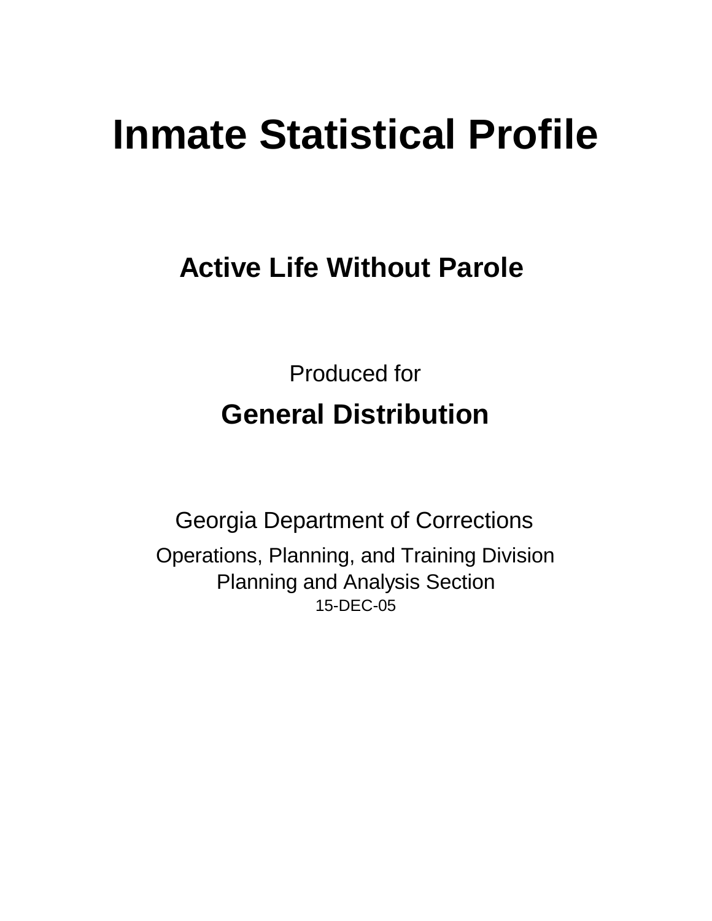# Inmate Statistical Profile

## Active Life Without Parole

Produced for

## General Distribution

Georgia Department of Corrections

Operations, Planning, and Training Division
Planning and Analysis Section
15-DEC-05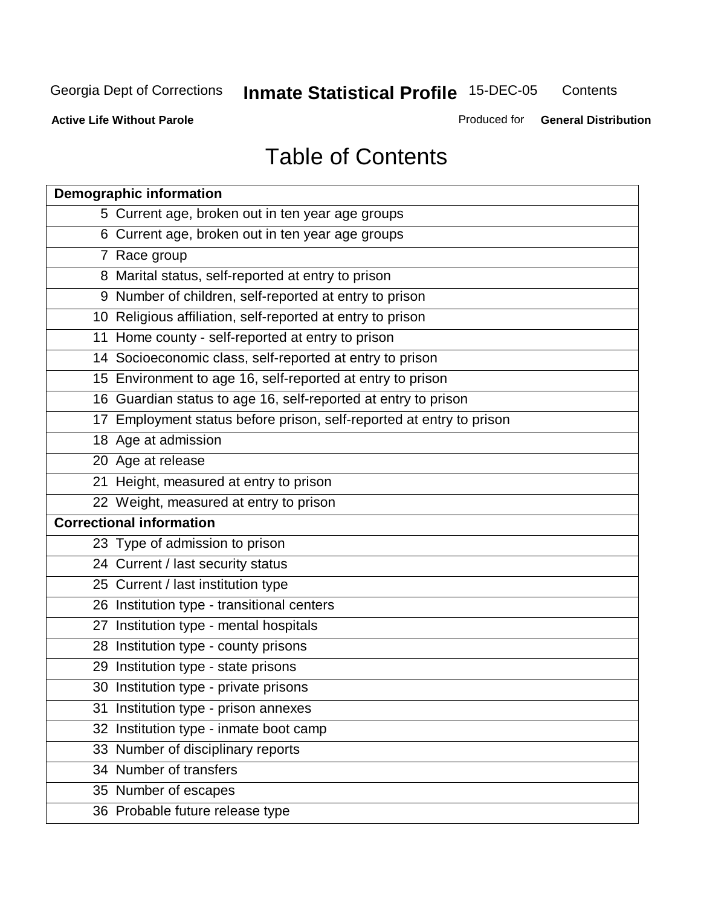# Table of Contents

| Demographic information | |
|---|---|
| 5 | Current age, broken out in ten year age groups |
| 6 | Current age, broken out in ten year age groups |
| 7 | Race group |
| 8 | Marital status, self-reported at entry to prison |
| 9 | Number of children, self-reported at entry to prison |
| 10 | Religious affiliation, self-reported at entry to prison |
| 11 | Home county - self-reported at entry to prison |
| 14 | Socioeconomic class, self-reported at entry to prison |
| 15 | Environment to age 16, self-reported at entry to prison |
| 16 | Guardian status to age 16, self-reported at entry to prison |
| 17 | Employment status before prison, self-reported at entry to prison |
| 18 | Age at admission |
| 20 | Age at release |
| 21 | Height, measured at entry to prison |
| 22 | Weight, measured at entry to prison |
| **Correctional information** | |
| 23 | Type of admission to prison |
| 24 | Current / last security status |
| 25 | Current / last institution type |
| 26 | Institution type - transitional centers |
| 27 | Institution type - mental hospitals |
| 28 | Institution type - county prisons |
| 29 | Institution type - state prisons |
| 30 | Institution type - private prisons |
| 31 | Institution type - prison annexes |
| 32 | Institution type - inmate boot camp |
| 33 | Number of disciplinary reports |
| 34 | Number of transfers |
| 35 | Number of escapes |
| 36 | Probable future release type |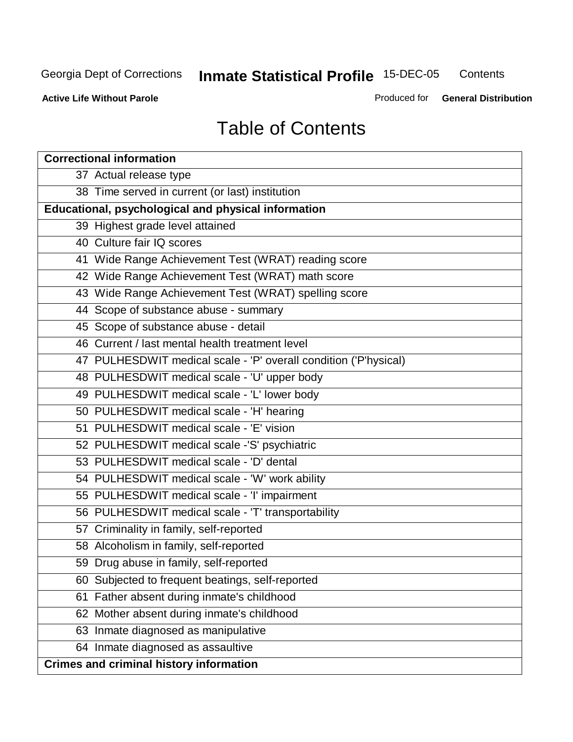# Table of Contents

| Correctional information |
|---|
| 37 Actual release type |
| 38 Time served in current (or last) institution |
| **Educational, psychological and physical information** |
| 39 Highest grade level attained |
| 40 Culture fair IQ scores |
| 41 Wide Range Achievement Test (WRAT) reading score |
| 42 Wide Range Achievement Test (WRAT) math score |
| 43 Wide Range Achievement Test (WRAT) spelling score |
| 44 Scope of substance abuse - summary |
| 45 Scope of substance abuse - detail |
| 46 Current / last mental health treatment level |
| 47 PULHESDWIT medical scale - 'P' overall condition ('P'hysical) |
| 48 PULHESDWIT medical scale - 'U' upper body |
| 49 PULHESDWIT medical scale - 'L' lower body |
| 50 PULHESDWIT medical scale - 'H' hearing |
| 51 PULHESDWIT medical scale - 'E' vision |
| 52 PULHESDWIT medical scale -'S' psychiatric |
| 53 PULHESDWIT medical scale - 'D' dental |
| 54 PULHESDWIT medical scale - 'W' work ability |
| 55 PULHESDWIT medical scale - 'I' impairment |
| 56 PULHESDWIT medical scale - 'T' transportability |
| 57 Criminality in family, self-reported |
| 58 Alcoholism in family, self-reported |
| 59 Drug abuse in family, self-reported |
| 60 Subjected to frequent beatings, self-reported |
| 61 Father absent during inmate's childhood |
| 62 Mother absent during inmate's childhood |
| 63 Inmate diagnosed as manipulative |
| 64 Inmate diagnosed as assaultive |
| **Crimes and criminal history information** |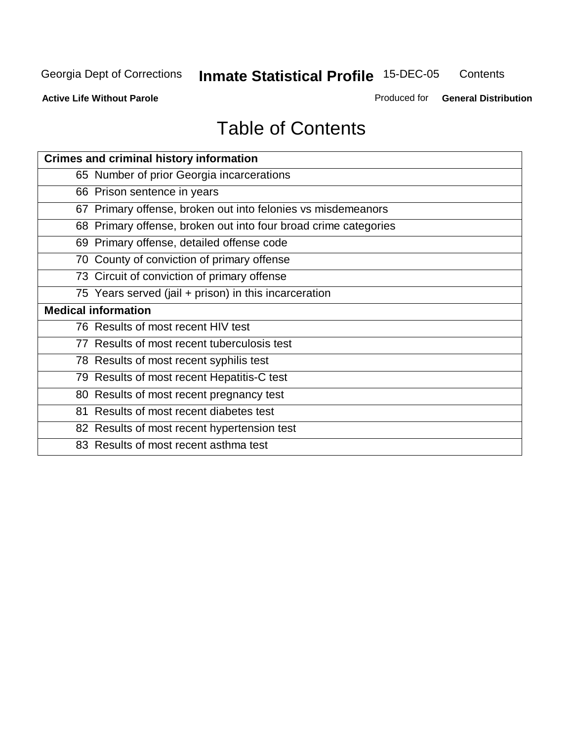# Table of Contents

| Crimes and criminal history information | |
|---|---|
| 65 | Number of prior Georgia incarcerations |
| 66 | Prison sentence in years |
| 67 | Primary offense, broken out into felonies vs misdemeanors |
| 68 | Primary offense, broken out into four broad crime categories |
| 69 | Primary offense, detailed offense code |
| 70 | County of conviction of primary offense |
| 73 | Circuit of conviction of primary offense |
| 75 | Years served (jail + prison) in this incarceration |
| **Medical information** | |
| 76 | Results of most recent HIV test |
| 77 | Results of most recent tuberculosis test |
| 78 | Results of most recent syphilis test |
| 79 | Results of most recent Hepatitis-C test |
| 80 | Results of most recent pregnancy test |
| 81 | Results of most recent diabetes test |
| 82 | Results of most recent hypertension test |
| 83 | Results of most recent asthma test |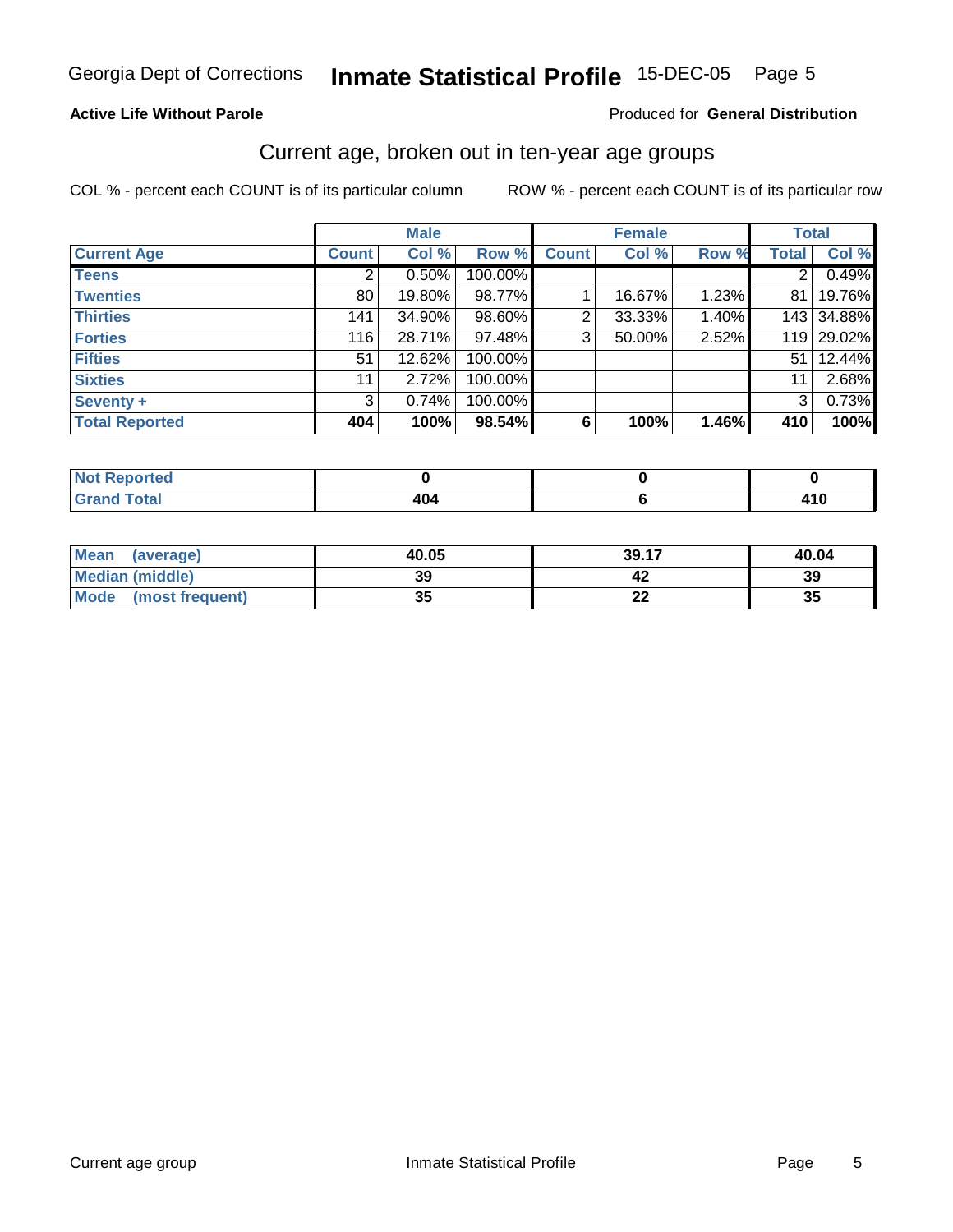Georgia Dept of Corrections **Inmate Statistical Profile** 15-DEC-05

**Active Life Without Parole**

Produced for **General Distribution**

## Current age, broken out in ten-year age groups

COL % - percent each COUNT is of its particular column ROW % - percent each COUNT is of its particular row

| | Male | | | Female | | | Total | |
|---|---|---|---|---|---|---|---|---|
| **Current Age** | **Count** | **Col %** | **Row %** | **Count** | **Col %** | **Row %** | **Total** | **Col %** |
| **Teens** | 2 | 0.50% | 100.00% | | | | 2 | 0.49% |
| **Twenties** | 80 | 19.80% | 98.77% | 1 | 16.67% | 1.23% | 81 | 19.76% |
| **Thirties** | 141 | 34.90% | 98.60% | 2 | 33.33% | 1.40% | 143 | 34.88% |
| **Forties** | 116 | 28.71% | 97.48% | 3 | 50.00% | 2.52% | 119 | 29.02% |
| **Fifties** | 51 | 12.62% | 100.00% | | | | 51 | 12.44% |
| **Sixties** | 11 | 2.72% | 100.00% | | | | 11 | 2.68% |
| **Seventy +** | 3 | 0.74% | 100.00% | | | | 3 | 0.73% |
| **Total Reported** | **404** | **100%** | **98.54%** | **6** | **100%** | **1.46%** | **410** | **100%** |

| | Male | Female | Total |
|---|---|---|---|
| **Not Reported** | **0** | **0** | **0** |
| **Grand Total** | **404** | **6** | **410** |

| | Male | Female | Total |
|---|---|---|---|
| **Mean (average)** | **40.05** | **39.17** | **40.04** |
| **Median (middle)** | **39** | **42** | **39** |
| **Mode (most frequent)** | **35** | **22** | **35** |

Current age group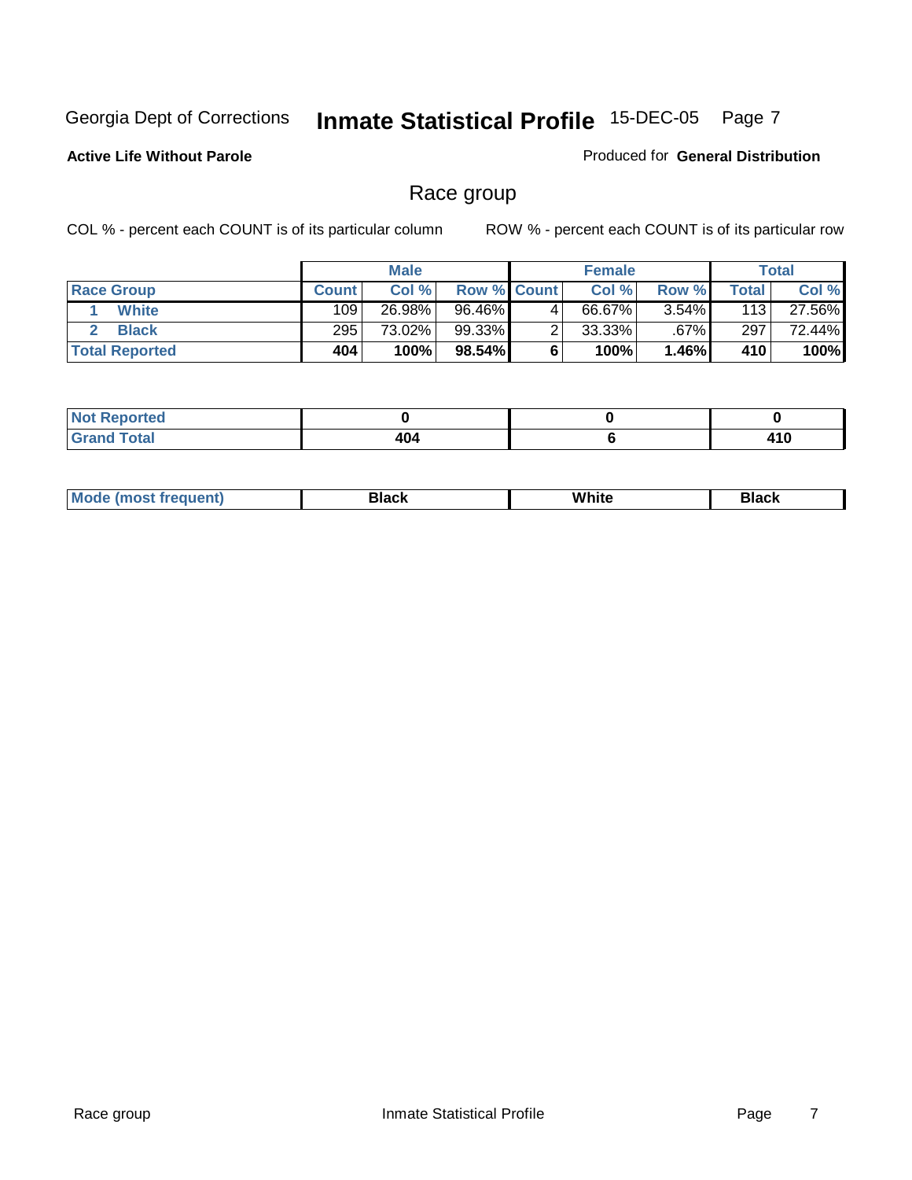Georgia Dept of Corrections **Inmate Statistical Profile** 15-DEC-05

**Active Life Without Parole**

Produced for **General Distribution**

## Race group

COL % - percent each COUNT is of its particular column

ROW % - percent each COUNT is of its particular row

| | Male | | | Female | | | Total | |
|---|---|---|---|---|---|---|---|---|
| **Race Group** | **Count** | **Col %** | **Row %** | **Count** | **Col %** | **Row %** | **Total** | **Col %** |
| 1 **White** | 109 | 26.98% | 96.46% | 4 | 66.67% | 3.54% | 113 | 27.56% |
| 2 **Black** | 295 | 73.02% | 99.33% | 2 | 33.33% | .67% | 297 | 72.44% |
| **Total Reported** | **404** | **100%** | **98.54%** | **6** | **100%** | **1.46%** | **410** | **100%** |

| | Male | Female | Total |
|---|---|---|---|
| **Not Reported** | **0** | **0** | **0** |
| **Grand Total** | **404** | **6** | **410** |

| | Male | Female | Total |
|---|---|---|---|
| **Mode (most frequent)** | **Black** | **White** | **Black** |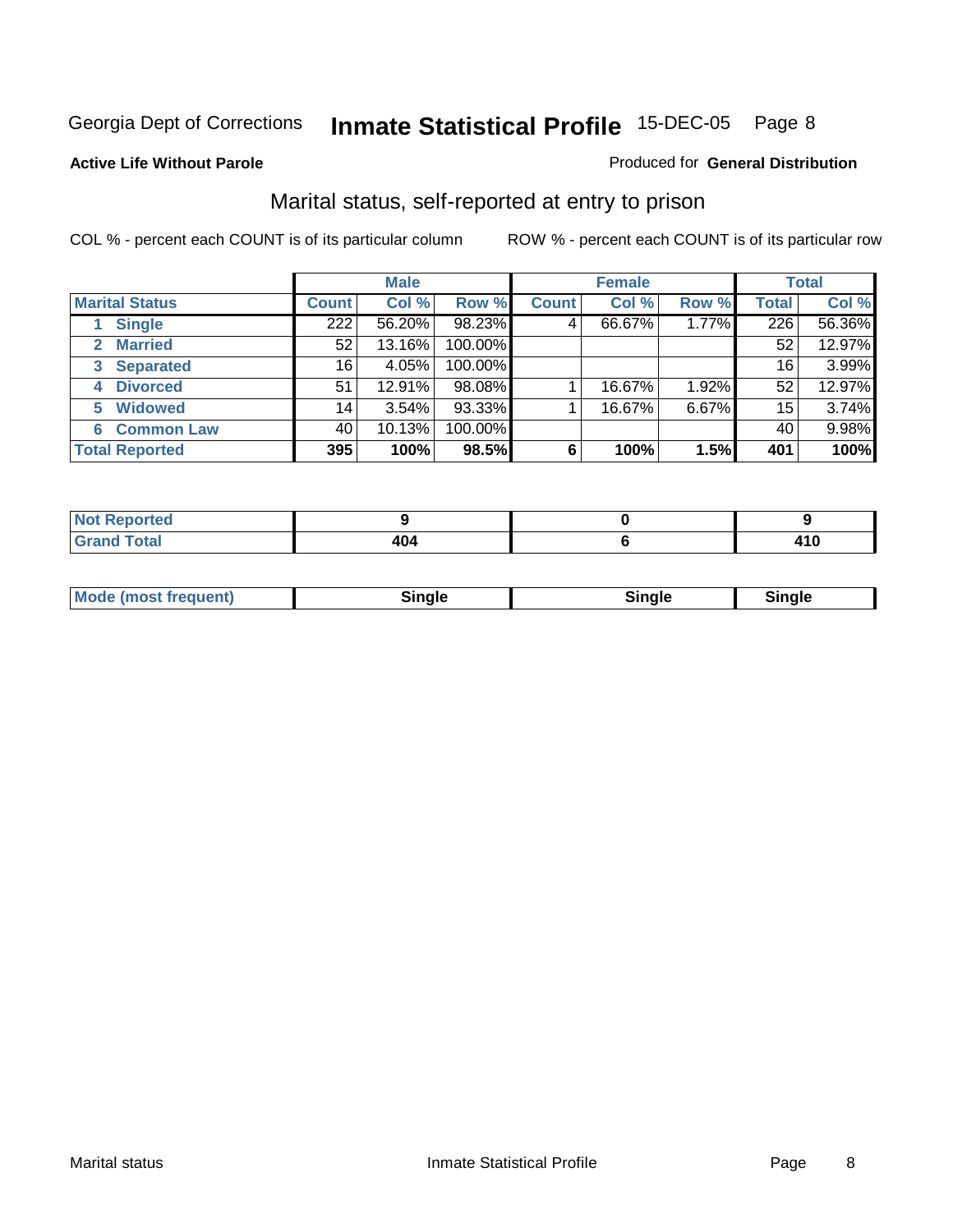Georgia Dept of Corrections **Inmate Statistical Profile** 15-DEC-05

**Active Life Without Parole**

Produced for **General Distribution**

## Marital status, self-reported at entry to prison

COL % - percent each COUNT is of its particular column ROW % - percent each COUNT is of its particular row

| | Male | | | Female | | | Total | |
|---|---|---|---|---|---|---|---|---|
| **Marital Status** | **Count** | **Col %** | **Row %** | **Count** | **Col %** | **Row %** | **Total** | **Col %** |
| 1 **Single** | 222 | 56.20% | 98.23% | 4 | 66.67% | 1.77% | 226 | 56.36% |
| 2 **Married** | 52 | 13.16% | 100.00% | | | | 52 | 12.97% |
| 3 **Separated** | 16 | 4.05% | 100.00% | | | | 16 | 3.99% |
| 4 **Divorced** | 51 | 12.91% | 98.08% | 1 | 16.67% | 1.92% | 52 | 12.97% |
| 5 **Widowed** | 14 | 3.54% | 93.33% | 1 | 16.67% | 6.67% | 15 | 3.74% |
| 6 **Common Law** | 40 | 10.13% | 100.00% | | | | 40 | 9.98% |
| **Total Reported** | **395** | **100%** | **98.5%** | **6** | **100%** | **1.5%** | **401** | **100%** |

| | Male | Female | Total |
|---|---|---|---|
| **Not Reported** | **9** | **0** | **9** |
| **Grand Total** | **404** | **6** | **410** |

| | Male | Female | Total |
|---|---|---|---|
| **Mode (most frequent)** | **Single** | **Single** | **Single** |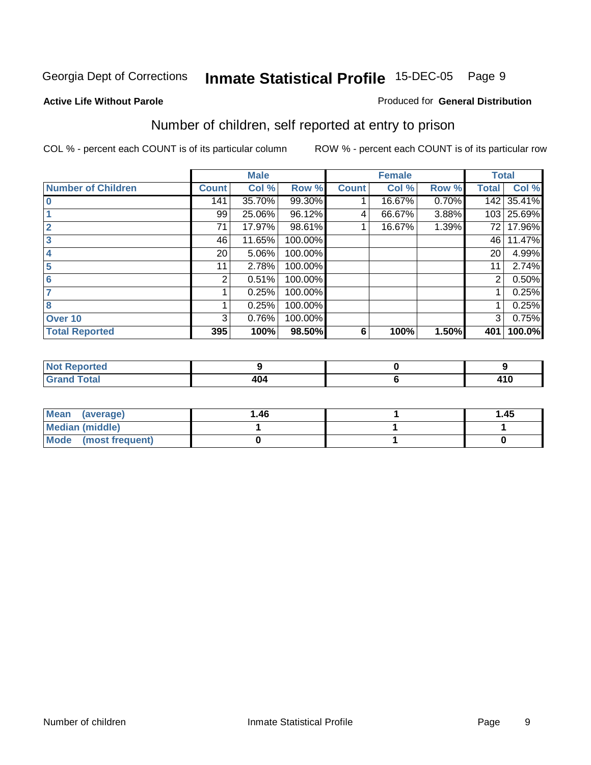Georgia Dept of Corrections **Inmate Statistical Profile** 15-DEC-05

**Active Life Without Parole**

Produced for **General Distribution**

## Number of children, self reported at entry to prison

COL % - percent each COUNT is of its particular column

ROW % - percent each COUNT is of its particular row

| | Male | | | Female | | | Total | |
|---|---|---|---|---|---|---|---|---|
| **Number of Children** | **Count** | **Col %** | **Row %** | **Count** | **Col %** | **Row %** | **Total** | **Col %** |
| **0** | 141 | 35.70% | 99.30% | 1 | 16.67% | 0.70% | 142 | 35.41% |
| **1** | 99 | 25.06% | 96.12% | 4 | 66.67% | 3.88% | 103 | 25.69% |
| **2** | 71 | 17.97% | 98.61% | 1 | 16.67% | 1.39% | 72 | 17.96% |
| **3** | 46 | 11.65% | 100.00% | | | | 46 | 11.47% |
| **4** | 20 | 5.06% | 100.00% | | | | 20 | 4.99% |
| **5** | 11 | 2.78% | 100.00% | | | | 11 | 2.74% |
| **6** | 2 | 0.51% | 100.00% | | | | 2 | 0.50% |
| **7** | 1 | 0.25% | 100.00% | | | | 1 | 0.25% |
| **8** | 1 | 0.25% | 100.00% | | | | 1 | 0.25% |
| **Over 10** | 3 | 0.76% | 100.00% | | | | 3 | 0.75% |
| **Total Reported** | **395** | **100%** | **98.50%** | **6** | **100%** | **1.50%** | **401** | **100.0%** |

| | Male | Female | Total |
|---|---|---|---|
| **Not Reported** | **9** | **0** | **9** |
| **Grand Total** | **404** | **6** | **410** |

| | Male | Female | Total |
|---|---|---|---|
| **Mean (average)** | **1.46** | **1** | **1.45** |
| **Median (middle)** | **1** | **1** | **1** |
| **Mode (most frequent)** | **0** | **1** | **0** |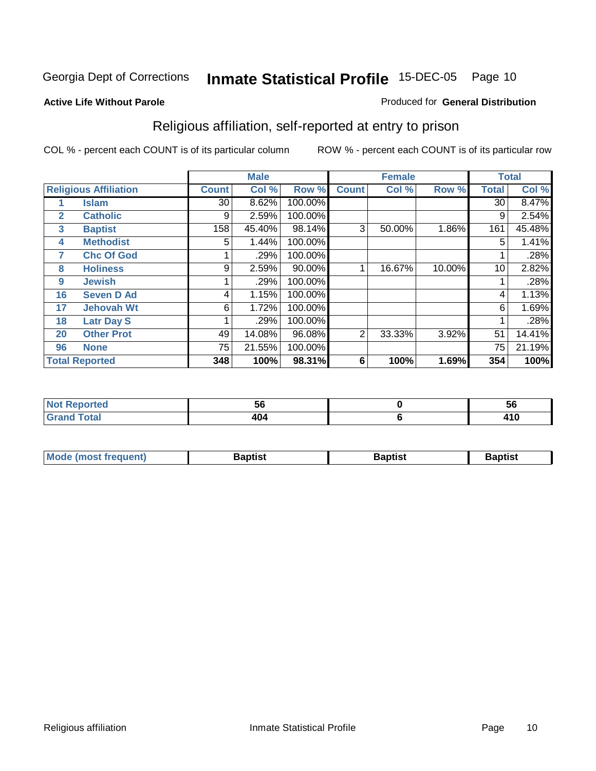Georgia Dept of Corrections **Inmate Statistical Profile** 15-DEC-05

**Active Life Without Parole**

Produced for **General Distribution**

## Religious affiliation, self-reported at entry to prison

COL % - percent each COUNT is of its particular column

ROW % - percent each COUNT is of its particular row

| Religious Affiliation | | Male | | | Female | | | Total | |
|---|---|---|---|---|---|---|---|---|---|
| | | Count | Col % | Row % | Count | Col % | Row % | Total | Col % |
| 1 | Islam | 30 | 8.62% | 100.00% | | | | 30 | 8.47% |
| 2 | Catholic | 9 | 2.59% | 100.00% | | | | 9 | 2.54% |
| 3 | Baptist | 158 | 45.40% | 98.14% | 3 | 50.00% | 1.86% | 161 | 45.48% |
| 4 | Methodist | 5 | 1.44% | 100.00% | | | | 5 | 1.41% |
| 7 | Chc Of God | 1 | .29% | 100.00% | | | | 1 | .28% |
| 8 | Holiness | 9 | 2.59% | 90.00% | 1 | 16.67% | 10.00% | 10 | 2.82% |
| 9 | Jewish | 1 | .29% | 100.00% | | | | 1 | .28% |
| 16 | Seven D Ad | 4 | 1.15% | 100.00% | | | | 4 | 1.13% |
| 17 | Jehovah Wt | 6 | 1.72% | 100.00% | | | | 6 | 1.69% |
| 18 | Latr Day S | 1 | .29% | 100.00% | | | | 1 | .28% |
| 20 | Other Prot | 49 | 14.08% | 96.08% | 2 | 33.33% | 3.92% | 51 | 14.41% |
| 96 | None | 75 | 21.55% | 100.00% | | | | 75 | 21.19% |
| **Total Reported** | | **348** | **100%** | **98.31%** | **6** | **100%** | **1.69%** | **354** | **100%** |

| | Male | Female | Total |
|---|---|---|---|
| Not Reported | 56 | 0 | 56 |
| Grand Total | 404 | 6 | 410 |

| | Male | Female | Total |
|---|---|---|---|
| Mode (most frequent) | Baptist | Baptist | Baptist |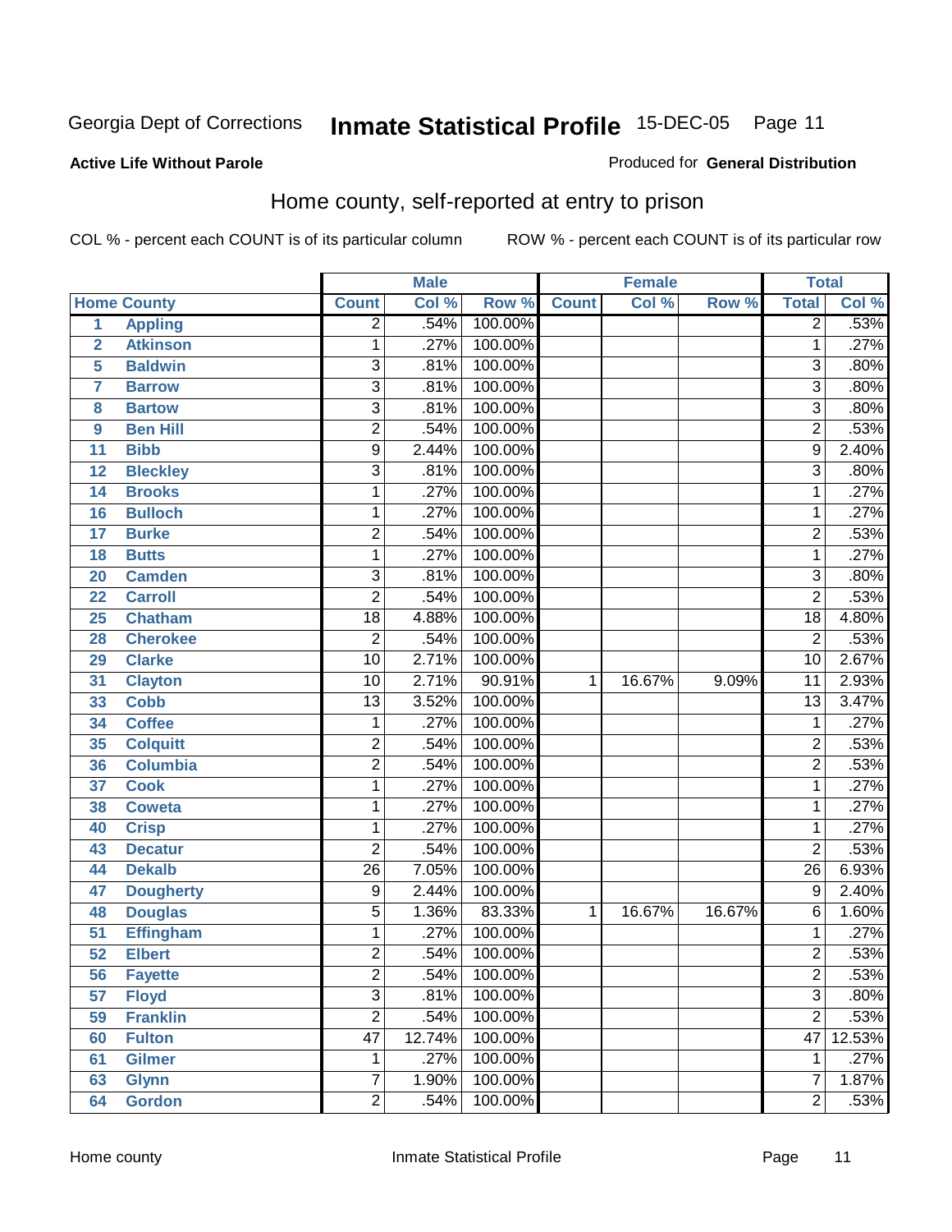Georgia Dept of Corrections **Inmate Statistical Profile** 15-DEC-05

**Active Life Without Parole**

Produced for **General Distribution**

## Home county, self-reported at entry to prison

COL % - percent each COUNT is of its particular column ROW % - percent each COUNT is of its particular row

| Home County | | Male | | | Female | | | Total | |
|---|---|---|---|---|---|---|---|---|---|
| | | Count | Col % | Row % | Count | Col % | Row % | Total | Col % |
| 1 | Appling | 2 | .54% | 100.00% | | | | 2 | .53% |
| 2 | Atkinson | 1 | .27% | 100.00% | | | | 1 | .27% |
| 5 | Baldwin | 3 | .81% | 100.00% | | | | 3 | .80% |
| 7 | Barrow | 3 | .81% | 100.00% | | | | 3 | .80% |
| 8 | Bartow | 3 | .81% | 100.00% | | | | 3 | .80% |
| 9 | Ben Hill | 2 | .54% | 100.00% | | | | 2 | .53% |
| 11 | Bibb | 9 | 2.44% | 100.00% | | | | 9 | 2.40% |
| 12 | Bleckley | 3 | .81% | 100.00% | | | | 3 | .80% |
| 14 | Brooks | 1 | .27% | 100.00% | | | | 1 | .27% |
| 16 | Bulloch | 1 | .27% | 100.00% | | | | 1 | .27% |
| 17 | Burke | 2 | .54% | 100.00% | | | | 2 | .53% |
| 18 | Butts | 1 | .27% | 100.00% | | | | 1 | .27% |
| 20 | Camden | 3 | .81% | 100.00% | | | | 3 | .80% |
| 22 | Carroll | 2 | .54% | 100.00% | | | | 2 | .53% |
| 25 | Chatham | 18 | 4.88% | 100.00% | | | | 18 | 4.80% |
| 28 | Cherokee | 2 | .54% | 100.00% | | | | 2 | .53% |
| 29 | Clarke | 10 | 2.71% | 100.00% | | | | 10 | 2.67% |
| 31 | Clayton | 10 | 2.71% | 90.91% | 1 | 16.67% | 9.09% | 11 | 2.93% |
| 33 | Cobb | 13 | 3.52% | 100.00% | | | | 13 | 3.47% |
| 34 | Coffee | 1 | .27% | 100.00% | | | | 1 | .27% |
| 35 | Colquitt | 2 | .54% | 100.00% | | | | 2 | .53% |
| 36 | Columbia | 2 | .54% | 100.00% | | | | 2 | .53% |
| 37 | Cook | 1 | .27% | 100.00% | | | | 1 | .27% |
| 38 | Coweta | 1 | .27% | 100.00% | | | | 1 | .27% |
| 40 | Crisp | 1 | .27% | 100.00% | | | | 1 | .27% |
| 43 | Decatur | 2 | .54% | 100.00% | | | | 2 | .53% |
| 44 | Dekalb | 26 | 7.05% | 100.00% | | | | 26 | 6.93% |
| 47 | Dougherty | 9 | 2.44% | 100.00% | | | | 9 | 2.40% |
| 48 | Douglas | 5 | 1.36% | 83.33% | 1 | 16.67% | 16.67% | 6 | 1.60% |
| 51 | Effingham | 1 | .27% | 100.00% | | | | 1 | .27% |
| 52 | Elbert | 2 | .54% | 100.00% | | | | 2 | .53% |
| 56 | Fayette | 2 | .54% | 100.00% | | | | 2 | .53% |
| 57 | Floyd | 3 | .81% | 100.00% | | | | 3 | .80% |
| 59 | Franklin | 2 | .54% | 100.00% | | | | 2 | .53% |
| 60 | Fulton | 47 | 12.74% | 100.00% | | | | 47 | 12.53% |
| 61 | Gilmer | 1 | .27% | 100.00% | | | | 1 | .27% |
| 63 | Glynn | 7 | 1.90% | 100.00% | | | | 7 | 1.87% |
| 64 | Gordon | 2 | .54% | 100.00% | | | | 2 | .53% |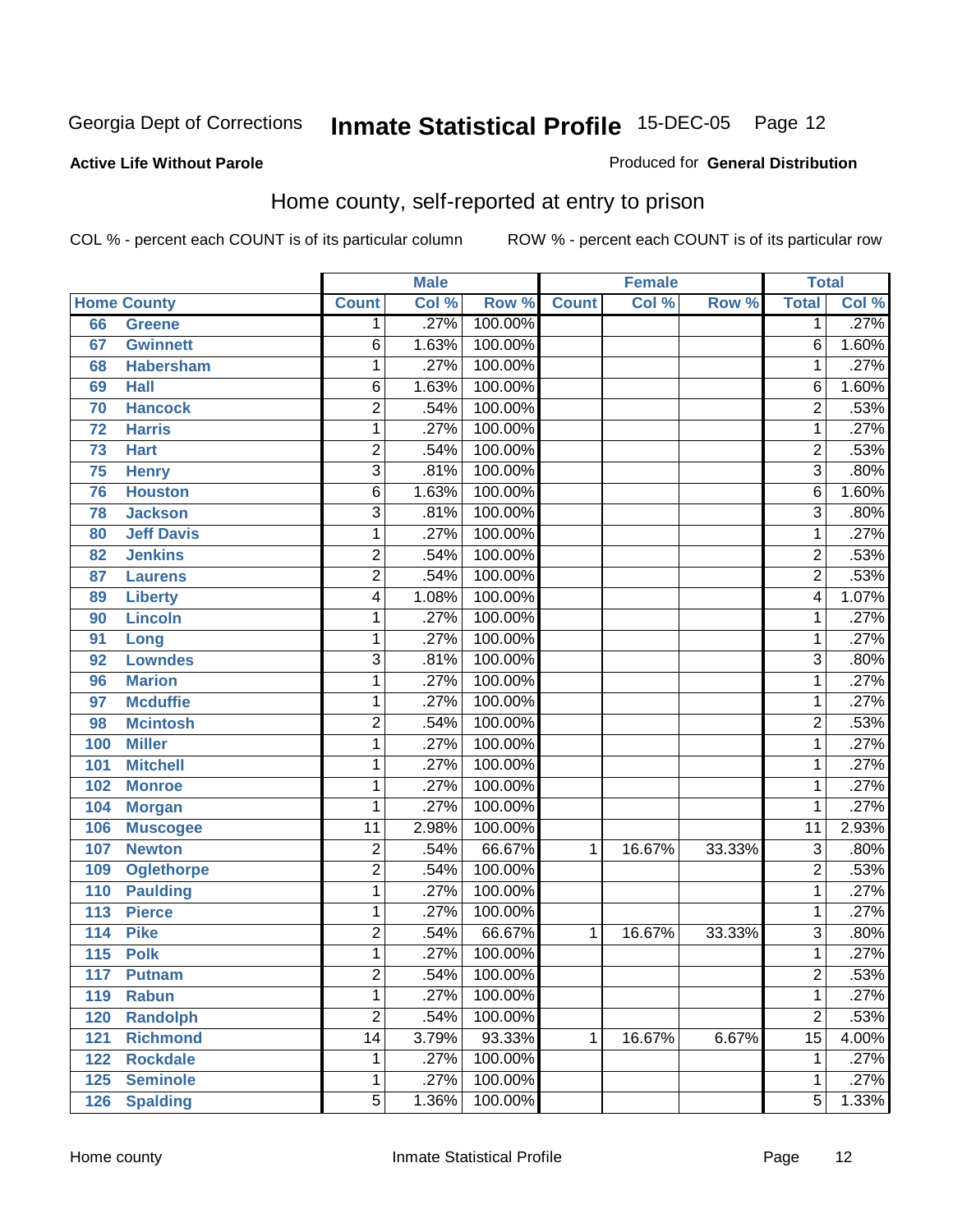Georgia Dept of Corrections **Inmate Statistical Profile** 15-DEC-05

**Active Life Without Parole**

Produced for **General Distribution**

## Home county, self-reported at entry to prison

COL % - percent each COUNT is of its particular column ROW % - percent each COUNT is of its particular row

| Home County | | Male | | | Female | | | Total | |
|---|---|---|---|---|---|---|---|---|---|
| | | Count | Col % | Row % | Count | Col % | Row % | Total | Col % |
| 66 | Greene | 1 | .27% | 100.00% | | | | 1 | .27% |
| 67 | Gwinnett | 6 | 1.63% | 100.00% | | | | 6 | 1.60% |
| 68 | Habersham | 1 | .27% | 100.00% | | | | 1 | .27% |
| 69 | Hall | 6 | 1.63% | 100.00% | | | | 6 | 1.60% |
| 70 | Hancock | 2 | .54% | 100.00% | | | | 2 | .53% |
| 72 | Harris | 1 | .27% | 100.00% | | | | 1 | .27% |
| 73 | Hart | 2 | .54% | 100.00% | | | | 2 | .53% |
| 75 | Henry | 3 | .81% | 100.00% | | | | 3 | .80% |
| 76 | Houston | 6 | 1.63% | 100.00% | | | | 6 | 1.60% |
| 78 | Jackson | 3 | .81% | 100.00% | | | | 3 | .80% |
| 80 | Jeff Davis | 1 | .27% | 100.00% | | | | 1 | .27% |
| 82 | Jenkins | 2 | .54% | 100.00% | | | | 2 | .53% |
| 87 | Laurens | 2 | .54% | 100.00% | | | | 2 | .53% |
| 89 | Liberty | 4 | 1.08% | 100.00% | | | | 4 | 1.07% |
| 90 | Lincoln | 1 | .27% | 100.00% | | | | 1 | .27% |
| 91 | Long | 1 | .27% | 100.00% | | | | 1 | .27% |
| 92 | Lowndes | 3 | .81% | 100.00% | | | | 3 | .80% |
| 96 | Marion | 1 | .27% | 100.00% | | | | 1 | .27% |
| 97 | Mcduffie | 1 | .27% | 100.00% | | | | 1 | .27% |
| 98 | Mcintosh | 2 | .54% | 100.00% | | | | 2 | .53% |
| 100 | Miller | 1 | .27% | 100.00% | | | | 1 | .27% |
| 101 | Mitchell | 1 | .27% | 100.00% | | | | 1 | .27% |
| 102 | Monroe | 1 | .27% | 100.00% | | | | 1 | .27% |
| 104 | Morgan | 1 | .27% | 100.00% | | | | 1 | .27% |
| 106 | Muscogee | 11 | 2.98% | 100.00% | | | | 11 | 2.93% |
| 107 | Newton | 2 | .54% | 66.67% | 1 | 16.67% | 33.33% | 3 | .80% |
| 109 | Oglethorpe | 2 | .54% | 100.00% | | | | 2 | .53% |
| 110 | Paulding | 1 | .27% | 100.00% | | | | 1 | .27% |
| 113 | Pierce | 1 | .27% | 100.00% | | | | 1 | .27% |
| 114 | Pike | 2 | .54% | 66.67% | 1 | 16.67% | 33.33% | 3 | .80% |
| 115 | Polk | 1 | .27% | 100.00% | | | | 1 | .27% |
| 117 | Putnam | 2 | .54% | 100.00% | | | | 2 | .53% |
| 119 | Rabun | 1 | .27% | 100.00% | | | | 1 | .27% |
| 120 | Randolph | 2 | .54% | 100.00% | | | | 2 | .53% |
| 121 | Richmond | 14 | 3.79% | 93.33% | 1 | 16.67% | 6.67% | 15 | 4.00% |
| 122 | Rockdale | 1 | .27% | 100.00% | | | | 1 | .27% |
| 125 | Seminole | 1 | .27% | 100.00% | | | | 1 | .27% |
| 126 | Spalding | 5 | 1.36% | 100.00% | | | | 5 | 1.33% |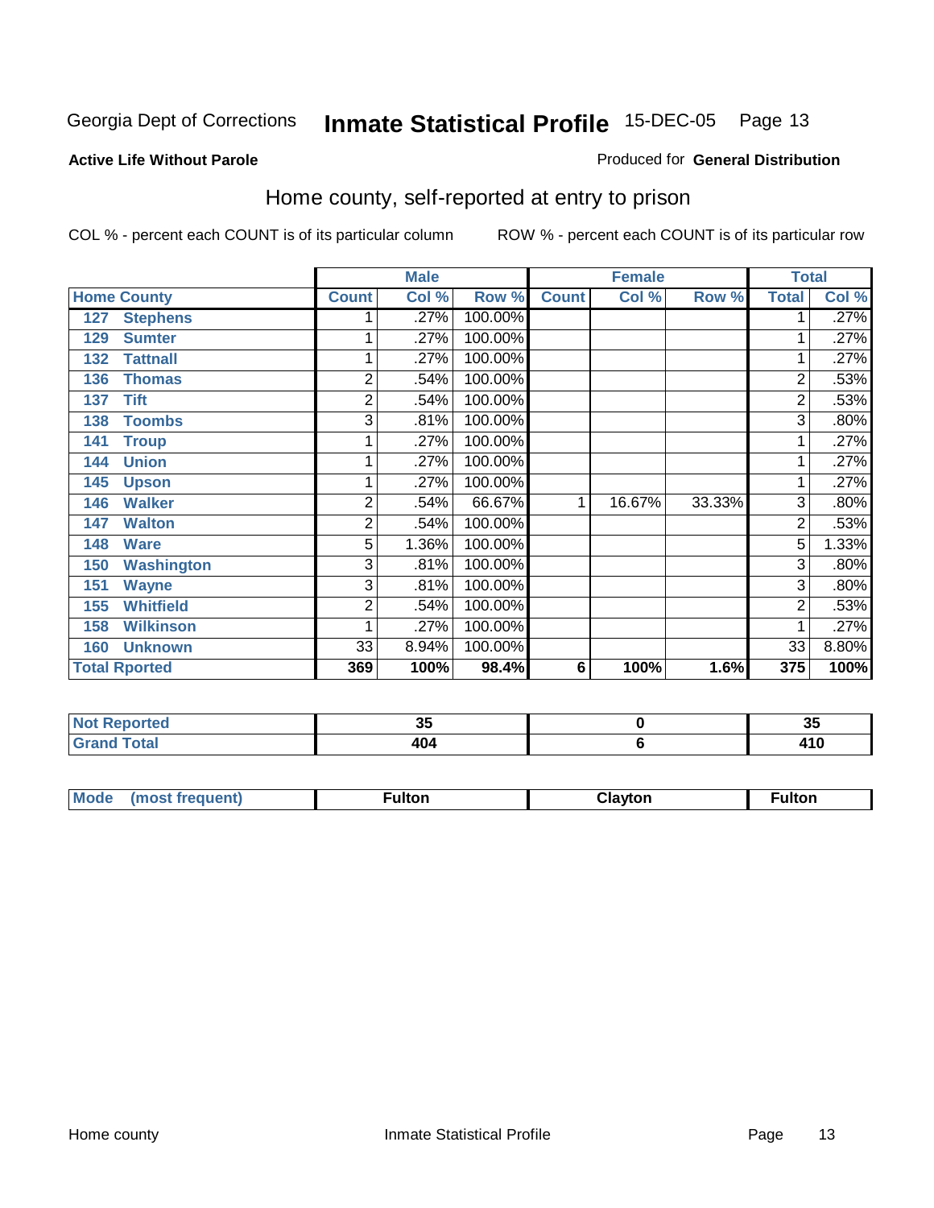Georgia Dept of Corrections **Inmate Statistical Profile** 15-DEC-05 Page 13

**Active Life Without Parole**

Produced for **General Distribution**

## Home county, self-reported at entry to prison

COL % - percent each COUNT is of its particular column

ROW % - percent each COUNT is of its particular row

| Home County | | Male | | | Female | | | Total | |
|---|---|---|---|---|---|---|---|---|---|
| | | Count | Col % | Row % | Count | Col % | Row % | Total | Col % |
| 127 | Stephens | 1 | .27% | 100.00% | | | | 1 | .27% |
| 129 | Sumter | 1 | .27% | 100.00% | | | | 1 | .27% |
| 132 | Tattnall | 1 | .27% | 100.00% | | | | 1 | .27% |
| 136 | Thomas | 2 | .54% | 100.00% | | | | 2 | .53% |
| 137 | Tift | 2 | .54% | 100.00% | | | | 2 | .53% |
| 138 | Toombs | 3 | .81% | 100.00% | | | | 3 | .80% |
| 141 | Troup | 1 | .27% | 100.00% | | | | 1 | .27% |
| 144 | Union | 1 | .27% | 100.00% | | | | 1 | .27% |
| 145 | Upson | 1 | .27% | 100.00% | | | | 1 | .27% |
| 146 | Walker | 2 | .54% | 66.67% | 1 | 16.67% | 33.33% | 3 | .80% |
| 147 | Walton | 2 | .54% | 100.00% | | | | 2 | .53% |
| 148 | Ware | 5 | 1.36% | 100.00% | | | | 5 | 1.33% |
| 150 | Washington | 3 | .81% | 100.00% | | | | 3 | .80% |
| 151 | Wayne | 3 | .81% | 100.00% | | | | 3 | .80% |
| 155 | Whitfield | 2 | .54% | 100.00% | | | | 2 | .53% |
| 158 | Wilkinson | 1 | .27% | 100.00% | | | | 1 | .27% |
| 160 | Unknown | 33 | 8.94% | 100.00% | | | | 33 | 8.80% |
| **Total Rported** | | **369** | **100%** | **98.4%** | **6** | **100%** | **1.6%** | **375** | **100%** |

| | Male | Female | Total |
|---|---|---|---|
| **Not Reported** | **35** | **0** | **35** |
| **Grand Total** | **404** | **6** | **410** |

| | Male | Female | Total |
|---|---|---|---|
| **Mode (most frequent)** | **Fulton** | **Clayton** | **Fulton** |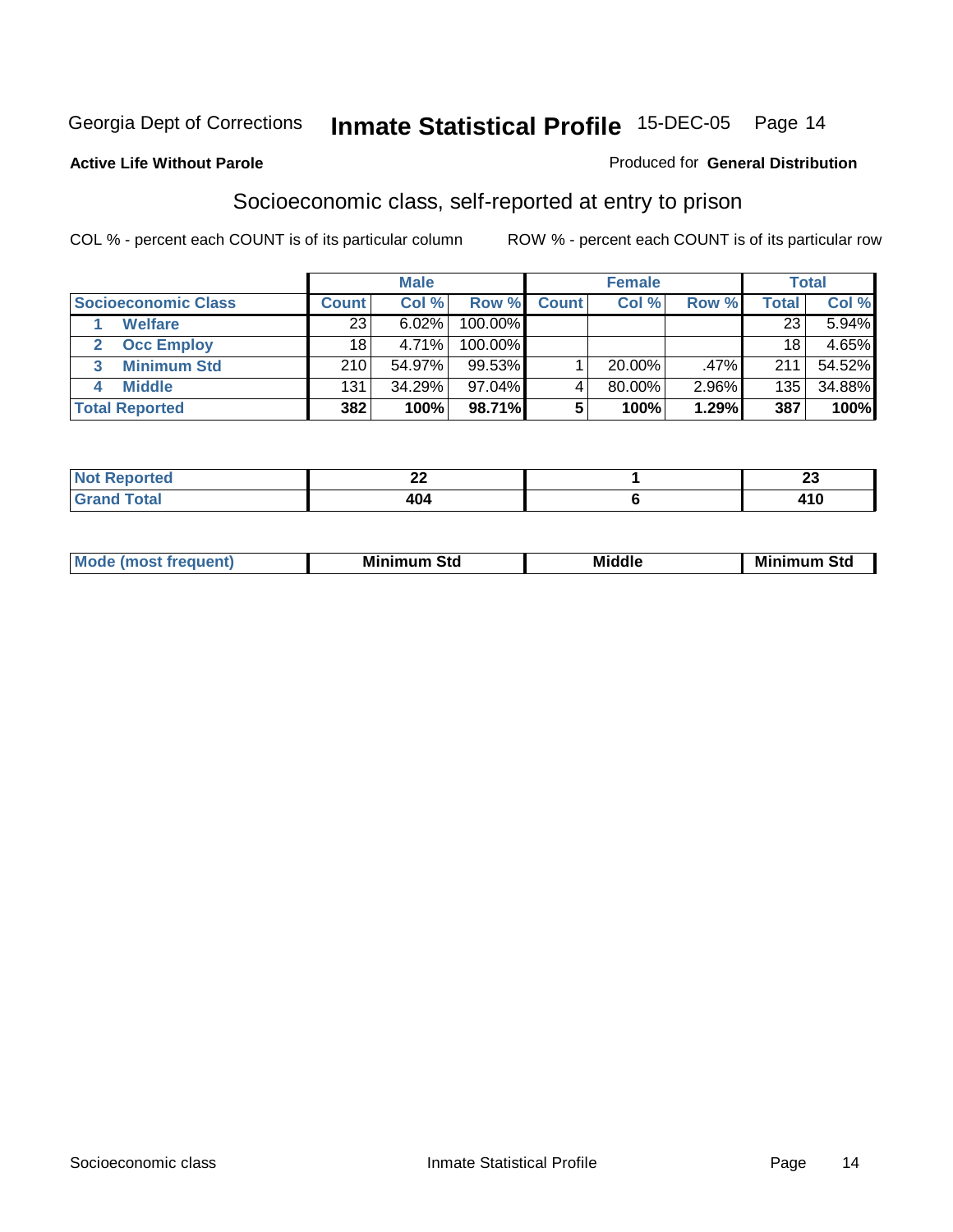**Active Life Without Parole**

Produced for **General Distribution**

## Socioeconomic class, self-reported at entry to prison

COL % - percent each COUNT is of its particular column

ROW % - percent each COUNT is of its particular row

| | Male | | | Female | | | Total | |
|---|---|---|---|---|---|---|---|---|
| **Socioeconomic Class** | **Count** | **Col %** | **Row %** | **Count** | **Col %** | **Row %** | **Total** | **Col %** |
| 1 **Welfare** | 23 | 6.02% | 100.00% | | | | 23 | 5.94% |
| 2 **Occ Employ** | 18 | 4.71% | 100.00% | | | | 18 | 4.65% |
| 3 **Minimum Std** | 210 | 54.97% | 99.53% | 1 | 20.00% | .47% | 211 | 54.52% |
| 4 **Middle** | 131 | 34.29% | 97.04% | 4 | 80.00% | 2.96% | 135 | 34.88% |
| **Total Reported** | **382** | **100%** | **98.71%** | **5** | **100%** | **1.29%** | **387** | **100%** |

| | Male | Female | Total |
|---|---|---|---|
| **Not Reported** | **22** | **1** | **23** |
| **Grand Total** | **404** | **6** | **410** |

| | Male | Female | Total |
|---|---|---|---|
| **Mode (most frequent)** | **Minimum Std** | **Middle** | **Minimum Std** |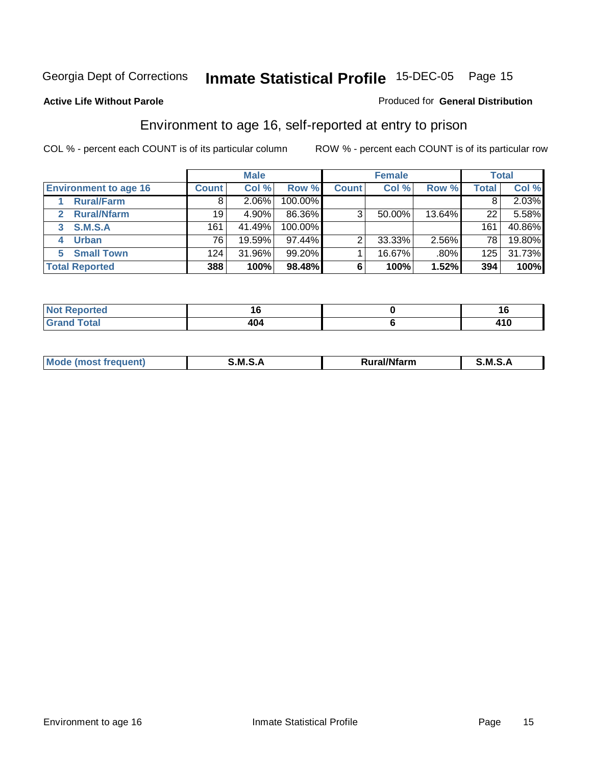Georgia Dept of Corrections **Inmate Statistical Profile** 15-DEC-05

**Active Life Without Parole**

Produced for **General Distribution**

## Environment to age 16, self-reported at entry to prison

COL % - percent each COUNT is of its particular column

ROW % - percent each COUNT is of its particular row

| | Male | | | Female | | | Total | |
|---|---|---|---|---|---|---|---|---|
| **Environment to age 16** | **Count** | **Col %** | **Row %** | **Count** | **Col %** | **Row %** | **Total** | **Col %** |
| **1 Rural/Farm** | 8 | 2.06% | 100.00% | | | | 8 | 2.03% |
| **2 Rural/Nfarm** | 19 | 4.90% | 86.36% | 3 | 50.00% | 13.64% | 22 | 5.58% |
| **3 S.M.S.A** | 161 | 41.49% | 100.00% | | | | 161 | 40.86% |
| **4 Urban** | 76 | 19.59% | 97.44% | 2 | 33.33% | 2.56% | 78 | 19.80% |
| **5 Small Town** | 124 | 31.96% | 99.20% | 1 | 16.67% | .80% | 125 | 31.73% |
| **Total Reported** | **388** | **100%** | **98.48%** | **6** | **100%** | **1.52%** | **394** | **100%** |

| | Male | Female | Total |
|---|---|---|---|
| **Not Reported** | **16** | **0** | **16** |
| **Grand Total** | **404** | **6** | **410** |

| | Male | Female | Total |
|---|---|---|---|
| **Mode (most frequent)** | **S.M.S.A** | **Rural/Nfarm** | **S.M.S.A** |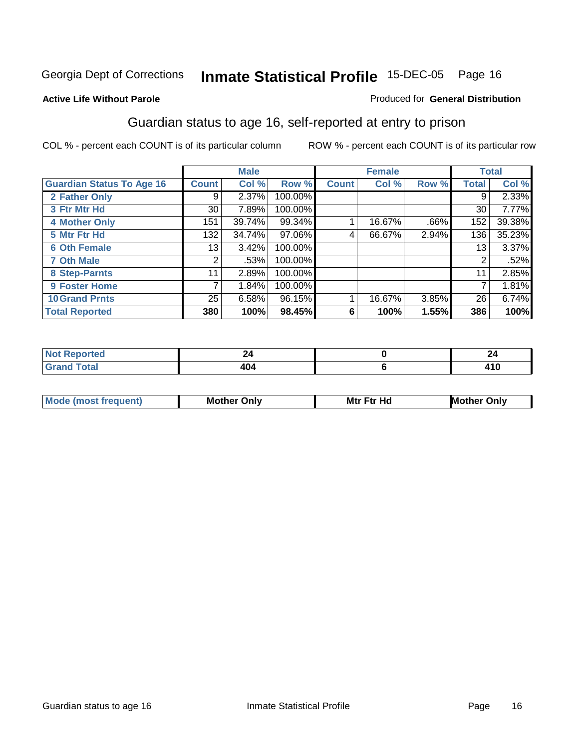Georgia Dept of Corrections **Inmate Statistical Profile** 15-DEC-05

**Active Life Without Parole**

Produced for **General Distribution**

## Guardian status to age 16, self-reported at entry to prison

COL % - percent each COUNT is of its particular column

ROW % - percent each COUNT is of its particular row

| | Male | | | Female | | | Total | |
|---|---|---|---|---|---|---|---|---|
| **Guardian Status To Age 16** | **Count** | **Col %** | **Row %** | **Count** | **Col %** | **Row %** | **Total** | **Col %** |
| 2 Father Only | 9 | 2.37% | 100.00% | | | | 9 | 2.33% |
| 3 Ftr Mtr Hd | 30 | 7.89% | 100.00% | | | | 30 | 7.77% |
| 4 Mother Only | 151 | 39.74% | 99.34% | 1 | 16.67% | .66% | 152 | 39.38% |
| 5 Mtr Ftr Hd | 132 | 34.74% | 97.06% | 4 | 66.67% | 2.94% | 136 | 35.23% |
| 6 Oth Female | 13 | 3.42% | 100.00% | | | | 13 | 3.37% |
| 7 Oth Male | 2 | .53% | 100.00% | | | | 2 | .52% |
| 8 Step-Parnts | 11 | 2.89% | 100.00% | | | | 11 | 2.85% |
| 9 Foster Home | 7 | 1.84% | 100.00% | | | | 7 | 1.81% |
| 10 Grand Prnts | 25 | 6.58% | 96.15% | 1 | 16.67% | 3.85% | 26 | 6.74% |
| **Total Reported** | **380** | **100%** | **98.45%** | **6** | **100%** | **1.55%** | **386** | **100%** |

| | Male | Female | Total |
|---|---|---|---|
| Not Reported | 24 | 0 | 24 |
| Grand Total | 404 | 6 | 410 |

| | Male | Female | Total |
|---|---|---|---|
| Mode (most frequent) | Mother Only | Mtr Ftr Hd | Mother Only |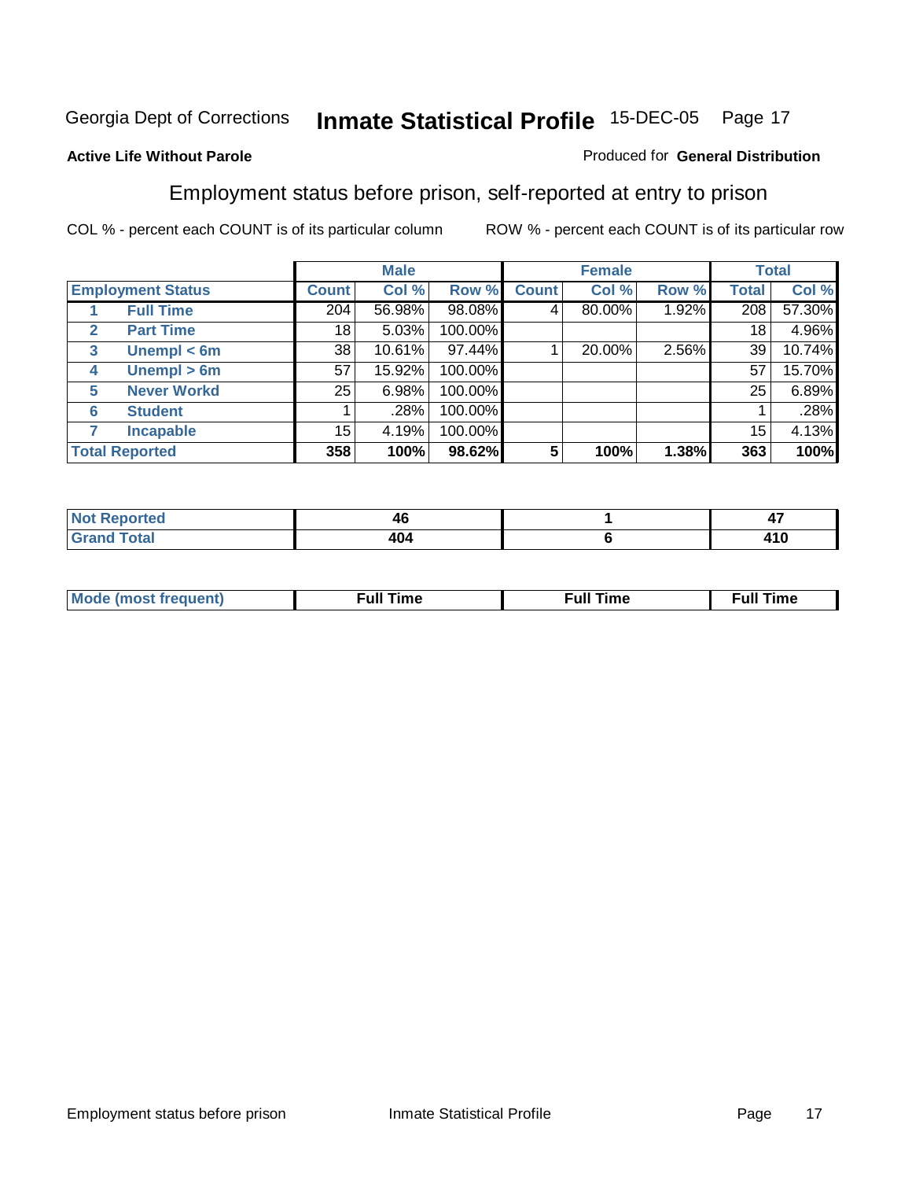Georgia Dept of Corrections **Inmate Statistical Profile** 15-DEC-05

**Active Life Without Parole**

Produced for **General Distribution**

## Employment status before prison, self-reported at entry to prison

COL % - percent each COUNT is of its particular column ROW % - percent each COUNT is of its particular row

| | | Male | | | Female | | | Total | |
|---|---|---|---|---|---|---|---|---|---|
| **Employment Status** | | **Count** | **Col %** | **Row %** | **Count** | **Col %** | **Row %** | **Total** | **Col %** |
| 1 | **Full Time** | 204 | 56.98% | 98.08% | 4 | 80.00% | 1.92% | 208 | 57.30% |
| 2 | **Part Time** | 18 | 5.03% | 100.00% | | | | 18 | 4.96% |
| 3 | **Unempl < 6m** | 38 | 10.61% | 97.44% | 1 | 20.00% | 2.56% | 39 | 10.74% |
| 4 | **Unempl > 6m** | 57 | 15.92% | 100.00% | | | | 57 | 15.70% |
| 5 | **Never Workd** | 25 | 6.98% | 100.00% | | | | 25 | 6.89% |
| 6 | **Student** | 1 | .28% | 100.00% | | | | 1 | .28% |
| 7 | **Incapable** | 15 | 4.19% | 100.00% | | | | 15 | 4.13% |
| **Total Reported** | | **358** | **100%** | **98.62%** | **5** | **100%** | **1.38%** | **363** | **100%** |

| | Male | Female | Total |
|---|---|---|---|
| **Not Reported** | **46** | **1** | **47** |
| **Grand Total** | **404** | **6** | **410** |

| | Male | Female | Total |
|---|---|---|---|
| **Mode (most frequent)** | **Full Time** | **Full Time** | **Full Time** |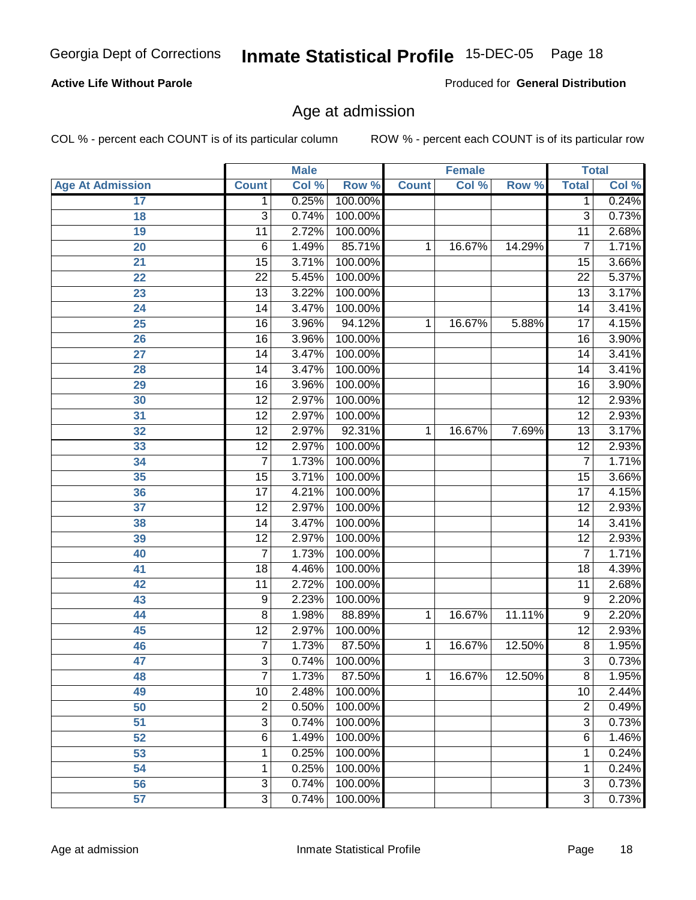**Active Life Without Parole**

Produced for **General Distribution**

## Age at admission

COL % - percent each COUNT is of its particular column

ROW % - percent each COUNT is of its particular row

| | Male | | | Female | | | Total | |
|---|---|---|---|---|---|---|---|---|
| Age At Admission | Count | Col % | Row % | Count | Col % | Row % | Total | Col % |
| 17 | 1 | 0.25% | 100.00% | | | | 1 | 0.24% |
| 18 | 3 | 0.74% | 100.00% | | | | 3 | 0.73% |
| 19 | 11 | 2.72% | 100.00% | | | | 11 | 2.68% |
| 20 | 6 | 1.49% | 85.71% | 1 | 16.67% | 14.29% | 7 | 1.71% |
| 21 | 15 | 3.71% | 100.00% | | | | 15 | 3.66% |
| 22 | 22 | 5.45% | 100.00% | | | | 22 | 5.37% |
| 23 | 13 | 3.22% | 100.00% | | | | 13 | 3.17% |
| 24 | 14 | 3.47% | 100.00% | | | | 14 | 3.41% |
| 25 | 16 | 3.96% | 94.12% | 1 | 16.67% | 5.88% | 17 | 4.15% |
| 26 | 16 | 3.96% | 100.00% | | | | 16 | 3.90% |
| 27 | 14 | 3.47% | 100.00% | | | | 14 | 3.41% |
| 28 | 14 | 3.47% | 100.00% | | | | 14 | 3.41% |
| 29 | 16 | 3.96% | 100.00% | | | | 16 | 3.90% |
| 30 | 12 | 2.97% | 100.00% | | | | 12 | 2.93% |
| 31 | 12 | 2.97% | 100.00% | | | | 12 | 2.93% |
| 32 | 12 | 2.97% | 92.31% | 1 | 16.67% | 7.69% | 13 | 3.17% |
| 33 | 12 | 2.97% | 100.00% | | | | 12 | 2.93% |
| 34 | 7 | 1.73% | 100.00% | | | | 7 | 1.71% |
| 35 | 15 | 3.71% | 100.00% | | | | 15 | 3.66% |
| 36 | 17 | 4.21% | 100.00% | | | | 17 | 4.15% |
| 37 | 12 | 2.97% | 100.00% | | | | 12 | 2.93% |
| 38 | 14 | 3.47% | 100.00% | | | | 14 | 3.41% |
| 39 | 12 | 2.97% | 100.00% | | | | 12 | 2.93% |
| 40 | 7 | 1.73% | 100.00% | | | | 7 | 1.71% |
| 41 | 18 | 4.46% | 100.00% | | | | 18 | 4.39% |
| 42 | 11 | 2.72% | 100.00% | | | | 11 | 2.68% |
| 43 | 9 | 2.23% | 100.00% | | | | 9 | 2.20% |
| 44 | 8 | 1.98% | 88.89% | 1 | 16.67% | 11.11% | 9 | 2.20% |
| 45 | 12 | 2.97% | 100.00% | | | | 12 | 2.93% |
| 46 | 7 | 1.73% | 87.50% | 1 | 16.67% | 12.50% | 8 | 1.95% |
| 47 | 3 | 0.74% | 100.00% | | | | 3 | 0.73% |
| 48 | 7 | 1.73% | 87.50% | 1 | 16.67% | 12.50% | 8 | 1.95% |
| 49 | 10 | 2.48% | 100.00% | | | | 10 | 2.44% |
| 50 | 2 | 0.50% | 100.00% | | | | 2 | 0.49% |
| 51 | 3 | 0.74% | 100.00% | | | | 3 | 0.73% |
| 52 | 6 | 1.49% | 100.00% | | | | 6 | 1.46% |
| 53 | 1 | 0.25% | 100.00% | | | | 1 | 0.24% |
| 54 | 1 | 0.25% | 100.00% | | | | 1 | 0.24% |
| 56 | 3 | 0.74% | 100.00% | | | | 3 | 0.73% |
| 57 | 3 | 0.74% | 100.00% | | | | 3 | 0.73% |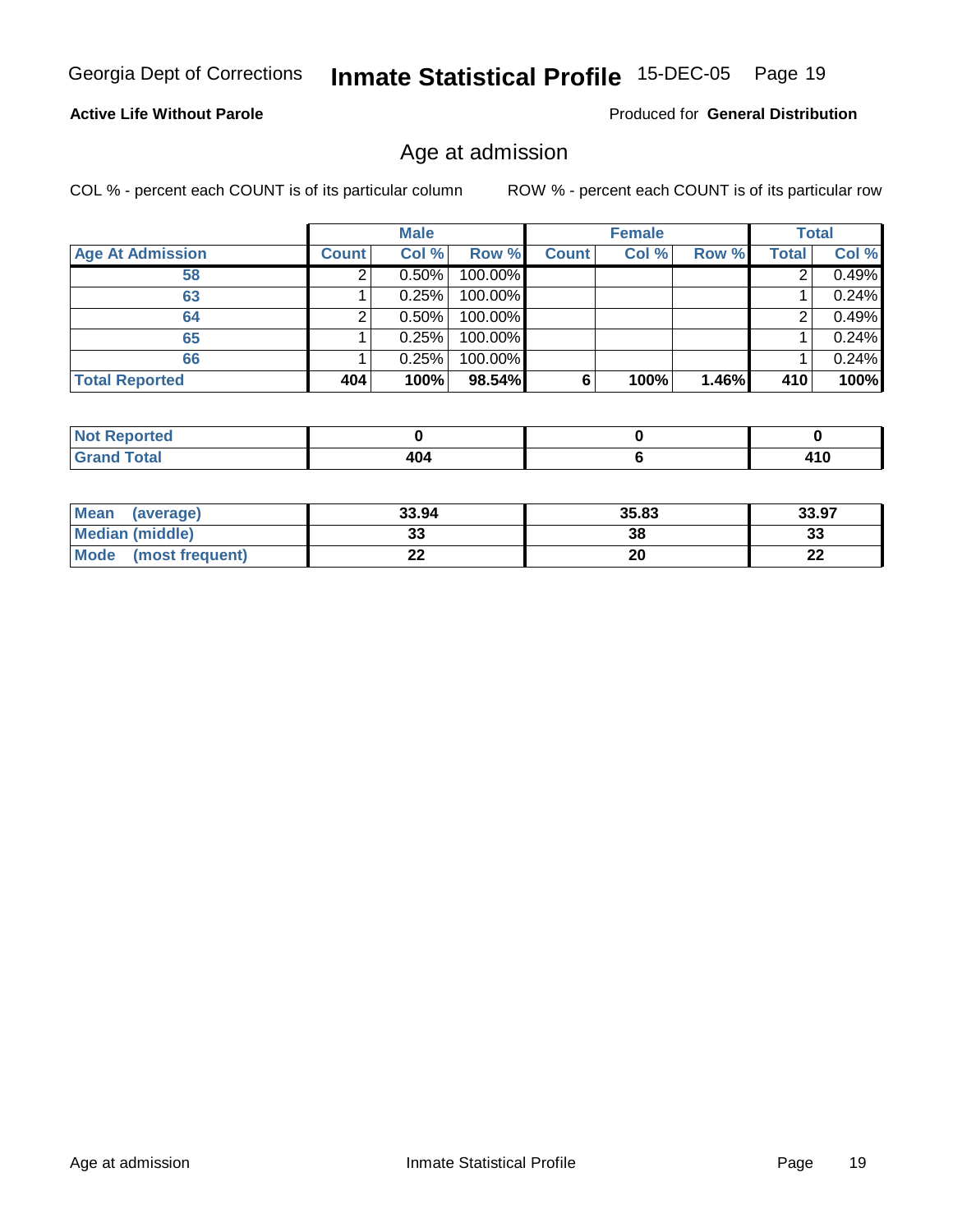Georgia Dept of Corrections **Inmate Statistical Profile** 15-DEC-05

**Active Life Without Parole**

Produced for **General Distribution**

## Age at admission

COL % - percent each COUNT is of its particular column

ROW % - percent each COUNT is of its particular row

| | Male | | | Female | | | Total | |
|---|---|---|---|---|---|---|---|---|
| **Age At Admission** | **Count** | **Col %** | **Row %** | **Count** | **Col %** | **Row %** | **Total** | **Col %** |
| 58 | 2 | 0.50% | 100.00% | | | | 2 | 0.49% |
| 63 | 1 | 0.25% | 100.00% | | | | 1 | 0.24% |
| 64 | 2 | 0.50% | 100.00% | | | | 2 | 0.49% |
| 65 | 1 | 0.25% | 100.00% | | | | 1 | 0.24% |
| 66 | 1 | 0.25% | 100.00% | | | | 1 | 0.24% |
| **Total Reported** | **404** | **100%** | **98.54%** | **6** | **100%** | **1.46%** | **410** | **100%** |

| | Male | Female | Total |
|---|---|---|---|
| **Not Reported** | 0 | 0 | 0 |
| **Grand Total** | 404 | 6 | 410 |

| | Male | Female | Total |
|---|---|---|---|
| **Mean (average)** | 33.94 | 35.83 | 33.97 |
| **Median (middle)** | 33 | 38 | 33 |
| **Mode (most frequent)** | 22 | 20 | 22 |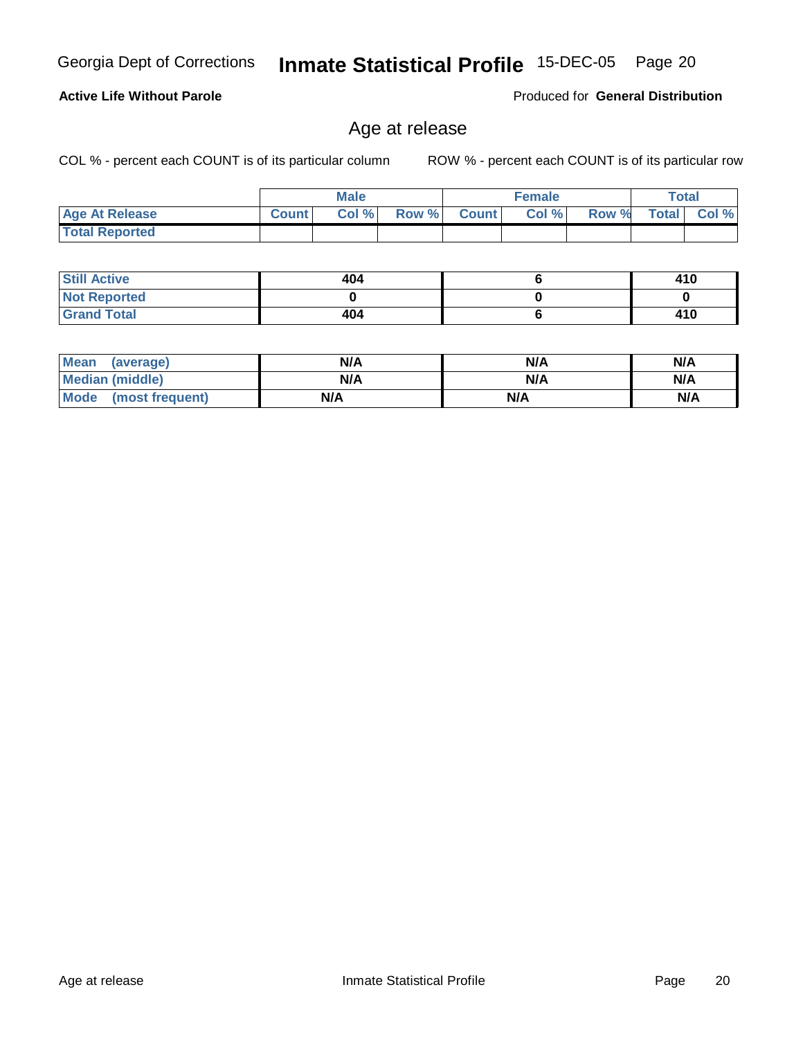Georgia Dept of Corrections **Inmate Statistical Profile** 15-DEC-05

**Active Life Without Parole**

Produced for **General Distribution**

## Age at release

COL % - percent each COUNT is of its particular column    ROW % - percent each COUNT is of its particular row

| | Male | | | Female | | | Total | |
|---|---|---|---|---|---|---|---|---|
| **Age At Release** | **Count** | **Col %** | **Row %** | **Count** | **Col %** | **Row %** | **Total** | **Col %** |
| **Total Reported** | | | | | | | | |

| | Male | Female | Total |
|---|---|---|---|
| **Still Active** | 404 | 6 | 410 |
| **Not Reported** | 0 | 0 | 0 |
| **Grand Total** | 404 | 6 | 410 |

| | Male | Female | Total |
|---|---|---|---|
| **Mean (average)** | N/A | N/A | N/A |
| **Median (middle)** | N/A | N/A | N/A |
| **Mode (most frequent)** | N/A | N/A | N/A |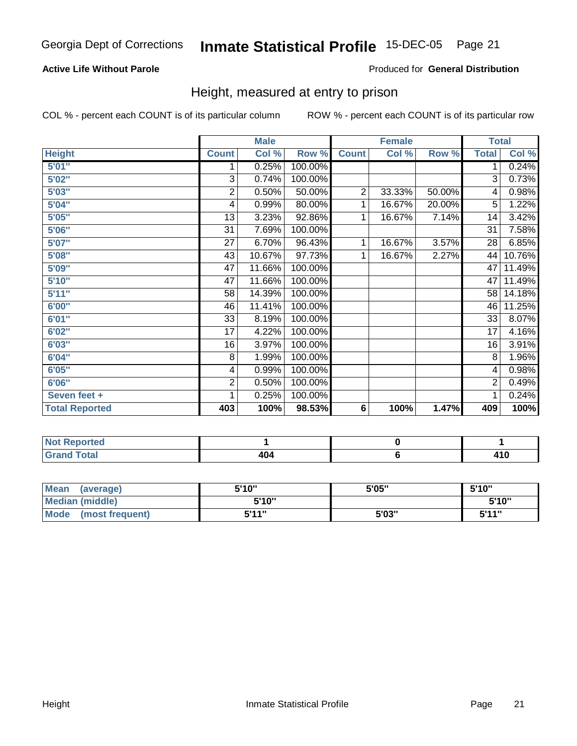Georgia Dept of Corrections **Inmate Statistical Profile** 15-DEC-05

**Active Life Without Parole**

Produced for **General Distribution**

## Height, measured at entry to prison

COL % - percent each COUNT is of its particular column

ROW % - percent each COUNT is of its particular row

| | Male | | | Female | | | Total | |
|---|---|---|---|---|---|---|---|---|
| **Height** | **Count** | **Col %** | **Row %** | **Count** | **Col %** | **Row %** | **Total** | **Col %** |
| **5'01"** | 1 | 0.25% | 100.00% | | | | 1 | 0.24% |
| **5'02"** | 3 | 0.74% | 100.00% | | | | 3 | 0.73% |
| **5'03"** | 2 | 0.50% | 50.00% | 2 | 33.33% | 50.00% | 4 | 0.98% |
| **5'04"** | 4 | 0.99% | 80.00% | 1 | 16.67% | 20.00% | 5 | 1.22% |
| **5'05"** | 13 | 3.23% | 92.86% | 1 | 16.67% | 7.14% | 14 | 3.42% |
| **5'06"** | 31 | 7.69% | 100.00% | | | | 31 | 7.58% |
| **5'07"** | 27 | 6.70% | 96.43% | 1 | 16.67% | 3.57% | 28 | 6.85% |
| **5'08"** | 43 | 10.67% | 97.73% | 1 | 16.67% | 2.27% | 44 | 10.76% |
| **5'09"** | 47 | 11.66% | 100.00% | | | | 47 | 11.49% |
| **5'10"** | 47 | 11.66% | 100.00% | | | | 47 | 11.49% |
| **5'11"** | 58 | 14.39% | 100.00% | | | | 58 | 14.18% |
| **6'00"** | 46 | 11.41% | 100.00% | | | | 46 | 11.25% |
| **6'01"** | 33 | 8.19% | 100.00% | | | | 33 | 8.07% |
| **6'02"** | 17 | 4.22% | 100.00% | | | | 17 | 4.16% |
| **6'03"** | 16 | 3.97% | 100.00% | | | | 16 | 3.91% |
| **6'04"** | 8 | 1.99% | 100.00% | | | | 8 | 1.96% |
| **6'05"** | 4 | 0.99% | 100.00% | | | | 4 | 0.98% |
| **6'06"** | 2 | 0.50% | 100.00% | | | | 2 | 0.49% |
| **Seven feet +** | 1 | 0.25% | 100.00% | | | | 1 | 0.24% |
| **Total Reported** | **403** | **100%** | **98.53%** | **6** | **100%** | **1.47%** | **409** | **100%** |

| | Male | Female | Total |
|---|---|---|---|
| **Not Reported** | **1** | **0** | **1** |
| **Grand Total** | **404** | **6** | **410** |

| | Male | Female | Total |
|---|---|---|---|
| **Mean (average)** | **5'10"** | **5'05"** | **5'10"** |
| **Median (middle)** | **5'10"** | | **5'10"** |
| **Mode (most frequent)** | **5'11"** | **5'03"** | **5'11"** |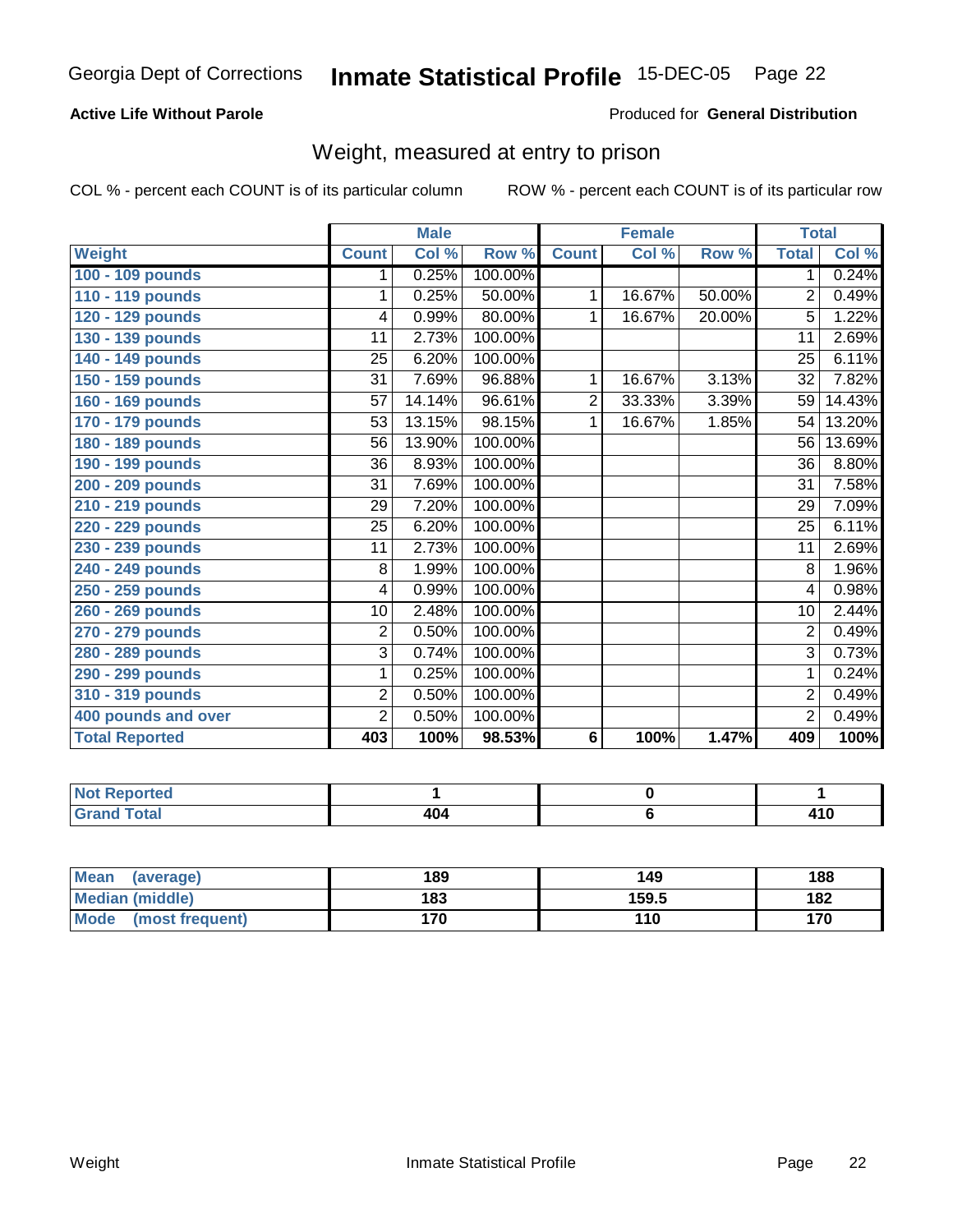Georgia Dept of Corrections **Inmate Statistical Profile** 15-DEC-05

**Active Life Without Parole** Produced for **General Distribution**

## Weight, measured at entry to prison

COL % - percent each COUNT is of its particular column ROW % - percent each COUNT is of its particular row

| | Male | | | Female | | | Total | |
|---|---|---|---|---|---|---|---|---|
| **Weight** | **Count** | **Col %** | **Row %** | **Count** | **Col %** | **Row %** | **Total** | **Col %** |
| 100 - 109 pounds | 1 | 0.25% | 100.00% | | | | 1 | 0.24% |
| 110 - 119 pounds | 1 | 0.25% | 50.00% | 1 | 16.67% | 50.00% | 2 | 0.49% |
| 120 - 129 pounds | 4 | 0.99% | 80.00% | 1 | 16.67% | 20.00% | 5 | 1.22% |
| 130 - 139 pounds | 11 | 2.73% | 100.00% | | | | 11 | 2.69% |
| 140 - 149 pounds | 25 | 6.20% | 100.00% | | | | 25 | 6.11% |
| 150 - 159 pounds | 31 | 7.69% | 96.88% | 1 | 16.67% | 3.13% | 32 | 7.82% |
| 160 - 169 pounds | 57 | 14.14% | 96.61% | 2 | 33.33% | 3.39% | 59 | 14.43% |
| 170 - 179 pounds | 53 | 13.15% | 98.15% | 1 | 16.67% | 1.85% | 54 | 13.20% |
| 180 - 189 pounds | 56 | 13.90% | 100.00% | | | | 56 | 13.69% |
| 190 - 199 pounds | 36 | 8.93% | 100.00% | | | | 36 | 8.80% |
| 200 - 209 pounds | 31 | 7.69% | 100.00% | | | | 31 | 7.58% |
| 210 - 219 pounds | 29 | 7.20% | 100.00% | | | | 29 | 7.09% |
| 220 - 229 pounds | 25 | 6.20% | 100.00% | | | | 25 | 6.11% |
| 230 - 239 pounds | 11 | 2.73% | 100.00% | | | | 11 | 2.69% |
| 240 - 249 pounds | 8 | 1.99% | 100.00% | | | | 8 | 1.96% |
| 250 - 259 pounds | 4 | 0.99% | 100.00% | | | | 4 | 0.98% |
| 260 - 269 pounds | 10 | 2.48% | 100.00% | | | | 10 | 2.44% |
| 270 - 279 pounds | 2 | 0.50% | 100.00% | | | | 2 | 0.49% |
| 280 - 289 pounds | 3 | 0.74% | 100.00% | | | | 3 | 0.73% |
| 290 - 299 pounds | 1 | 0.25% | 100.00% | | | | 1 | 0.24% |
| 310 - 319 pounds | 2 | 0.50% | 100.00% | | | | 2 | 0.49% |
| 400 pounds and over | 2 | 0.50% | 100.00% | | | | 2 | 0.49% |
| **Total Reported** | **403** | **100%** | **98.53%** | **6** | **100%** | **1.47%** | **409** | **100%** |

| | Male | Female | Total |
|---|---|---|---|
| **Not Reported** | 1 | 0 | 1 |
| **Grand Total** | 404 | 6 | 410 |

| | Male | Female | Total |
|---|---|---|---|
| **Mean (average)** | 189 | 149 | 188 |
| **Median (middle)** | 183 | 159.5 | 182 |
| **Mode (most frequent)** | 170 | 110 | 170 |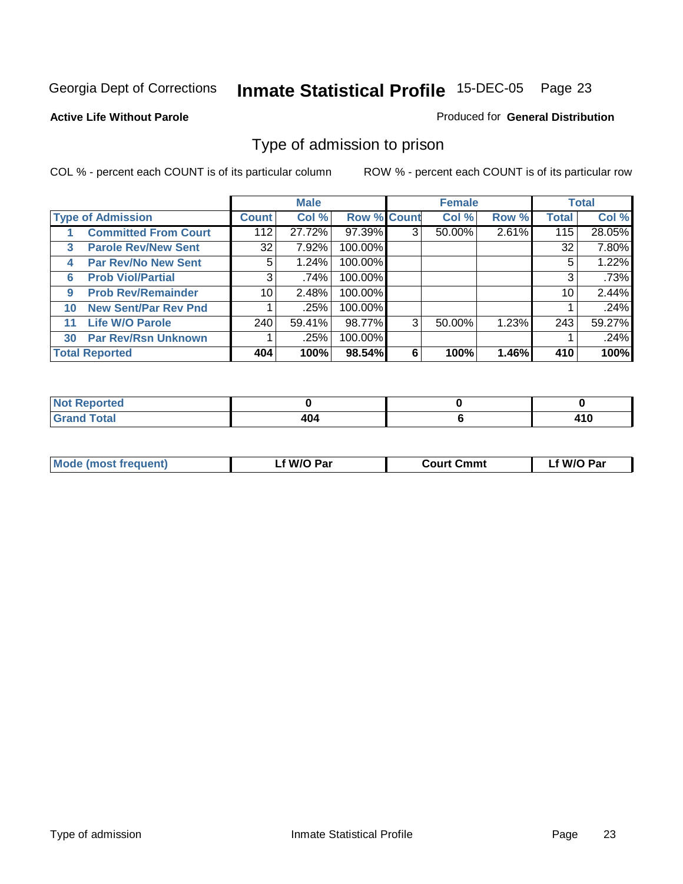Georgia Dept of Corrections **Inmate Statistical Profile** 15-DEC-05

**Active Life Without Parole**

Produced for **General Distribution**

## Type of admission to prison

COL % - percent each COUNT is of its particular column

ROW % - percent each COUNT is of its particular row

| Type of Admission | Male | | | Female | | | Total | |
|---|---|---|---|---|---|---|---|---|
| | Count | Col % | Row % | Count | Col % | Row % | Total | Col % |
| 1 Committed From Court | 112 | 27.72% | 97.39% | 3 | 50.00% | 2.61% | 115 | 28.05% |
| 3 Parole Rev/New Sent | 32 | 7.92% | 100.00% | | | | 32 | 7.80% |
| 4 Par Rev/No New Sent | 5 | 1.24% | 100.00% | | | | 5 | 1.22% |
| 6 Prob Viol/Partial | 3 | .74% | 100.00% | | | | 3 | .73% |
| 9 Prob Rev/Remainder | 10 | 2.48% | 100.00% | | | | 10 | 2.44% |
| 10 New Sent/Par Rev Pnd | 1 | .25% | 100.00% | | | | 1 | .24% |
| 11 Life W/O Parole | 240 | 59.41% | 98.77% | 3 | 50.00% | 1.23% | 243 | 59.27% |
| 30 Par Rev/Rsn Unknown | 1 | .25% | 100.00% | | | | 1 | .24% |
| **Total Reported** | **404** | **100%** | **98.54%** | **6** | **100%** | **1.46%** | **410** | **100%** |

| | Male | Female | Total |
|---|---|---|---|
| Not Reported | 0 | 0 | 0 |
| Grand Total | 404 | 6 | 410 |

| | Male | Female | Total |
|---|---|---|---|
| Mode (most frequent) | Lf W/O Par | Court Cmmt | Lf W/O Par |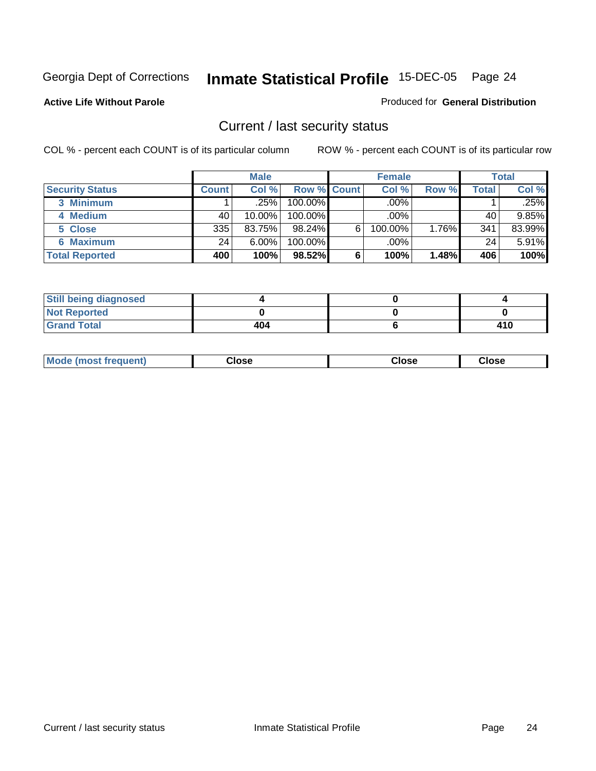Georgia Dept of Corrections **Inmate Statistical Profile** 15-DEC-05

**Active Life Without Parole**

Produced for **General Distribution**

## Current / last security status

COL % - percent each COUNT is of its particular column

ROW % - percent each COUNT is of its particular row

| | Male | | | Female | | | Total | |
|---|---|---|---|---|---|---|---|---|
| **Security Status** | **Count** | **Col %** | **Row %** | **Count** | **Col %** | **Row %** | **Total** | **Col %** |
| **3 Minimum** | 1 | .25% | 100.00% | | .00% | | 1 | .25% |
| **4 Medium** | 40 | 10.00% | 100.00% | | .00% | | 40 | 9.85% |
| **5 Close** | 335 | 83.75% | 98.24% | 6 | 100.00% | 1.76% | 341 | 83.99% |
| **6 Maximum** | 24 | 6.00% | 100.00% | | .00% | | 24 | 5.91% |
| **Total Reported** | **400** | **100%** | **98.52%** | **6** | **100%** | **1.48%** | **406** | **100%** |

| | Male | Female | Total |
|---|---|---|---|
| **Still being diagnosed** | **4** | **0** | **4** |
| **Not Reported** | **0** | **0** | **0** |
| **Grand Total** | **404** | **6** | **410** |

| | Male | Female | Total |
|---|---|---|---|
| **Mode (most frequent)** | **Close** | **Close** | **Close** |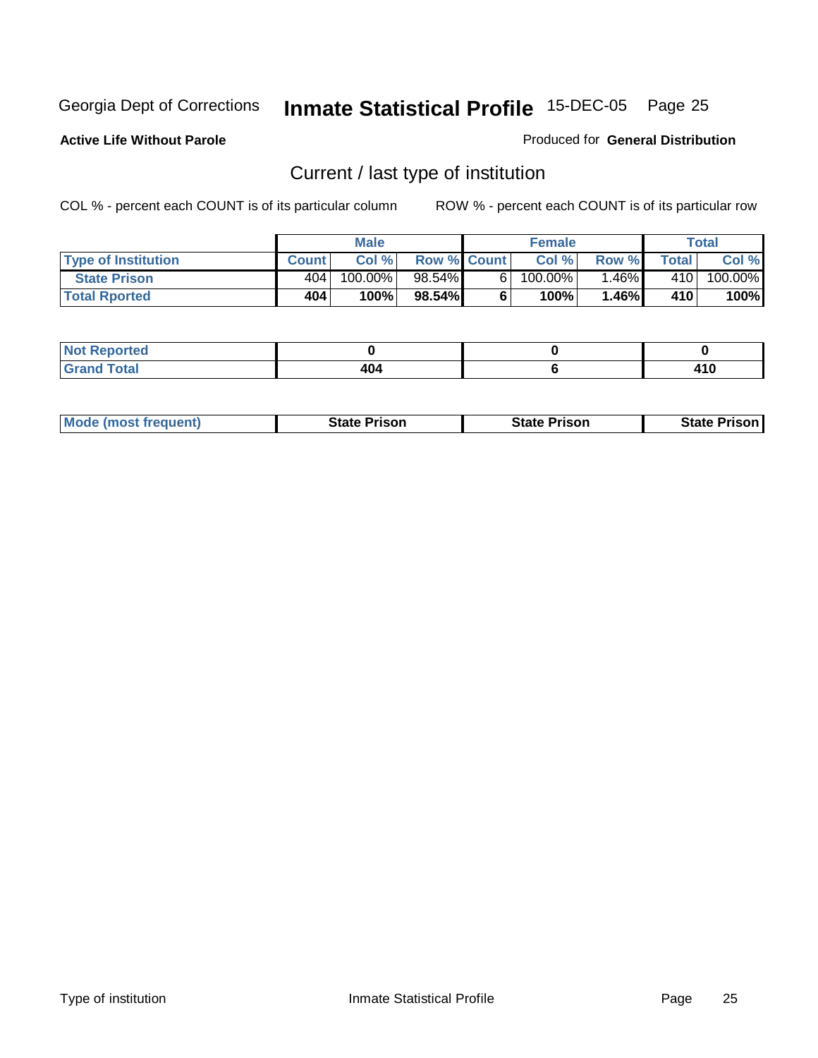Georgia Dept of Corrections **Inmate Statistical Profile** 15-DEC-05

**Active Life Without Parole**

Produced for **General Distribution**

## Current / last type of institution

COL % - percent each COUNT is of its particular column ROW % - percent each COUNT is of its particular row

| | Male | | | Female | | | Total | |
|---|---|---|---|---|---|---|---|---|
| **Type of Institution** | **Count** | **Col %** | **Row %** | **Count** | **Col %** | **Row %** | **Total** | **Col %** |
| **State Prison** | 404 | 100.00% | 98.54% | 6 | 100.00% | 1.46% | 410 | 100.00% |
| **Total Rported** | **404** | **100%** | **98.54%** | **6** | **100%** | **1.46%** | **410** | **100%** |

| | Male | Female | Total |
|---|---|---|---|
| **Not Reported** | **0** | **0** | **0** |
| **Grand Total** | **404** | **6** | **410** |

| | Male | Female | Total |
|---|---|---|---|
| **Mode (most frequent)** | **State Prison** | **State Prison** | **State Prison** |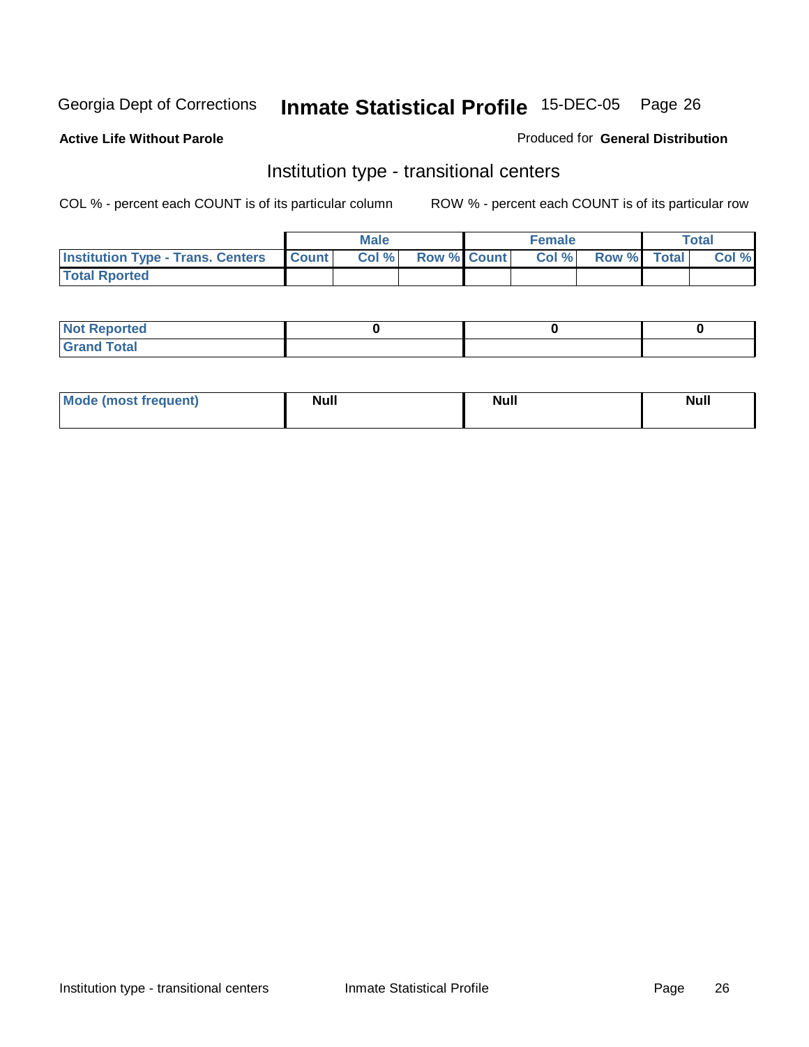Georgia Dept of Corrections **Inmate Statistical Profile** 15-DEC-05

**Active Life Without Parole**

Produced for **General Distribution**

## Institution type - transitional centers

COL % - percent each COUNT is of its particular column    ROW % - percent each COUNT is of its particular row

| | Male | | | Female | | | Total | |
|---|---|---|---|---|---|---|---|---|
| Institution Type - Trans. Centers | Count | Col % | Row % | Count | Col % | Row % | Total | Col % |
| Total Rported | | | | | | | | |

| | Male | Female | Total |
|---|---|---|---|
| Not Reported | 0 | 0 | 0 |
| Grand Total | | | |

| | Male | Female | Total |
|---|---|---|---|
| Mode (most frequent) | Null | Null | Null |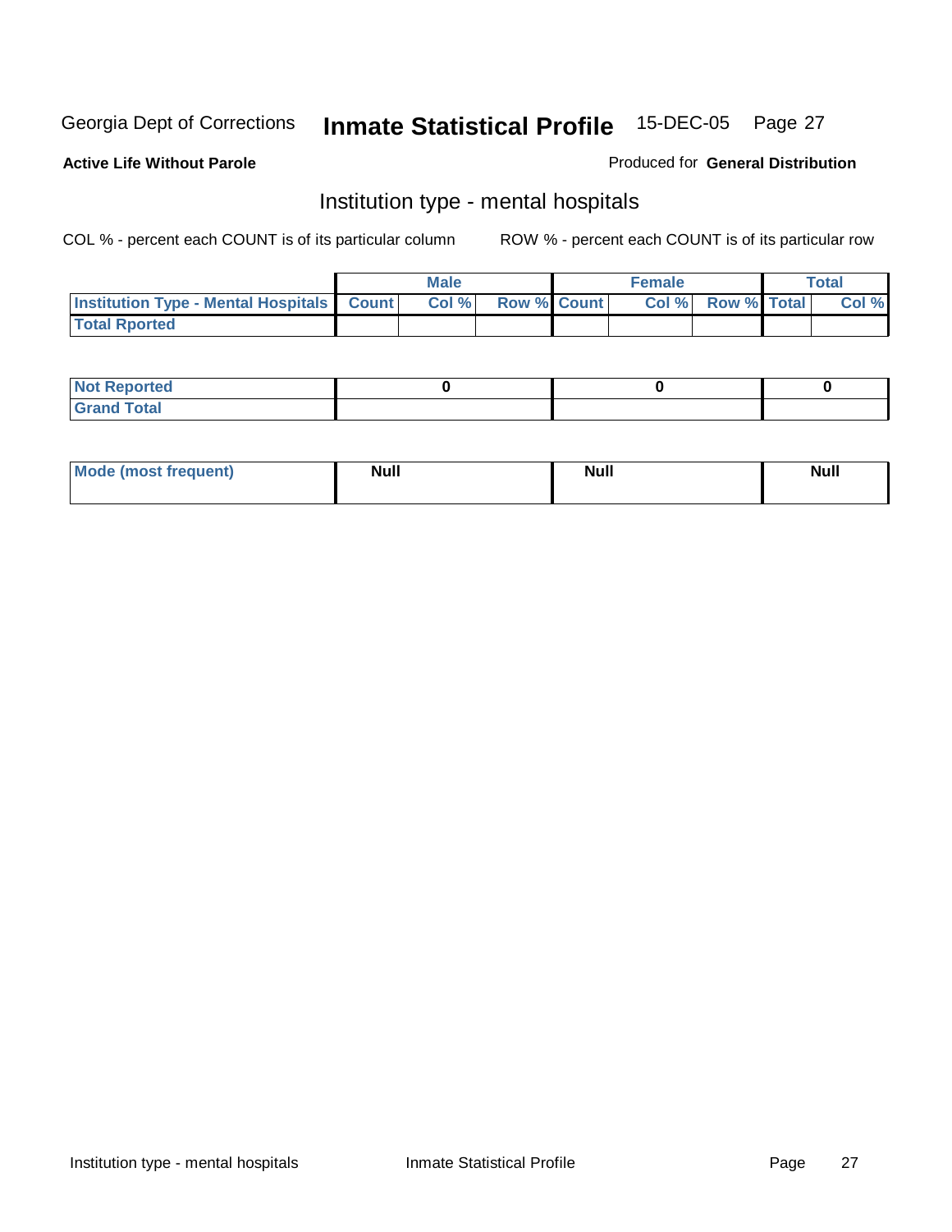Georgia Dept of Corrections **Inmate Statistical Profile** 15-DEC-05

**Active Life Without Parole**

Produced for **General Distribution**

## Institution type - mental hospitals

COL % - percent each COUNT is of its particular column

ROW % - percent each COUNT is of its particular row

| | Male | | | Female | | | Total | |
|---|---|---|---|---|---|---|---|---|
| **Institution Type - Mental Hospitals** | **Count** | **Col %** | **Row %** | **Count** | **Col %** | **Row %** | **Total** | **Col %** |
| **Total Rported** | | | | | | | | |

| | Male | Female | Total |
|---|---|---|---|
| **Not Reported** | **0** | **0** | **0** |
| **Grand Total** | | | |

| | Male | Female | Total |
|---|---|---|---|
| **Mode (most frequent)** | **Null** | **Null** | **Null** |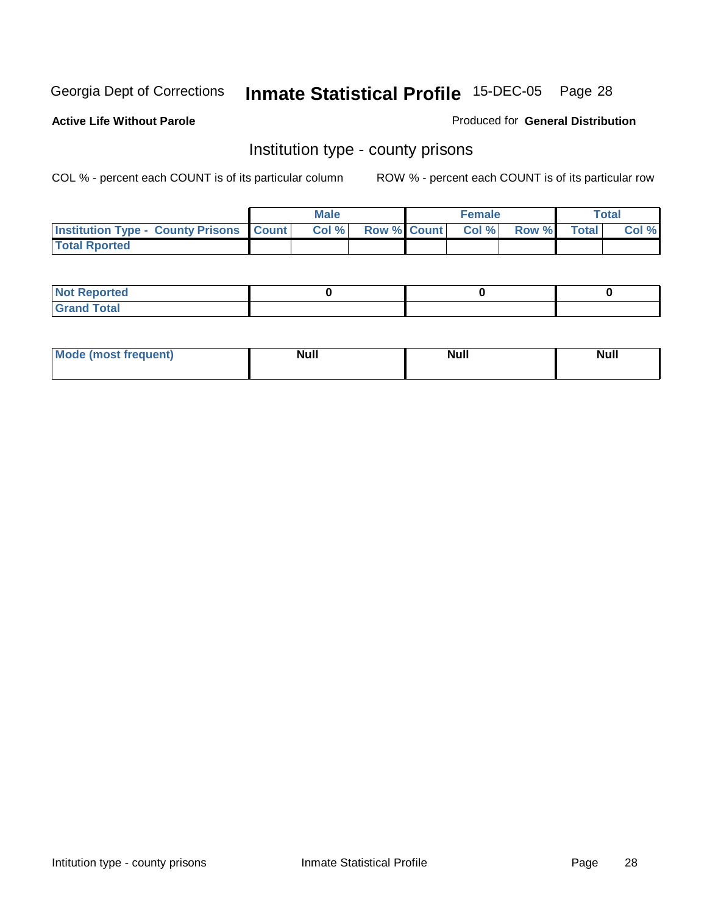Georgia Dept of Corrections **Inmate Statistical Profile** 15-DEC-05

**Active Life Without Parole**

Produced for **General Distribution**

## Institution type - county prisons

COL % - percent each COUNT is of its particular column

ROW % - percent each COUNT is of its particular row

| | Male | | | Female | | | Total | |
|---|---|---|---|---|---|---|---|---|
| **Institution Type - County Prisons** | **Count** | **Col %** | **Row %** | **Count** | **Col %** | **Row %** | **Total** | **Col %** |
| **Total Rported** | | | | | | | | |

| | Male | Female | Total |
|---|---|---|---|
| **Not Reported** | **0** | **0** | **0** |
| **Grand Total** | | | |

| | Male | Female | Total |
|---|---|---|---|
| **Mode (most frequent)** | **Null** | **Null** | **Null** |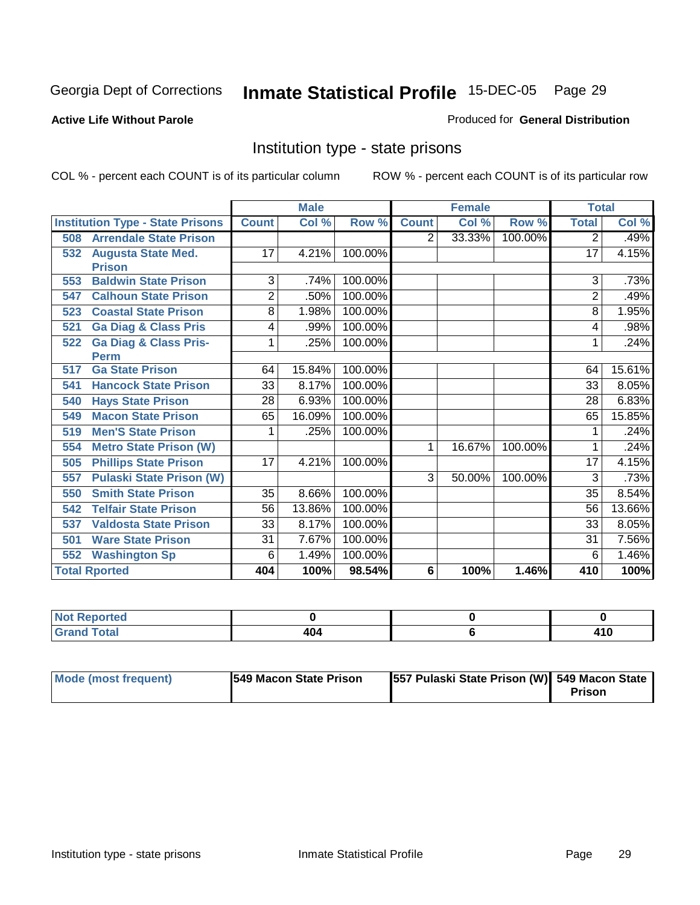Georgia Dept of Corrections **Inmate Statistical Profile** 15-DEC-05

**Active Life Without Parole**

Produced for **General Distribution**

## Institution type - state prisons

COL % - percent each COUNT is of its particular column ROW % - percent each COUNT is of its particular row

| | Male | | | Female | | | Total | |
|---|---|---|---|---|---|---|---|---|
| **Institution Type - State Prisons** | **Count** | **Col %** | **Row %** | **Count** | **Col %** | **Row %** | **Total** | **Col %** |
| **508 Arrendale State Prison** | | | | 2 | 33.33% | 100.00% | 2 | .49% |
| **532 Augusta State Med. Prison** | 17 | 4.21% | 100.00% | | | | 17 | 4.15% |
| **553 Baldwin State Prison** | 3 | .74% | 100.00% | | | | 3 | .73% |
| **547 Calhoun State Prison** | 2 | .50% | 100.00% | | | | 2 | .49% |
| **523 Coastal State Prison** | 8 | 1.98% | 100.00% | | | | 8 | 1.95% |
| **521 Ga Diag & Class Pris** | 4 | .99% | 100.00% | | | | 4 | .98% |
| **522 Ga Diag & Class Pris-Perm** | 1 | .25% | 100.00% | | | | 1 | .24% |
| **517 Ga State Prison** | 64 | 15.84% | 100.00% | | | | 64 | 15.61% |
| **541 Hancock State Prison** | 33 | 8.17% | 100.00% | | | | 33 | 8.05% |
| **540 Hays State Prison** | 28 | 6.93% | 100.00% | | | | 28 | 6.83% |
| **549 Macon State Prison** | 65 | 16.09% | 100.00% | | | | 65 | 15.85% |
| **519 Men'S State Prison** | 1 | .25% | 100.00% | | | | 1 | .24% |
| **554 Metro State Prison (W)** | | | | 1 | 16.67% | 100.00% | 1 | .24% |
| **505 Phillips State Prison** | 17 | 4.21% | 100.00% | | | | 17 | 4.15% |
| **557 Pulaski State Prison (W)** | | | | 3 | 50.00% | 100.00% | 3 | .73% |
| **550 Smith State Prison** | 35 | 8.66% | 100.00% | | | | 35 | 8.54% |
| **542 Telfair State Prison** | 56 | 13.86% | 100.00% | | | | 56 | 13.66% |
| **537 Valdosta State Prison** | 33 | 8.17% | 100.00% | | | | 33 | 8.05% |
| **501 Ware State Prison** | 31 | 7.67% | 100.00% | | | | 31 | 7.56% |
| **552 Washington Sp** | 6 | 1.49% | 100.00% | | | | 6 | 1.46% |
| **Total Rported** | **404** | **100%** | **98.54%** | **6** | **100%** | **1.46%** | **410** | **100%** |

| | Male | Female | Total |
|---|---|---|---|
| **Not Reported** | **0** | **0** | **0** |
| **Grand Total** | **404** | **6** | **410** |

| | Male | Female | Total |
|---|---|---|---|
| **Mode (most frequent)** | **549 Macon State Prison** | **557 Pulaski State Prison (W)** | **549 Macon State Prison** |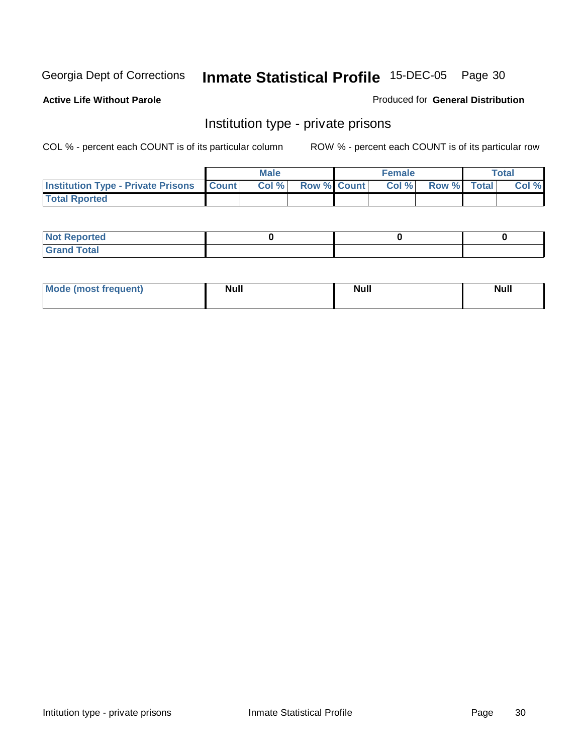Georgia Dept of Corrections **Inmate Statistical Profile** 15-DEC-05

**Active Life Without Parole**

Produced for **General Distribution**

## Institution type - private prisons

COL % - percent each COUNT is of its particular column

ROW % - percent each COUNT is of its particular row

| | Male | | | Female | | | Total | |
|---|---|---|---|---|---|---|---|---|
| **Institution Type - Private Prisons** | **Count** | **Col %** | **Row %** | **Count** | **Col %** | **Row %** | **Total** | **Col %** |
| **Total Rported** | | | | | | | | |

| | | | |
|---|---|---|---|
| **Not Reported** | 0 | 0 | 0 |
| **Grand Total** | | | |

| | | | |
|---|---|---|---|
| **Mode (most frequent)** | Null | Null | Null |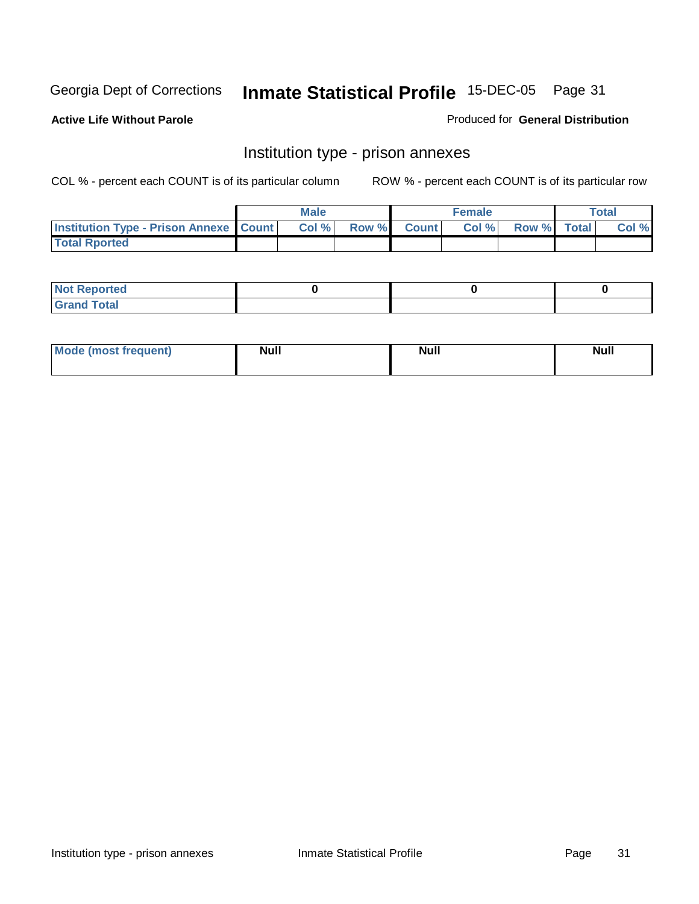Georgia Dept of Corrections **Inmate Statistical Profile** 15-DEC-05

**Active Life Without Parole**

Produced for **General Distribution**

## Institution type - prison annexes

COL % - percent each COUNT is of its particular column ROW % - percent each COUNT is of its particular row

| | Male | | | Female | | | Total | |
|---|---|---|---|---|---|---|---|---|
| **Institution Type - Prison Annexe** | **Count** | **Col %** | **Row %** | **Count** | **Col %** | **Row %** | **Total** | **Col %** |
| **Total Rported** | | | | | | | | |

| | Male | Female | Total |
|---|---|---|---|
| **Not Reported** | **0** | **0** | **0** |
| **Grand Total** | | | |

| | Male | Female | Total |
|---|---|---|---|
| **Mode (most frequent)** | **Null** | **Null** | **Null** |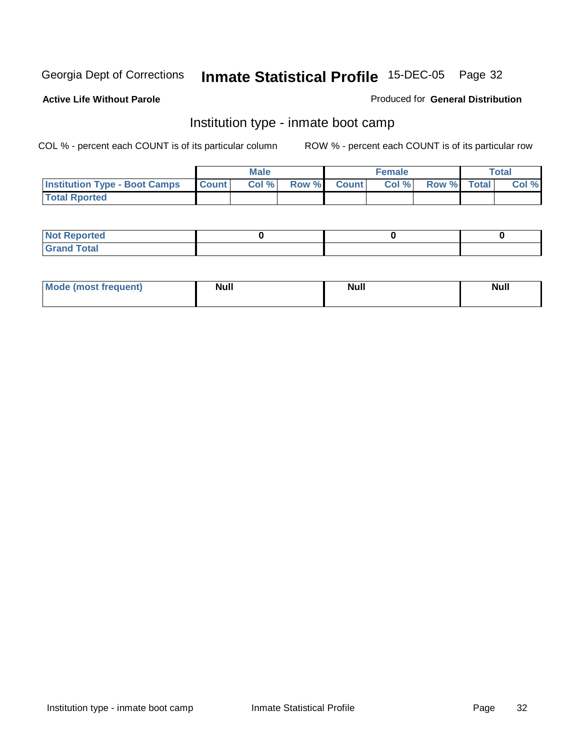Georgia Dept of Corrections **Inmate Statistical Profile** 15-DEC-05

**Active Life Without Parole**

Produced for **General Distribution**

## Institution type - inmate boot camp

COL % - percent each COUNT is of its particular column

ROW % - percent each COUNT is of its particular row

| | Male | | | Female | | | Total | |
|---|---|---|---|---|---|---|---|---|
| **Institution Type - Boot Camps** | **Count** | **Col %** | **Row %** | **Count** | **Col %** | **Row %** | **Total** | **Col %** |
| **Total Rported** | | | | | | | | |

| | Male | Female | Total |
|---|---|---|---|
| **Not Reported** | 0 | 0 | 0 |
| **Grand Total** | | | |

| | Male | Female | Total |
|---|---|---|---|
| **Mode (most frequent)** | Null | Null | Null |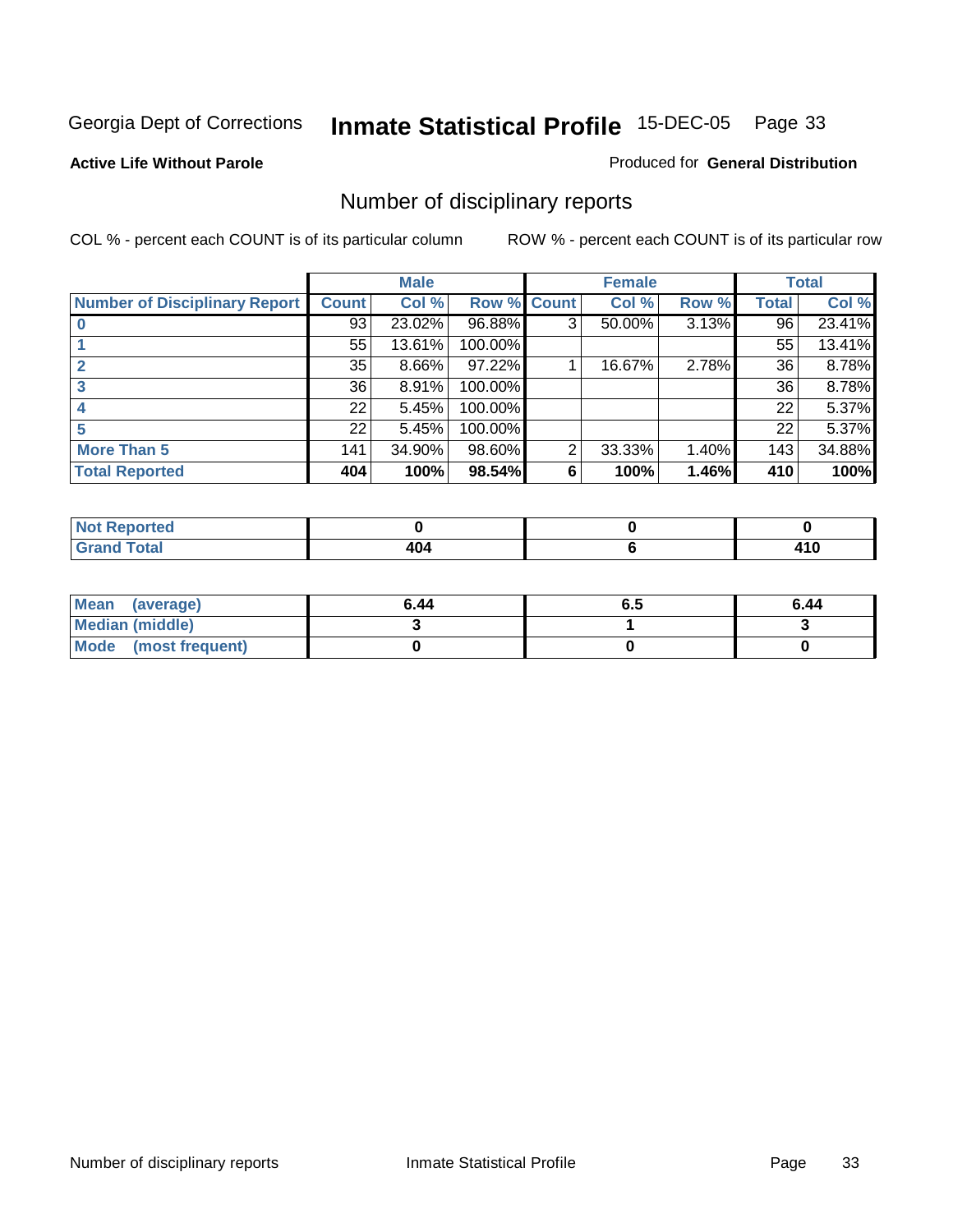Georgia Dept of Corrections **Inmate Statistical Profile** 15-DEC-05

**Active Life Without Parole**

Produced for **General Distribution**

## Number of disciplinary reports

COL % - percent each COUNT is of its particular column        ROW % - percent each COUNT is of its particular row

| | Male | | | Female | | | Total | |
|---|---|---|---|---|---|---|---|---|
| **Number of Disciplinary Report** | **Count** | **Col %** | **Row %** | **Count** | **Col %** | **Row %** | **Total** | **Col %** |
| **0** | 93 | 23.02% | 96.88% | 3 | 50.00% | 3.13% | 96 | 23.41% |
| **1** | 55 | 13.61% | 100.00% | | | | 55 | 13.41% |
| **2** | 35 | 8.66% | 97.22% | 1 | 16.67% | 2.78% | 36 | 8.78% |
| **3** | 36 | 8.91% | 100.00% | | | | 36 | 8.78% |
| **4** | 22 | 5.45% | 100.00% | | | | 22 | 5.37% |
| **5** | 22 | 5.45% | 100.00% | | | | 22 | 5.37% |
| **More Than 5** | 141 | 34.90% | 98.60% | 2 | 33.33% | 1.40% | 143 | 34.88% |
| **Total Reported** | **404** | **100%** | **98.54%** | **6** | **100%** | **1.46%** | **410** | **100%** |

| | Male | Female | Total |
|---|---|---|---|
| **Not Reported** | **0** | **0** | **0** |
| **Grand Total** | **404** | **6** | **410** |

| | Male | Female | Total |
|---|---|---|---|
| **Mean (average)** | **6.44** | **6.5** | **6.44** |
| **Median (middle)** | **3** | **1** | **3** |
| **Mode (most frequent)** | **0** | **0** | **0** |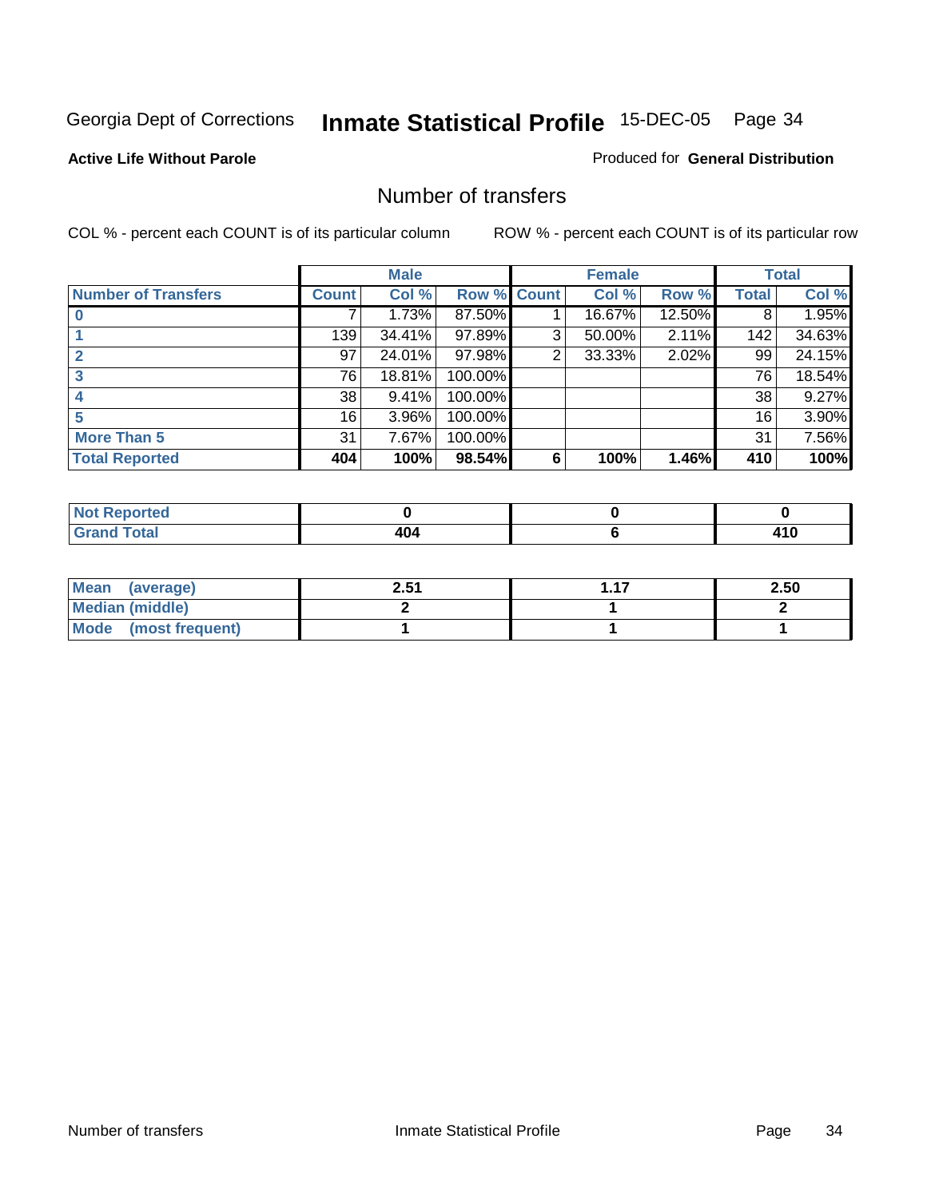Georgia Dept of Corrections **Inmate Statistical Profile** 15-DEC-05

**Active Life Without Parole**

Produced for **General Distribution**

## Number of transfers

COL % - percent each COUNT is of its particular column

ROW % - percent each COUNT is of its particular row

| | Male | | | Female | | | Total | |
|---|---|---|---|---|---|---|---|---|
| **Number of Transfers** | **Count** | **Col %** | **Row %** | **Count** | **Col %** | **Row %** | **Total** | **Col %** |
| **0** | 7 | 1.73% | 87.50% | 1 | 16.67% | 12.50% | 8 | 1.95% |
| **1** | 139 | 34.41% | 97.89% | 3 | 50.00% | 2.11% | 142 | 34.63% |
| **2** | 97 | 24.01% | 97.98% | 2 | 33.33% | 2.02% | 99 | 24.15% |
| **3** | 76 | 18.81% | 100.00% | | | | 76 | 18.54% |
| **4** | 38 | 9.41% | 100.00% | | | | 38 | 9.27% |
| **5** | 16 | 3.96% | 100.00% | | | | 16 | 3.90% |
| **More Than 5** | 31 | 7.67% | 100.00% | | | | 31 | 7.56% |
| **Total Reported** | **404** | **100%** | **98.54%** | **6** | **100%** | **1.46%** | **410** | **100%** |

| | Male | Female | Total |
|---|---|---|---|
| **Not Reported** | **0** | **0** | **0** |
| **Grand Total** | **404** | **6** | **410** |

| | Male | Female | Total |
|---|---|---|---|
| **Mean (average)** | **2.51** | **1.17** | **2.50** |
| **Median (middle)** | **2** | **1** | **2** |
| **Mode (most frequent)** | **1** | **1** | **1** |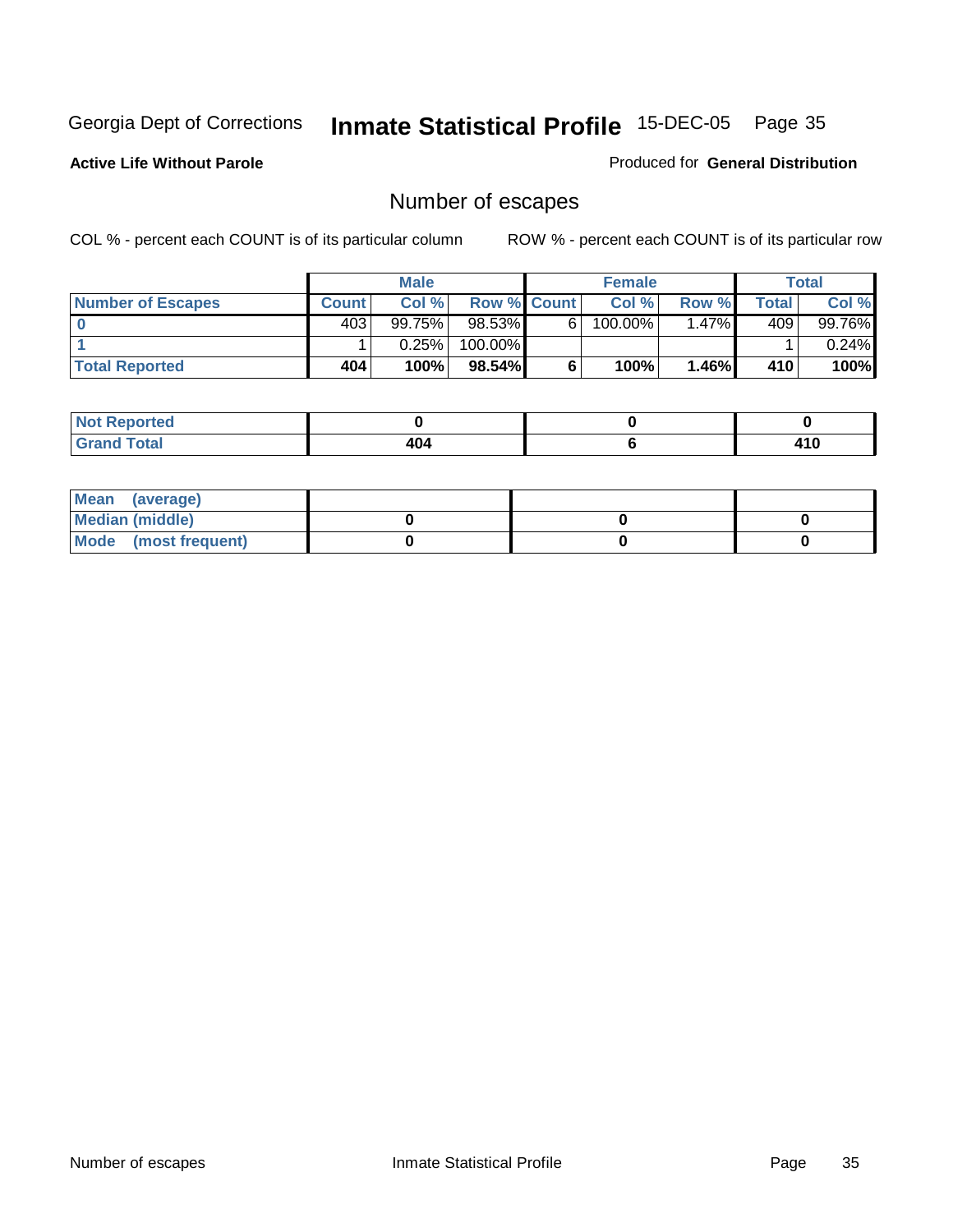Georgia Dept of Corrections **Inmate Statistical Profile** 15-DEC-05

**Active Life Without Parole**

Produced for **General Distribution**

## Number of escapes

COL % - percent each COUNT is of its particular column

ROW % - percent each COUNT is of its particular row

| | Male | | | Female | | | Total | |
|---|---|---|---|---|---|---|---|---|
| **Number of Escapes** | **Count** | **Col %** | **Row %** | **Count** | **Col %** | **Row %** | **Total** | **Col %** |
| **0** | 403 | 99.75% | 98.53% | 6 | 100.00% | 1.47% | 409 | 99.76% |
| **1** | 1 | 0.25% | 100.00% | | | | 1 | 0.24% |
| **Total Reported** | **404** | **100%** | **98.54%** | **6** | **100%** | **1.46%** | **410** | **100%** |

| | Male | Female | Total |
|---|---|---|---|
| **Not Reported** | **0** | **0** | **0** |
| **Grand Total** | **404** | **6** | **410** |

| | Male | Female | Total |
|---|---|---|---|
| **Mean (average)** | | | |
| **Median (middle)** | **0** | **0** | **0** |
| **Mode (most frequent)** | **0** | **0** | **0** |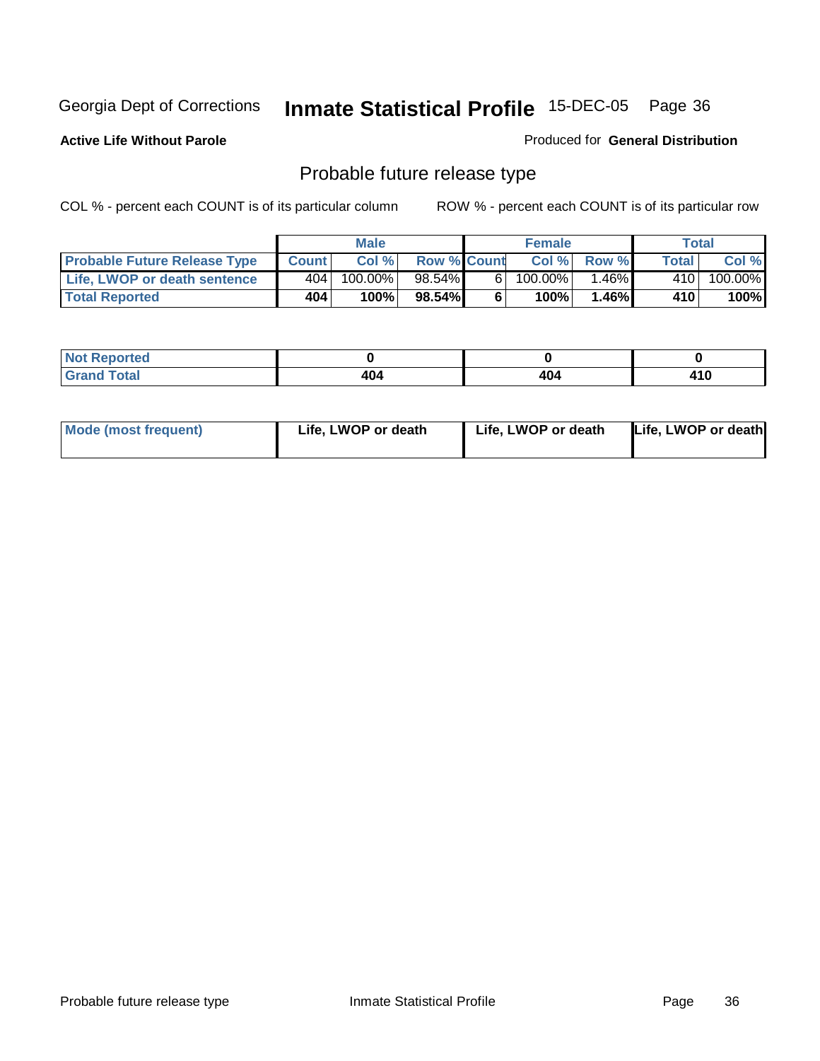Georgia Dept of Corrections **Inmate Statistical Profile** 15-DEC-05

**Active Life Without Parole**

Produced for **General Distribution**

## Probable future release type

COL % - percent each COUNT is of its particular column ROW % - percent each COUNT is of its particular row

| | Male | | | Female | | | Total | |
|---|---|---|---|---|---|---|---|---|
| **Probable Future Release Type** | **Count** | **Col %** | **Row %** | **Count** | **Col %** | **Row %** | **Total** | **Col %** |
| **Life, LWOP or death sentence** | 404 | 100.00% | 98.54% | 6 | 100.00% | 1.46% | 410 | 100.00% |
| **Total Reported** | **404** | **100%** | **98.54%** | **6** | **100%** | **1.46%** | **410** | **100%** |

| | Male | Female | Total |
|---|---|---|---|
| **Not Reported** | **0** | **0** | **0** |
| **Grand Total** | **404** | **404** | **410** |

| | Male | Female | Total |
|---|---|---|---|
| **Mode (most frequent)** | **Life, LWOP or death** | **Life, LWOP or death** | **Life, LWOP or death** |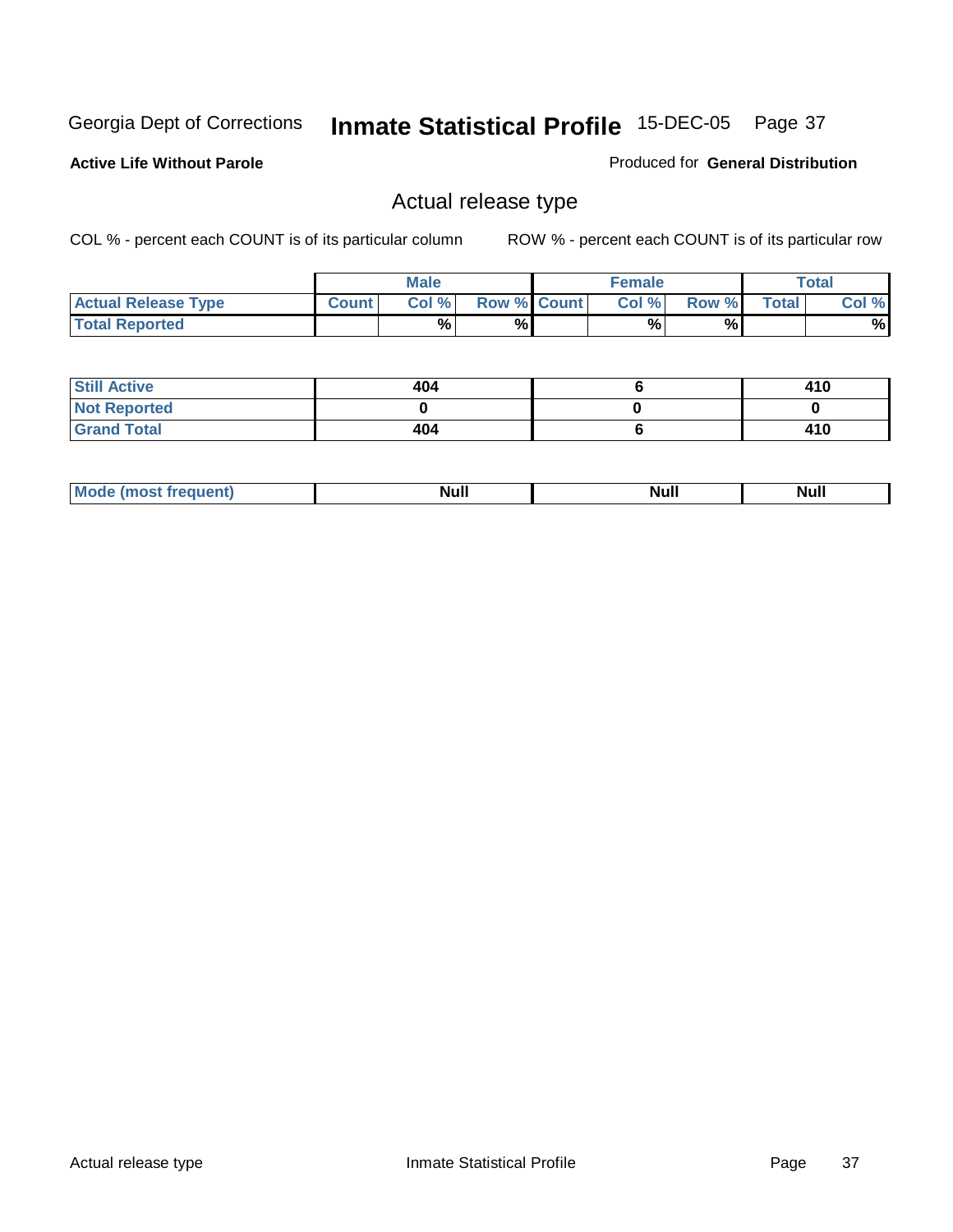Georgia Dept of Corrections **Inmate Statistical Profile** 15-DEC-05

**Active Life Without Parole**

Produced for **General Distribution**

## Actual release type

COL % - percent each COUNT is of its particular column ROW % - percent each COUNT is of its particular row

| | Male | | | Female | | | Total | |
|---|---|---|---|---|---|---|---|---|
| **Actual Release Type** | **Count** | **Col %** | **Row %** | **Count** | **Col %** | **Row %** | **Total** | **Col %** |
| **Total Reported** | | % | % | | % | % | | % |
| **Still Active** | 404 | | | 6 | | | 410 | |
| **Not Reported** | 0 | | | 0 | | | 0 | |
| **Grand Total** | 404 | | | 6 | | | 410 | |
| **Mode (most frequent)** | Null | | | Null | | | Null | |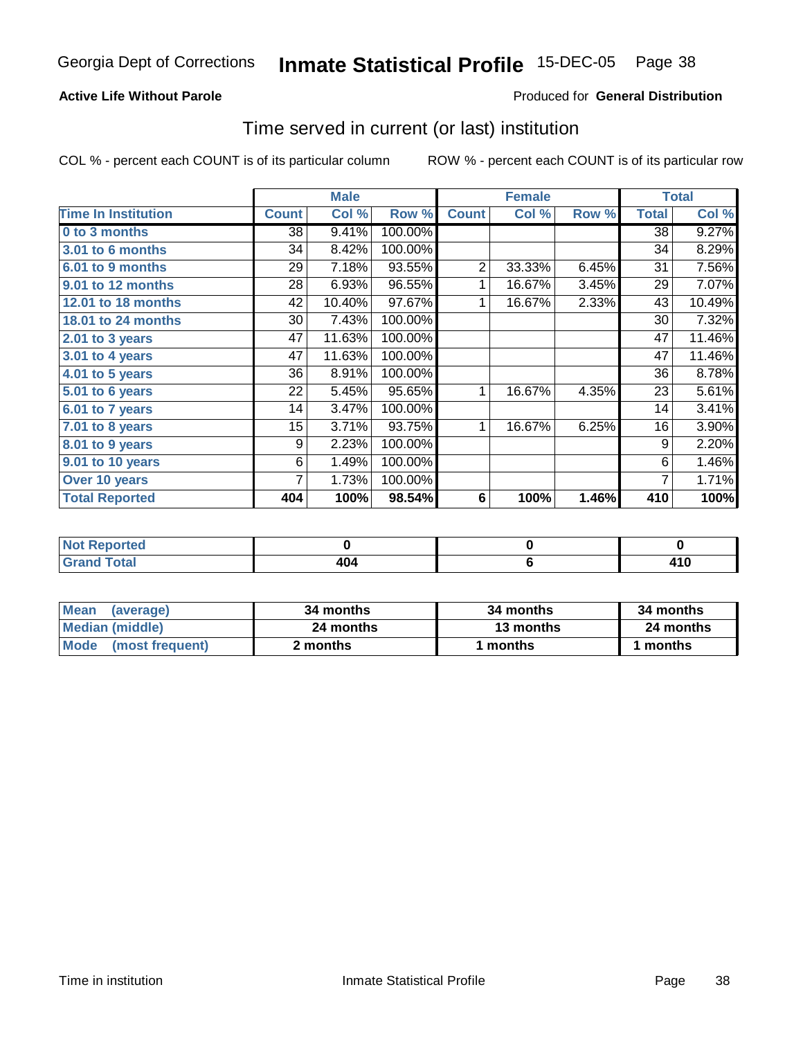# Time served in current (or last) institution

**Active Life Without Parole**

Produced for **General Distribution**

COL % - percent each COUNT is of its particular column

ROW % - percent each COUNT is of its particular row

| Time In Institution | Male | | | Female | | | Total | |
|---|---|---|---|---|---|---|---|---|
| | Count | Col % | Row % | Count | Col % | Row % | Total | Col % |
| 0 to 3 months | 38 | 9.41% | 100.00% | | | | 38 | 9.27% |
| 3.01 to 6 months | 34 | 8.42% | 100.00% | | | | 34 | 8.29% |
| 6.01 to 9 months | 29 | 7.18% | 93.55% | 2 | 33.33% | 6.45% | 31 | 7.56% |
| 9.01 to 12 months | 28 | 6.93% | 96.55% | 1 | 16.67% | 3.45% | 29 | 7.07% |
| 12.01 to 18 months | 42 | 10.40% | 97.67% | 1 | 16.67% | 2.33% | 43 | 10.49% |
| 18.01 to 24 months | 30 | 7.43% | 100.00% | | | | 30 | 7.32% |
| 2.01 to 3 years | 47 | 11.63% | 100.00% | | | | 47 | 11.46% |
| 3.01 to 4 years | 47 | 11.63% | 100.00% | | | | 47 | 11.46% |
| 4.01 to 5 years | 36 | 8.91% | 100.00% | | | | 36 | 8.78% |
| 5.01 to 6 years | 22 | 5.45% | 95.65% | 1 | 16.67% | 4.35% | 23 | 5.61% |
| 6.01 to 7 years | 14 | 3.47% | 100.00% | | | | 14 | 3.41% |
| 7.01 to 8 years | 15 | 3.71% | 93.75% | 1 | 16.67% | 6.25% | 16 | 3.90% |
| 8.01 to 9 years | 9 | 2.23% | 100.00% | | | | 9 | 2.20% |
| 9.01 to 10 years | 6 | 1.49% | 100.00% | | | | 6 | 1.46% |
| Over 10 years | 7 | 1.73% | 100.00% | | | | 7 | 1.71% |
| **Total Reported** | **404** | **100%** | **98.54%** | **6** | **100%** | **1.46%** | **410** | **100%** |

| | Male | Female | Total |
|---|---|---|---|
| Not Reported | 0 | 0 | 0 |
| Grand Total | 404 | 6 | 410 |

| | Male | Female | Total |
|---|---|---|---|
| Mean (average) | 34 months | 34 months | 34 months |
| Median (middle) | 24 months | 13 months | 24 months |
| Mode (most frequent) | 2 months | 1 months | 1 months |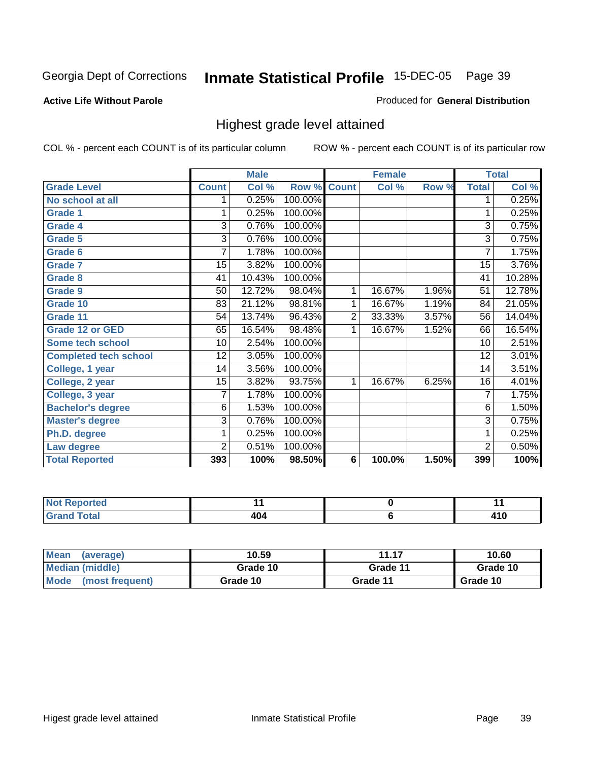Georgia Dept of Corrections **Inmate Statistical Profile** 15-DEC-05

**Active Life Without Parole**

Produced for **General Distribution**

## Highest grade level attained

COL % - percent each COUNT is of its particular column ROW % - percent each COUNT is of its particular row

| Grade Level | Male | | | Female | | | Total | |
|---|---|---|---|---|---|---|---|---|
| | Count | Col % | Row % | Count | Col % | Row % | Total | Col % |
| No school at all | 1 | 0.25% | 100.00% | | | | 1 | 0.25% |
| Grade 1 | 1 | 0.25% | 100.00% | | | | 1 | 0.25% |
| Grade 4 | 3 | 0.76% | 100.00% | | | | 3 | 0.75% |
| Grade 5 | 3 | 0.76% | 100.00% | | | | 3 | 0.75% |
| Grade 6 | 7 | 1.78% | 100.00% | | | | 7 | 1.75% |
| Grade 7 | 15 | 3.82% | 100.00% | | | | 15 | 3.76% |
| Grade 8 | 41 | 10.43% | 100.00% | | | | 41 | 10.28% |
| Grade 9 | 50 | 12.72% | 98.04% | 1 | 16.67% | 1.96% | 51 | 12.78% |
| Grade 10 | 83 | 21.12% | 98.81% | 1 | 16.67% | 1.19% | 84 | 21.05% |
| Grade 11 | 54 | 13.74% | 96.43% | 2 | 33.33% | 3.57% | 56 | 14.04% |
| Grade 12 or GED | 65 | 16.54% | 98.48% | 1 | 16.67% | 1.52% | 66 | 16.54% |
| Some tech school | 10 | 2.54% | 100.00% | | | | 10 | 2.51% |
| Completed tech school | 12 | 3.05% | 100.00% | | | | 12 | 3.01% |
| College, 1 year | 14 | 3.56% | 100.00% | | | | 14 | 3.51% |
| College, 2 year | 15 | 3.82% | 93.75% | 1 | 16.67% | 6.25% | 16 | 4.01% |
| College, 3 year | 7 | 1.78% | 100.00% | | | | 7 | 1.75% |
| Bachelor's degree | 6 | 1.53% | 100.00% | | | | 6 | 1.50% |
| Master's degree | 3 | 0.76% | 100.00% | | | | 3 | 0.75% |
| Ph.D. degree | 1 | 0.25% | 100.00% | | | | 1 | 0.25% |
| Law degree | 2 | 0.51% | 100.00% | | | | 2 | 0.50% |
| **Total Reported** | **393** | **100%** | **98.50%** | **6** | **100.0%** | **1.50%** | **399** | **100%** |

| | Male | Female | Total |
|---|---|---|---|
| Not Reported | 11 | 0 | 11 |
| Grand Total | 404 | 6 | 410 |

| | Male | Female | Total |
|---|---|---|---|
| Mean (average) | 10.59 | 11.17 | 10.60 |
| Median (middle) | Grade 10 | Grade 11 | Grade 10 |
| Mode (most frequent) | Grade 10 | Grade 11 | Grade 10 |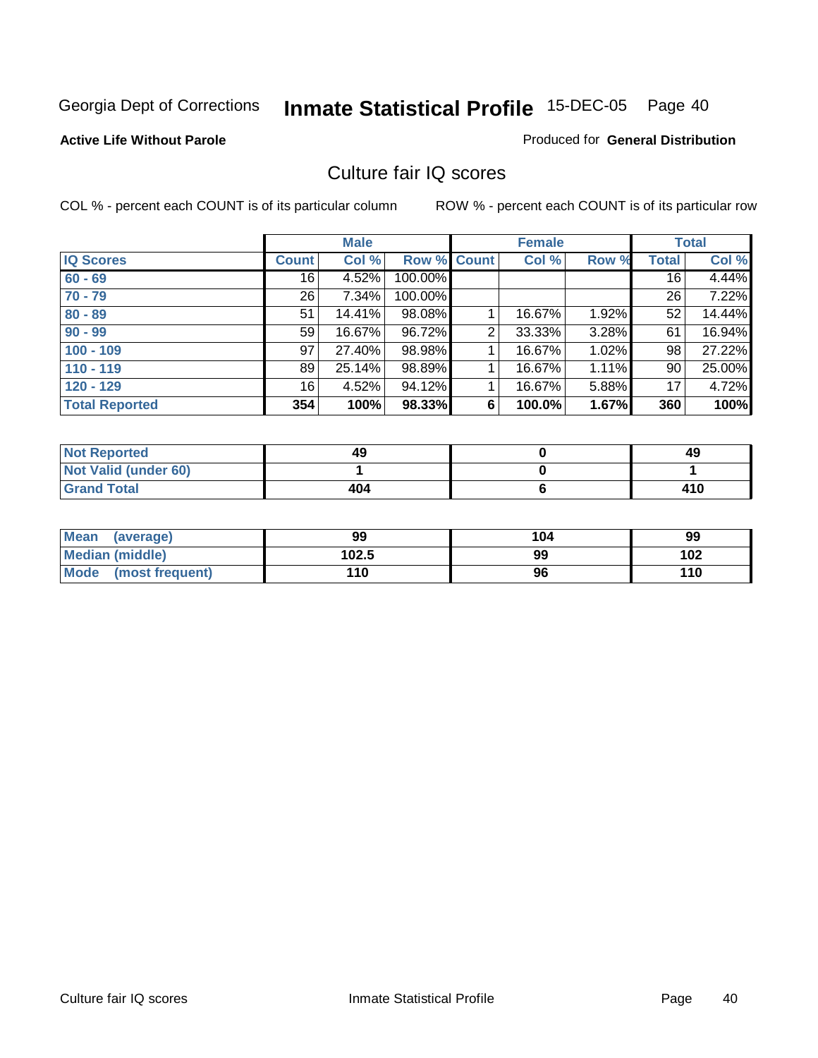Georgia Dept of Corrections **Inmate Statistical Profile** 15-DEC-05 Page 40

**Active Life Without Parole**

Produced for **General Distribution**

## Culture fair IQ scores

COL % - percent each COUNT is of its particular column ROW % - percent each COUNT is of its particular row

| | Male | | | Female | | | Total | |
|---|---|---|---|---|---|---|---|---|
| **IQ Scores** | **Count** | **Col %** | **Row %** | **Count** | **Col %** | **Row %** | **Total** | **Col %** |
| **60 - 69** | 16 | 4.52% | 100.00% | | | | 16 | 4.44% |
| **70 - 79** | 26 | 7.34% | 100.00% | | | | 26 | 7.22% |
| **80 - 89** | 51 | 14.41% | 98.08% | 1 | 16.67% | 1.92% | 52 | 14.44% |
| **90 - 99** | 59 | 16.67% | 96.72% | 2 | 33.33% | 3.28% | 61 | 16.94% |
| **100 - 109** | 97 | 27.40% | 98.98% | 1 | 16.67% | 1.02% | 98 | 27.22% |
| **110 - 119** | 89 | 25.14% | 98.89% | 1 | 16.67% | 1.11% | 90 | 25.00% |
| **120 - 129** | 16 | 4.52% | 94.12% | 1 | 16.67% | 5.88% | 17 | 4.72% |
| **Total Reported** | **354** | **100%** | **98.33%** | **6** | **100.0%** | **1.67%** | **360** | **100%** |

| | Male | Female | Total |
|---|---|---|---|
| **Not Reported** | **49** | **0** | **49** |
| **Not Valid (under 60)** | **1** | **0** | **1** |
| **Grand Total** | **404** | **6** | **410** |

| | Male | Female | Total |
|---|---|---|---|
| **Mean (average)** | **99** | **104** | **99** |
| **Median (middle)** | **102.5** | **99** | **102** |
| **Mode (most frequent)** | **110** | **96** | **110** |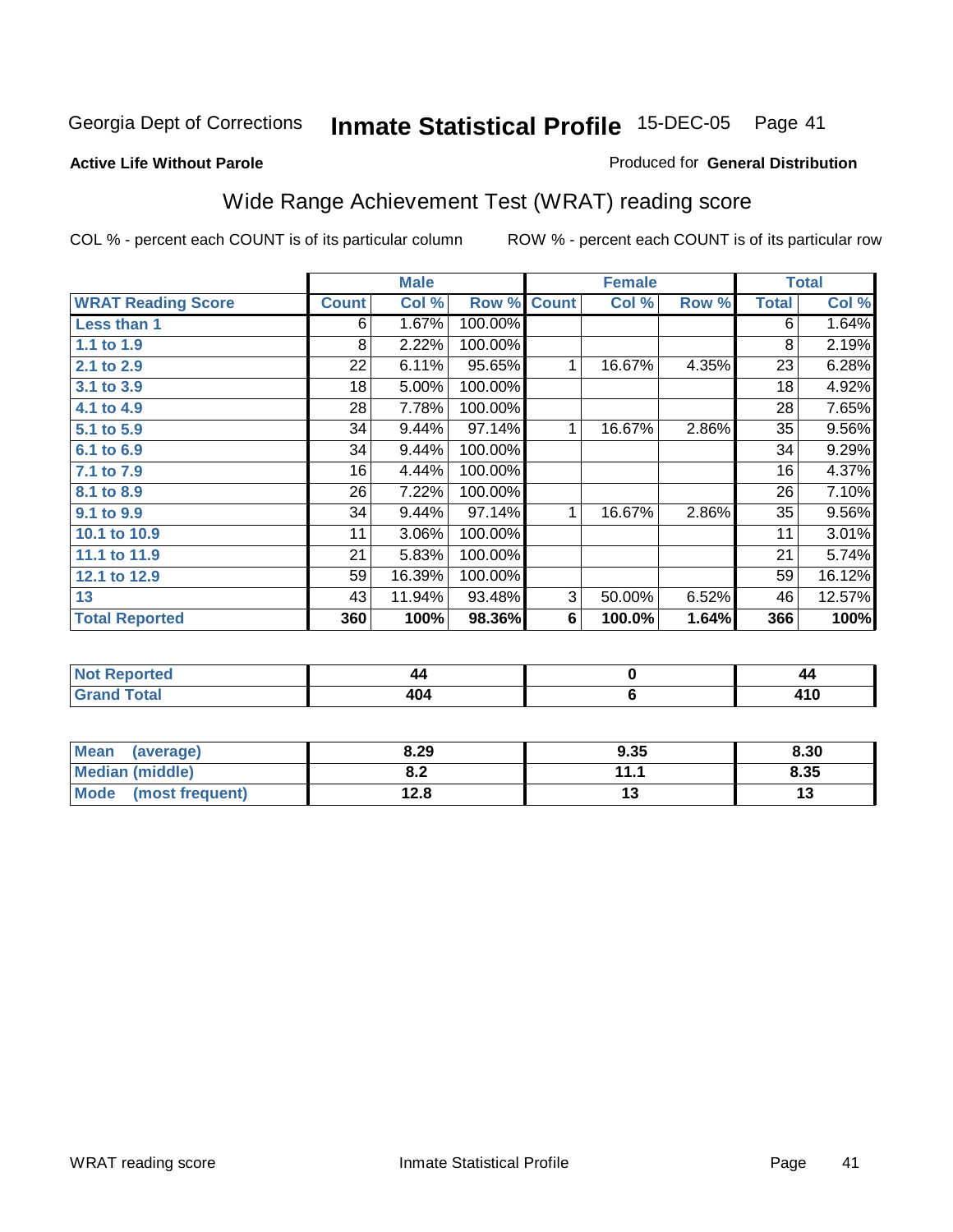Georgia Dept of Corrections **Inmate Statistical Profile** 15-DEC-05

**Active Life Without Parole**

Produced for **General Distribution**

## Wide Range Achievement Test (WRAT) reading score

COL % - percent each COUNT is of its particular column

ROW % - percent each COUNT is of its particular row

| | Male | | | Female | | | Total | |
|---|---|---|---|---|---|---|---|---|
| **WRAT Reading Score** | **Count** | **Col %** | **Row %** | **Count** | **Col %** | **Row %** | **Total** | **Col %** |
| **Less than 1** | 6 | 1.67% | 100.00% | | | | 6 | 1.64% |
| **1.1 to 1.9** | 8 | 2.22% | 100.00% | | | | 8 | 2.19% |
| **2.1 to 2.9** | 22 | 6.11% | 95.65% | 1 | 16.67% | 4.35% | 23 | 6.28% |
| **3.1 to 3.9** | 18 | 5.00% | 100.00% | | | | 18 | 4.92% |
| **4.1 to 4.9** | 28 | 7.78% | 100.00% | | | | 28 | 7.65% |
| **5.1 to 5.9** | 34 | 9.44% | 97.14% | 1 | 16.67% | 2.86% | 35 | 9.56% |
| **6.1 to 6.9** | 34 | 9.44% | 100.00% | | | | 34 | 9.29% |
| **7.1 to 7.9** | 16 | 4.44% | 100.00% | | | | 16 | 4.37% |
| **8.1 to 8.9** | 26 | 7.22% | 100.00% | | | | 26 | 7.10% |
| **9.1 to 9.9** | 34 | 9.44% | 97.14% | 1 | 16.67% | 2.86% | 35 | 9.56% |
| **10.1 to 10.9** | 11 | 3.06% | 100.00% | | | | 11 | 3.01% |
| **11.1 to 11.9** | 21 | 5.83% | 100.00% | | | | 21 | 5.74% |
| **12.1 to 12.9** | 59 | 16.39% | 100.00% | | | | 59 | 16.12% |
| **13** | 43 | 11.94% | 93.48% | 3 | 50.00% | 6.52% | 46 | 12.57% |
| **Total Reported** | **360** | **100%** | **98.36%** | **6** | **100.0%** | **1.64%** | **366** | **100%** |

| | Male | Female | Total |
|---|---|---|---|
| **Not Reported** | **44** | **0** | **44** |
| **Grand Total** | **404** | **6** | **410** |

| | Male | Female | Total |
|---|---|---|---|
| **Mean (average)** | **8.29** | **9.35** | **8.30** |
| **Median (middle)** | **8.2** | **11.1** | **8.35** |
| **Mode (most frequent)** | **12.8** | **13** | **13** |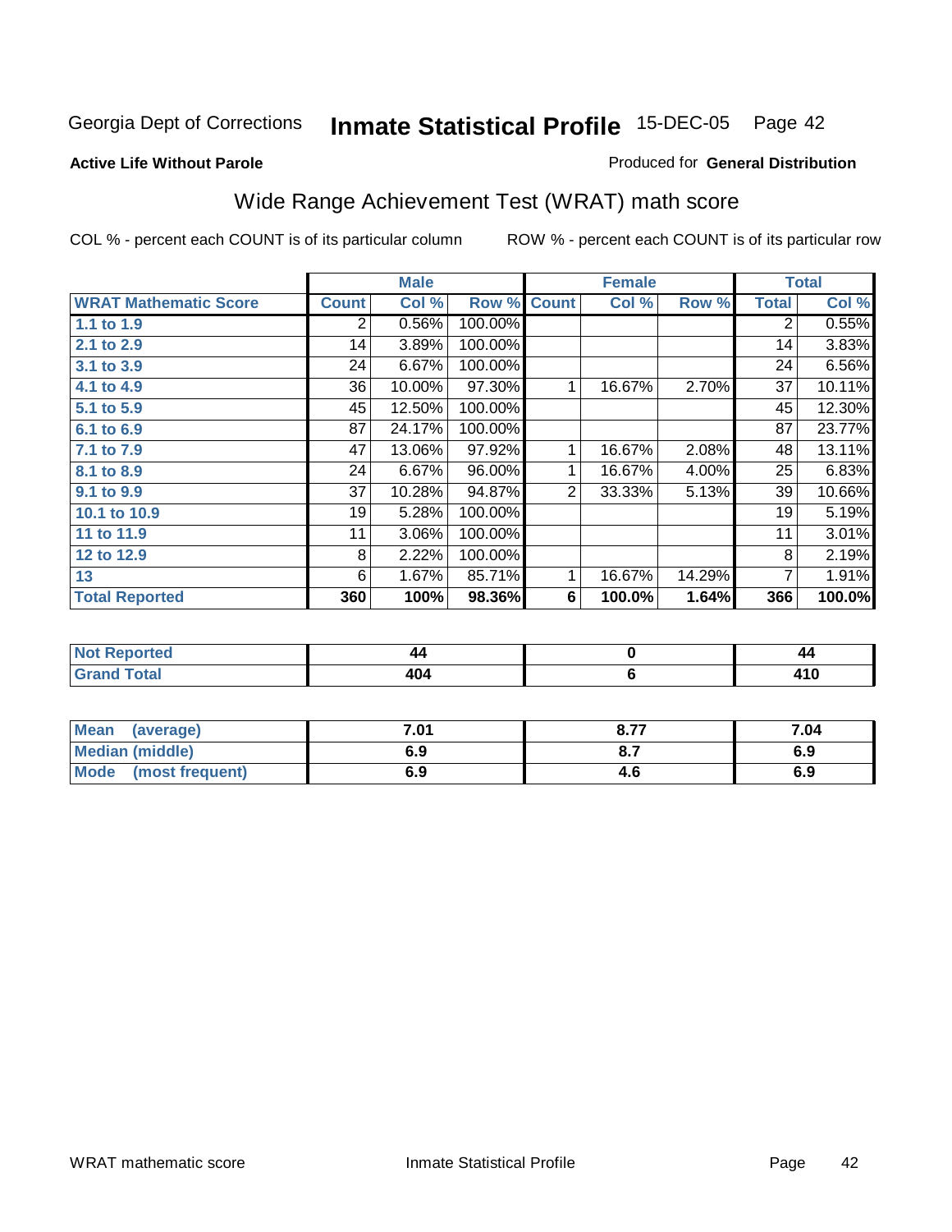Georgia Dept of Corrections **Inmate Statistical Profile** 15-DEC-05 Page 42

**Active Life Without Parole**

Produced for **General Distribution**

## Wide Range Achievement Test (WRAT) math score

COL % - percent each COUNT is of its particular column ROW % - percent each COUNT is of its particular row

| | Male | | | Female | | | Total | |
|---|---|---|---|---|---|---|---|---|
| **WRAT Mathematic Score** | **Count** | **Col %** | **Row %** | **Count** | **Col %** | **Row %** | **Total** | **Col %** |
| **1.1 to 1.9** | 2 | 0.56% | 100.00% | | | | 2 | 0.55% |
| **2.1 to 2.9** | 14 | 3.89% | 100.00% | | | | 14 | 3.83% |
| **3.1 to 3.9** | 24 | 6.67% | 100.00% | | | | 24 | 6.56% |
| **4.1 to 4.9** | 36 | 10.00% | 97.30% | 1 | 16.67% | 2.70% | 37 | 10.11% |
| **5.1 to 5.9** | 45 | 12.50% | 100.00% | | | | 45 | 12.30% |
| **6.1 to 6.9** | 87 | 24.17% | 100.00% | | | | 87 | 23.77% |
| **7.1 to 7.9** | 47 | 13.06% | 97.92% | 1 | 16.67% | 2.08% | 48 | 13.11% |
| **8.1 to 8.9** | 24 | 6.67% | 96.00% | 1 | 16.67% | 4.00% | 25 | 6.83% |
| **9.1 to 9.9** | 37 | 10.28% | 94.87% | 2 | 33.33% | 5.13% | 39 | 10.66% |
| **10.1 to 10.9** | 19 | 5.28% | 100.00% | | | | 19 | 5.19% |
| **11 to 11.9** | 11 | 3.06% | 100.00% | | | | 11 | 3.01% |
| **12 to 12.9** | 8 | 2.22% | 100.00% | | | | 8 | 2.19% |
| **13** | 6 | 1.67% | 85.71% | 1 | 16.67% | 14.29% | 7 | 1.91% |
| **Total Reported** | **360** | **100%** | **98.36%** | **6** | **100.0%** | **1.64%** | **366** | **100.0%** |

| | Male | Female | Total |
|---|---|---|---|
| **Not Reported** | **44** | **0** | **44** |
| **Grand Total** | **404** | **6** | **410** |

| | Male | Female | Total |
|---|---|---|---|
| **Mean (average)** | **7.01** | **8.77** | **7.04** |
| **Median (middle)** | **6.9** | **8.7** | **6.9** |
| **Mode (most frequent)** | **6.9** | **4.6** | **6.9** |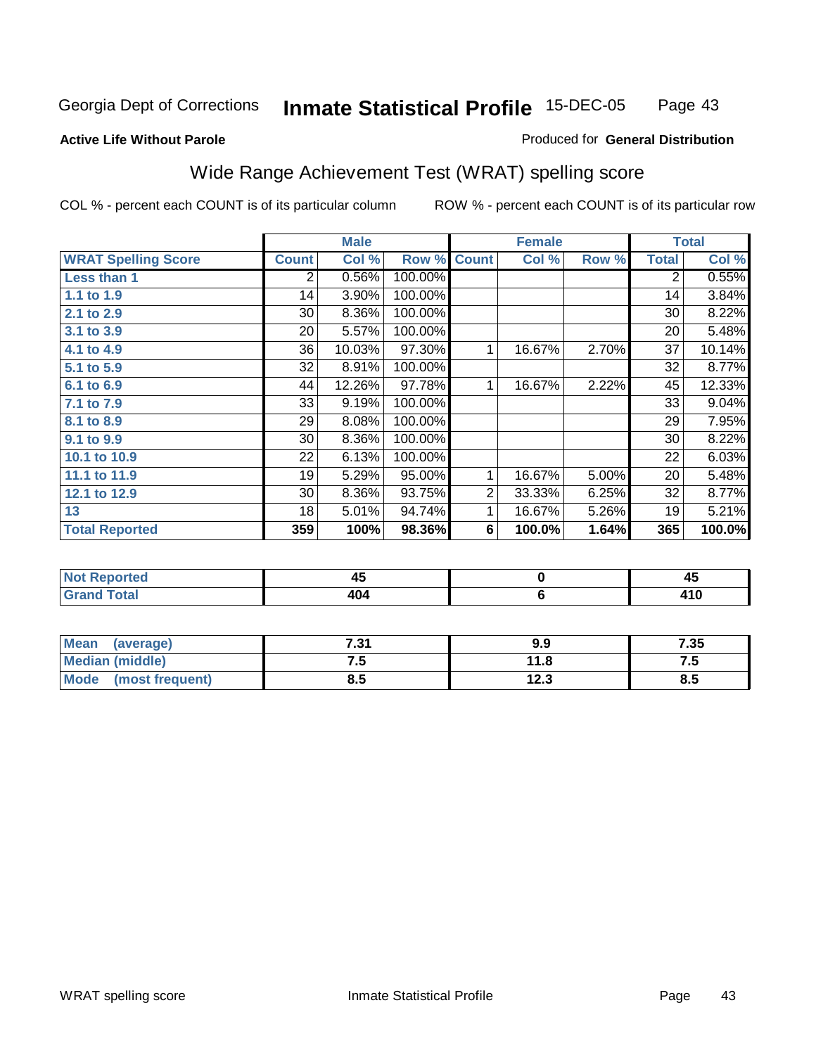Georgia Dept of Corrections **Inmate Statistical Profile** 15-DEC-05

**Active Life Without Parole**

Produced for **General Distribution**

## Wide Range Achievement Test (WRAT) spelling score

COL % - percent each COUNT is of its particular column ROW % - percent each COUNT is of its particular row

| | Male | | | Female | | | Total | |
|---|---|---|---|---|---|---|---|---|
| **WRAT Spelling Score** | **Count** | **Col %** | **Row %** | **Count** | **Col %** | **Row %** | **Total** | **Col %** |
| **Less than 1** | 2 | 0.56% | 100.00% | | | | 2 | 0.55% |
| **1.1 to 1.9** | 14 | 3.90% | 100.00% | | | | 14 | 3.84% |
| **2.1 to 2.9** | 30 | 8.36% | 100.00% | | | | 30 | 8.22% |
| **3.1 to 3.9** | 20 | 5.57% | 100.00% | | | | 20 | 5.48% |
| **4.1 to 4.9** | 36 | 10.03% | 97.30% | 1 | 16.67% | 2.70% | 37 | 10.14% |
| **5.1 to 5.9** | 32 | 8.91% | 100.00% | | | | 32 | 8.77% |
| **6.1 to 6.9** | 44 | 12.26% | 97.78% | 1 | 16.67% | 2.22% | 45 | 12.33% |
| **7.1 to 7.9** | 33 | 9.19% | 100.00% | | | | 33 | 9.04% |
| **8.1 to 8.9** | 29 | 8.08% | 100.00% | | | | 29 | 7.95% |
| **9.1 to 9.9** | 30 | 8.36% | 100.00% | | | | 30 | 8.22% |
| **10.1 to 10.9** | 22 | 6.13% | 100.00% | | | | 22 | 6.03% |
| **11.1 to 11.9** | 19 | 5.29% | 95.00% | 1 | 16.67% | 5.00% | 20 | 5.48% |
| **12.1 to 12.9** | 30 | 8.36% | 93.75% | 2 | 33.33% | 6.25% | 32 | 8.77% |
| **13** | 18 | 5.01% | 94.74% | 1 | 16.67% | 5.26% | 19 | 5.21% |
| **Total Reported** | **359** | **100%** | **98.36%** | **6** | **100.0%** | **1.64%** | **365** | **100.0%** |

| | Male | Female | Total |
|---|---|---|---|
| **Not Reported** | **45** | **0** | **45** |
| **Grand Total** | **404** | **6** | **410** |

| | Male | Female | Total |
|---|---|---|---|
| **Mean (average)** | **7.31** | **9.9** | **7.35** |
| **Median (middle)** | **7.5** | **11.8** | **7.5** |
| **Mode (most frequent)** | **8.5** | **12.3** | **8.5** |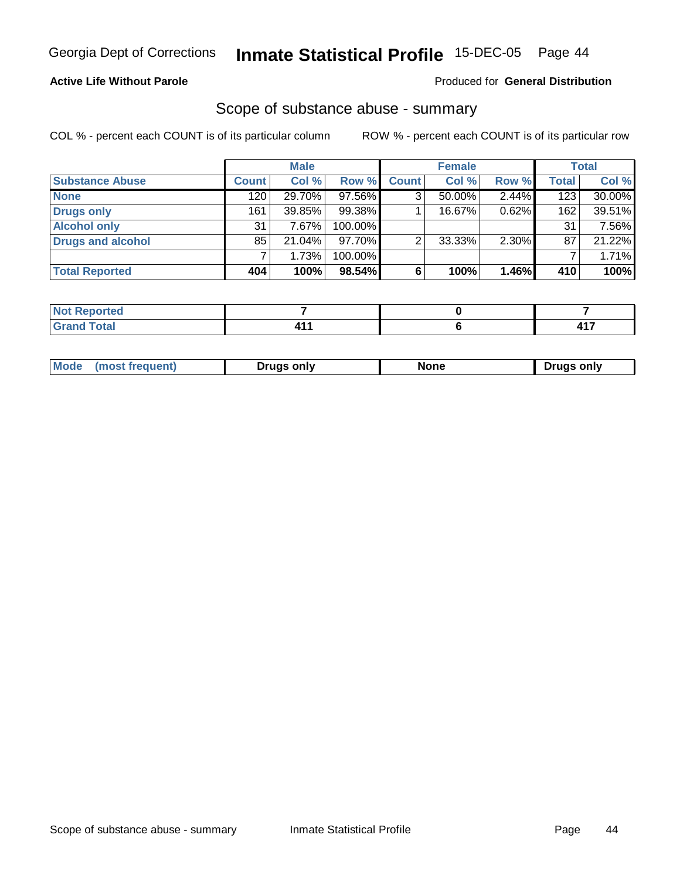Georgia Dept of Corrections **Inmate Statistical Profile** 15-DEC-05

**Active Life Without Parole**

Produced for **General Distribution**

## Scope of substance abuse - summary

COL % - percent each COUNT is of its particular column ROW % - percent each COUNT is of its particular row

| | Male | | | Female | | | Total | |
|---|---|---|---|---|---|---|---|---|
| **Substance Abuse** | **Count** | **Col %** | **Row %** | **Count** | **Col %** | **Row %** | **Total** | **Col %** |
| **None** | 120 | 29.70% | 97.56% | 3 | 50.00% | 2.44% | 123 | 30.00% |
| **Drugs only** | 161 | 39.85% | 99.38% | 1 | 16.67% | 0.62% | 162 | 39.51% |
| **Alcohol only** | 31 | 7.67% | 100.00% | | | | 31 | 7.56% |
| **Drugs and alcohol** | 85 | 21.04% | 97.70% | 2 | 33.33% | 2.30% | 87 | 21.22% |
| | 7 | 1.73% | 100.00% | | | | 7 | 1.71% |
| **Total Reported** | **404** | **100%** | **98.54%** | **6** | **100%** | **1.46%** | **410** | **100%** |

| | Male | Female | Total |
|---|---|---|---|
| **Not Reported** | **7** | **0** | **7** |
| **Grand Total** | **411** | **6** | **417** |

| | Male | Female | Total |
|---|---|---|---|
| **Mode (most frequent)** | **Drugs only** | **None** | **Drugs only** |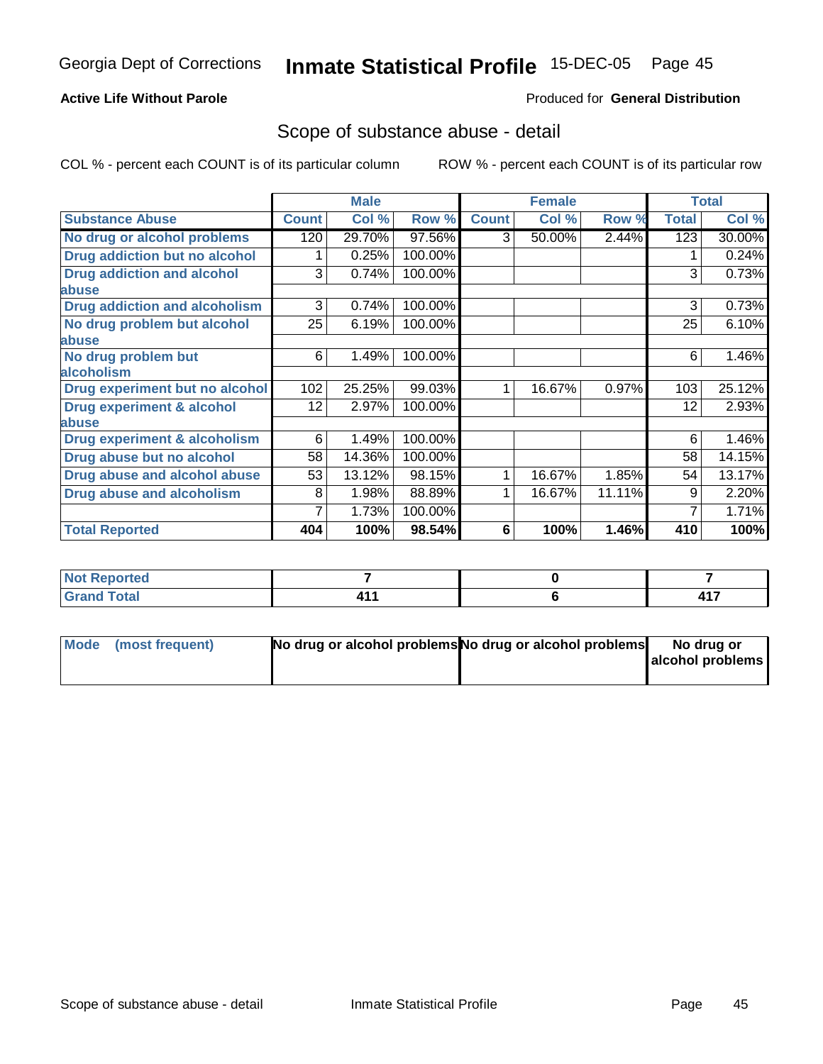Georgia Dept of Corrections **Inmate Statistical Profile** 15-DEC-05

**Active Life Without Parole** Produced for **General Distribution**

## Scope of substance abuse - detail

COL % - percent each COUNT is of its particular column ROW % - percent each COUNT is of its particular row

| | Male | | | Female | | | Total | |
|---|---|---|---|---|---|---|---|---|
| **Substance Abuse** | **Count** | **Col %** | **Row %** | **Count** | **Col %** | **Row %** | **Total** | **Col %** |
| **No drug or alcohol problems** | 120 | 29.70% | 97.56% | 3 | 50.00% | 2.44% | 123 | 30.00% |
| **Drug addiction but no alcohol** | 1 | 0.25% | 100.00% | | | | 1 | 0.24% |
| **Drug addiction and alcohol abuse** | 3 | 0.74% | 100.00% | | | | 3 | 0.73% |
| **Drug addiction and alcoholism** | 3 | 0.74% | 100.00% | | | | 3 | 0.73% |
| **No drug problem but alcohol abuse** | 25 | 6.19% | 100.00% | | | | 25 | 6.10% |
| **No drug problem but alcoholism** | 6 | 1.49% | 100.00% | | | | 6 | 1.46% |
| **Drug experiment but no alcohol** | 102 | 25.25% | 99.03% | 1 | 16.67% | 0.97% | 103 | 25.12% |
| **Drug experiment & alcohol abuse** | 12 | 2.97% | 100.00% | | | | 12 | 2.93% |
| **Drug experiment & alcoholism** | 6 | 1.49% | 100.00% | | | | 6 | 1.46% |
| **Drug abuse but no alcohol** | 58 | 14.36% | 100.00% | | | | 58 | 14.15% |
| **Drug abuse and alcohol abuse** | 53 | 13.12% | 98.15% | 1 | 16.67% | 1.85% | 54 | 13.17% |
| **Drug abuse and alcoholism** | 8 | 1.98% | 88.89% | 1 | 16.67% | 11.11% | 9 | 2.20% |
| | 7 | 1.73% | 100.00% | | | | 7 | 1.71% |
| **Total Reported** | **404** | **100%** | **98.54%** | **6** | **100%** | **1.46%** | **410** | **100%** |

| | Male | Female | Total |
|---|---|---|---|
| **Not Reported** | **7** | **0** | **7** |
| **Grand Total** | **411** | **6** | **417** |

| | Male | Female | Total |
|---|---|---|---|
| **Mode (most frequent)** | **No drug or alcohol problems** | **No drug or alcohol problems** | **No drug or alcohol problems** |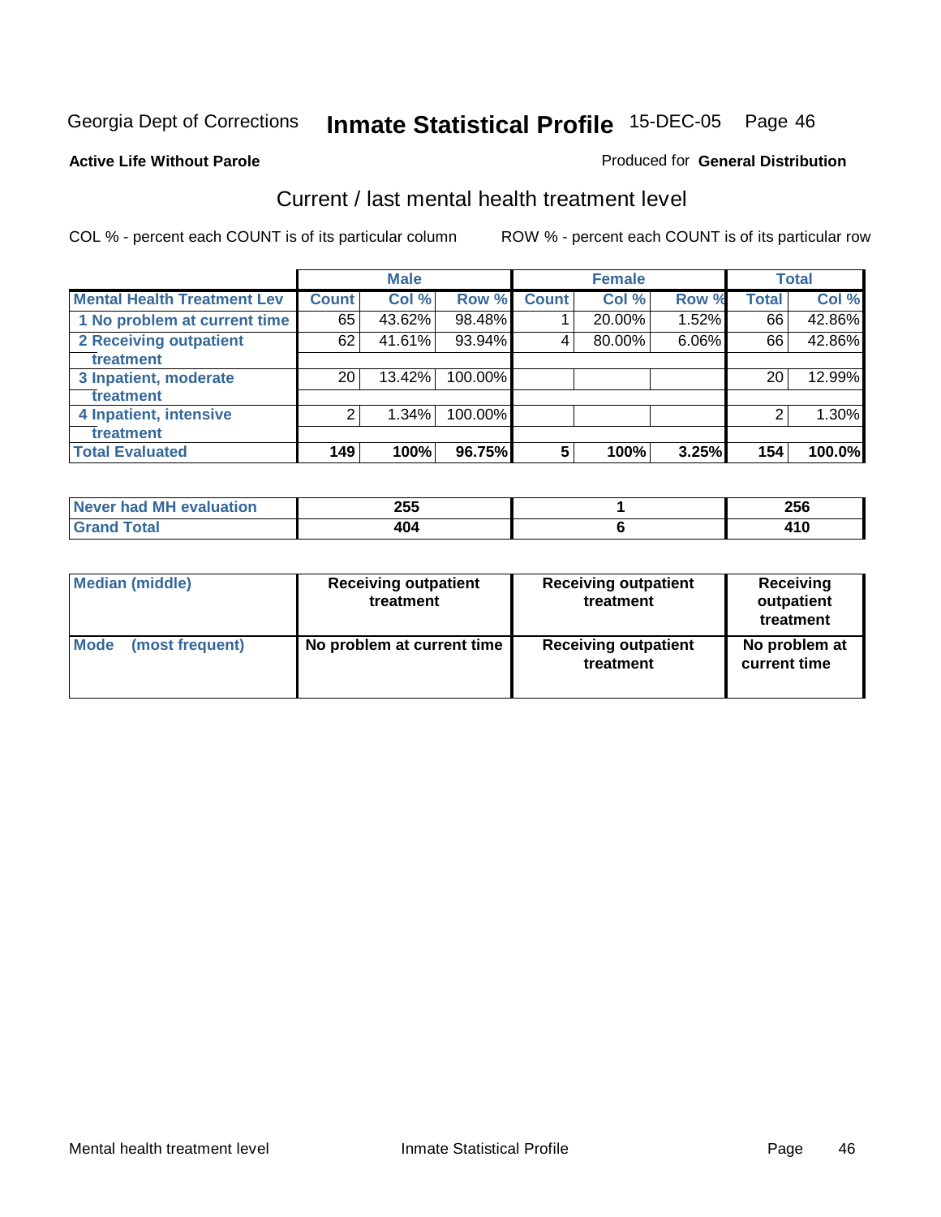Georgia Dept of Corrections **Inmate Statistical Profile** 15-DEC-05

**Active Life Without Parole**

Produced for **General Distribution**

## Current / last mental health treatment level

COL % - percent each COUNT is of its particular column

ROW % - percent each COUNT is of its particular row

| | Male | | | Female | | | Total | |
|---|---|---|---|---|---|---|---|---|
| **Mental Health Treatment Lev** | **Count** | **Col %** | **Row %** | **Count** | **Col %** | **Row %** | **Total** | **Col %** |
| 1 No problem at current time | 65 | 43.62% | 98.48% | 1 | 20.00% | 1.52% | 66 | 42.86% |
| 2 Receiving outpatient treatment | 62 | 41.61% | 93.94% | 4 | 80.00% | 6.06% | 66 | 42.86% |
| 3 Inpatient, moderate treatment | 20 | 13.42% | 100.00% | | | | 20 | 12.99% |
| 4 Inpatient, intensive treatment | 2 | 1.34% | 100.00% | | | | 2 | 1.30% |
| **Total Evaluated** | **149** | **100%** | **96.75%** | **5** | **100%** | **3.25%** | **154** | **100.0%** |

| | Male | Female | Total |
|---|---|---|---|
| Never had MH evaluation | **255** | **1** | **256** |
| Grand Total | **404** | **6** | **410** |

| | Male | Female | Total |
|---|---|---|---|
| Median (middle) | **Receiving outpatient treatment** | **Receiving outpatient treatment** | **Receiving outpatient treatment** |
| Mode (most frequent) | **No problem at current time** | **Receiving outpatient treatment** | **No problem at current time** |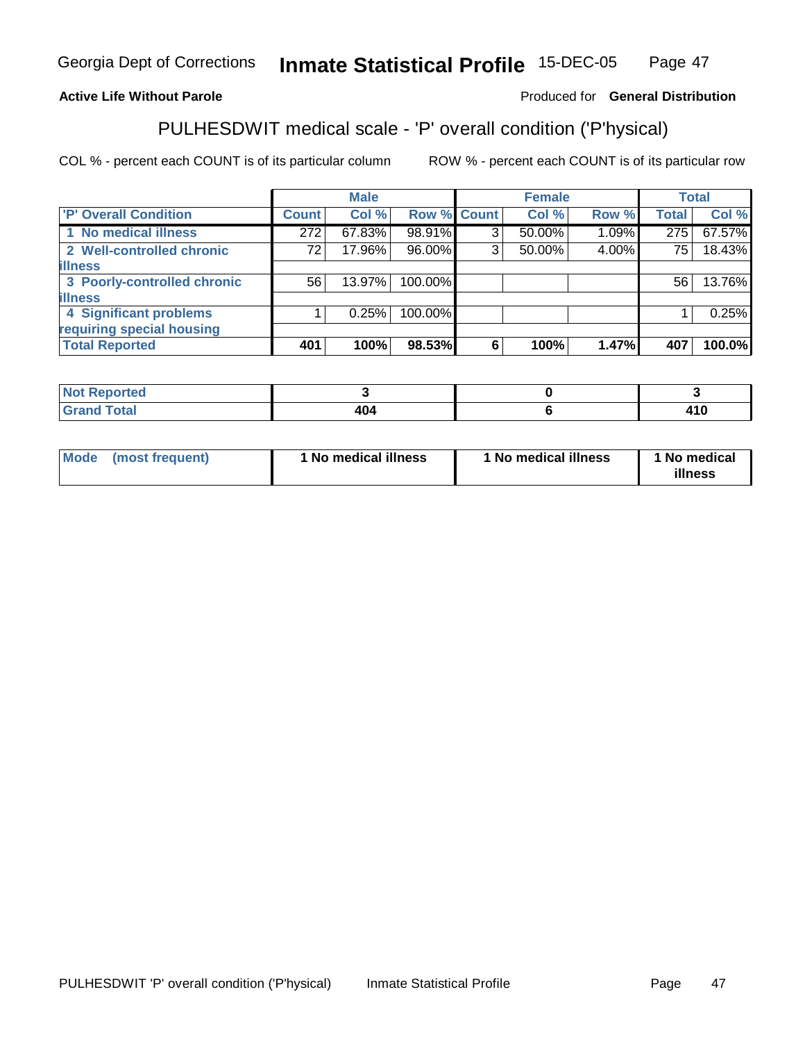**Active Life Without Parole**

Produced for **General Distribution**

## PULHESDWIT medical scale - 'P' overall condition ('P'hysical)

COL % - percent each COUNT is of its particular column

ROW % - percent each COUNT is of its particular row

| | Male | | | Female | | | Total | |
|---|---|---|---|---|---|---|---|---|
| 'P' Overall Condition | Count | Col % | Row % | Count | Col % | Row % | Total | Col % |
| 1 No medical illness | 272 | 67.83% | 98.91% | 3 | 50.00% | 1.09% | 275 | 67.57% |
| 2 Well-controlled chronic illness | 72 | 17.96% | 96.00% | 3 | 50.00% | 4.00% | 75 | 18.43% |
| 3 Poorly-controlled chronic illness | 56 | 13.97% | 100.00% | | | | 56 | 13.76% |
| 4 Significant problems requiring special housing | 1 | 0.25% | 100.00% | | | | 1 | 0.25% |
| **Total Reported** | **401** | **100%** | **98.53%** | **6** | **100%** | **1.47%** | **407** | **100.0%** |

| | Male | Female | Total |
|---|---|---|---|
| Not Reported | 3 | 0 | 3 |
| Grand Total | 404 | 6 | 410 |

| | Male | Female | Total |
|---|---|---|---|
| Mode (most frequent) | 1 No medical illness | 1 No medical illness | 1 No medical illness |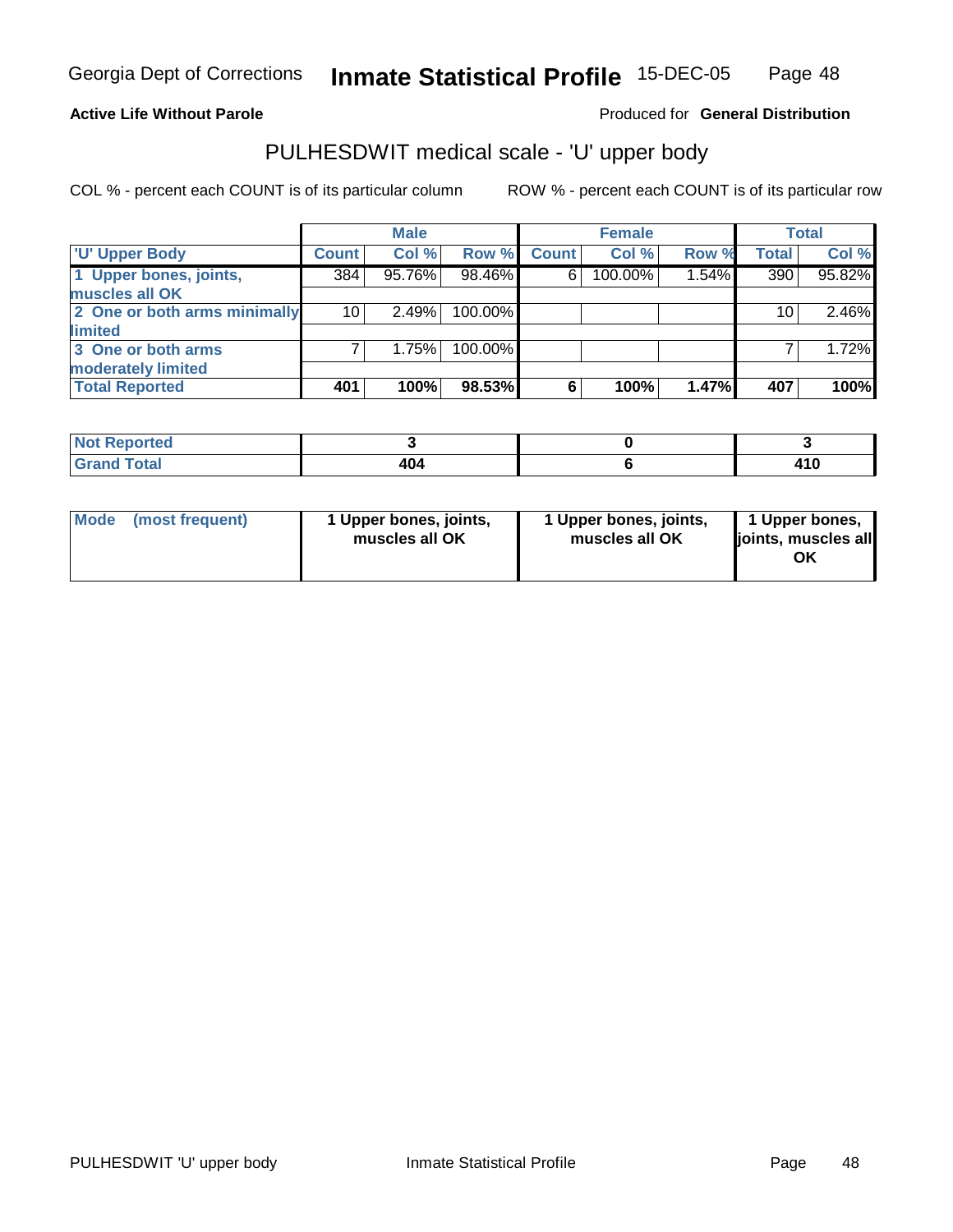**Active Life Without Parole**

Produced for **General Distribution**

## PULHESDWIT medical scale - 'U' upper body

COL % - percent each COUNT is of its particular column

ROW % - percent each COUNT is of its particular row

| | Male | | | Female | | | Total | |
|---|---|---|---|---|---|---|---|---|
| 'U' Upper Body | Count | Col % | Row % | Count | Col % | Row % | Total | Col % |
| 1 Upper bones, joints, muscles all OK | 384 | 95.76% | 98.46% | 6 | 100.00% | 1.54% | 390 | 95.82% |
| 2 One or both arms minimally limited | 10 | 2.49% | 100.00% | | | | 10 | 2.46% |
| 3 One or both arms moderately limited | 7 | 1.75% | 100.00% | | | | 7 | 1.72% |
| **Total Reported** | **401** | **100%** | **98.53%** | **6** | **100%** | **1.47%** | **407** | **100%** |

| | Male | Female | Total |
|---|---|---|---|
| Not Reported | 3 | 0 | 3 |
| Grand Total | 404 | 6 | 410 |

| | Male | Female | Total |
|---|---|---|---|
| Mode (most frequent) | 1 Upper bones, joints, muscles all OK | 1 Upper bones, joints, muscles all OK | 1 Upper bones, joints, muscles all OK |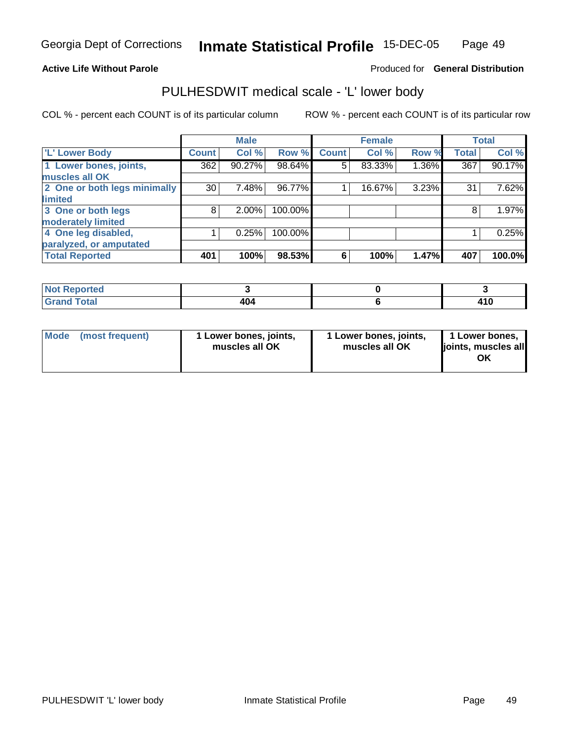Georgia Dept of Corrections **Inmate Statistical Profile** 15-DEC-05

**Active Life Without Parole**

Produced for **General Distribution**

## PULHESDWIT medical scale - 'L' lower body

COL % - percent each COUNT is of its particular column    ROW % - percent each COUNT is of its particular row

| | Male | | | Female | | | Total | |
|---|---|---|---|---|---|---|---|---|
| 'L' Lower Body | Count | Col % | Row % | Count | Col % | Row % | Total | Col % |
| 1 Lower bones, joints, muscles all OK | 362 | 90.27% | 98.64% | 5 | 83.33% | 1.36% | 367 | 90.17% |
| 2 One or both legs minimally limited | 30 | 7.48% | 96.77% | 1 | 16.67% | 3.23% | 31 | 7.62% |
| 3 One or both legs moderately limited | 8 | 2.00% | 100.00% | | | | 8 | 1.97% |
| 4 One leg disabled, paralyzed, or amputated | 1 | 0.25% | 100.00% | | | | 1 | 0.25% |
| **Total Reported** | **401** | **100%** | **98.53%** | **6** | **100%** | **1.47%** | **407** | **100.0%** |

| | Male | Female | Total |
|---|---|---|---|
| **Not Reported** | **3** | **0** | **3** |
| **Grand Total** | **404** | **6** | **410** |

| | Male | Female | Total |
|---|---|---|---|
| **Mode (most frequent)** | **1 Lower bones, joints, muscles all OK** | **1 Lower bones, joints, muscles all OK** | **1 Lower bones, joints, muscles all OK** |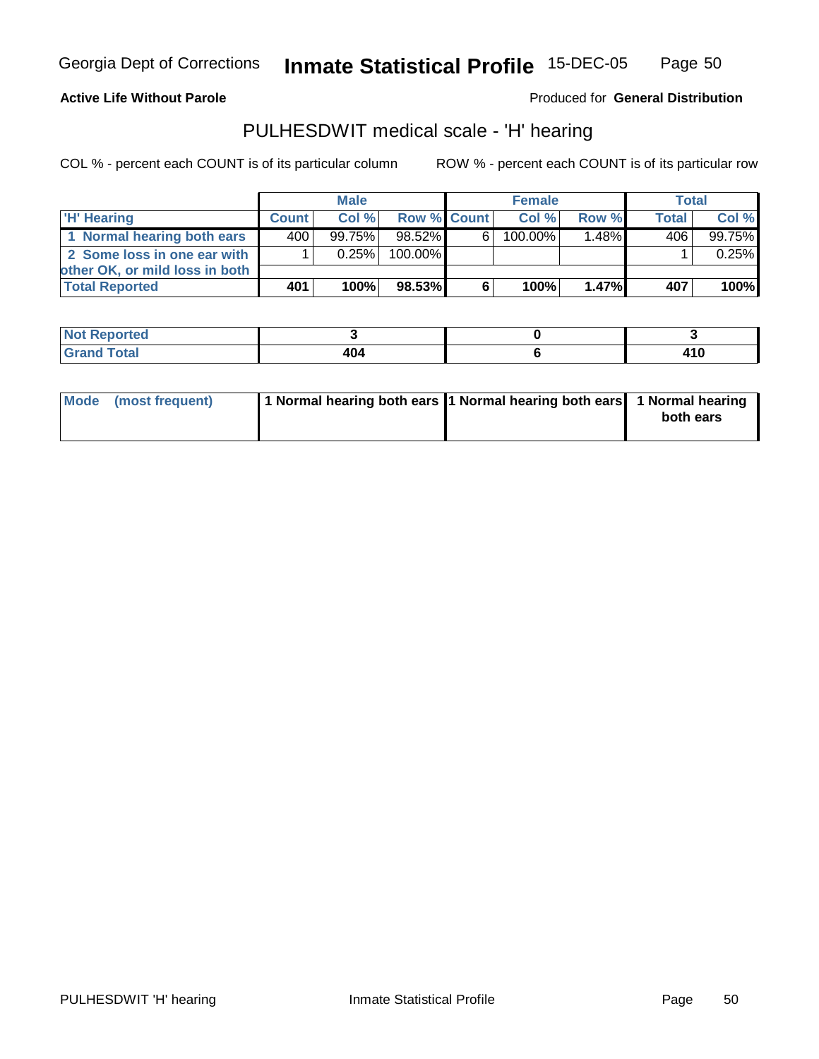**Active Life Without Parole**

Produced for **General Distribution**

## PULHESDWIT medical scale - 'H' hearing

COL % - percent each COUNT is of its particular column

ROW % - percent each COUNT is of its particular row

| | Male | | | Female | | | Total | |
|---|---|---|---|---|---|---|---|---|
| 'H' Hearing | Count | Col % | Row % | Count | Col % | Row % | Total | Col % |
| 1 Normal hearing both ears | 400 | 99.75% | 98.52% | 6 | 100.00% | 1.48% | 406 | 99.75% |
| 2 Some loss in one ear with other OK, or mild loss in both | 1 | 0.25% | 100.00% | | | | 1 | 0.25% |
| **Total Reported** | **401** | **100%** | **98.53%** | **6** | **100%** | **1.47%** | **407** | **100%** |

| | Male | Female | Total |
|---|---|---|---|
| Not Reported | 3 | 0 | 3 |
| Grand Total | 404 | 6 | 410 |

| | Male | Female | Total |
|---|---|---|---|
| Mode (most frequent) | 1 Normal hearing both ears | 1 Normal hearing both ears | 1 Normal hearing both ears |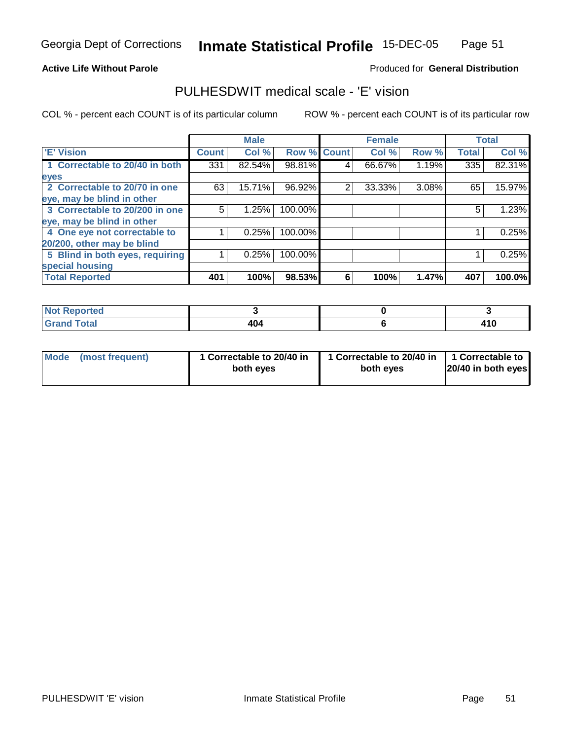Georgia Dept of Corrections **Inmate Statistical Profile** 15-DEC-05

**Active Life Without Parole**

Produced for **General Distribution**

## PULHESDWIT medical scale - 'E' vision

COL % - percent each COUNT is of its particular column

ROW % - percent each COUNT is of its particular row

| | Male | | | Female | | | Total | |
|---|---|---|---|---|---|---|---|---|
| 'E' Vision | Count | Col % | Row % | Count | Col % | Row % | Total | Col % |
| 1 Correctable to 20/40 in both eyes | 331 | 82.54% | 98.81% | 4 | 66.67% | 1.19% | 335 | 82.31% |
| 2 Correctable to 20/70 in one eye, may be blind in other | 63 | 15.71% | 96.92% | 2 | 33.33% | 3.08% | 65 | 15.97% |
| 3 Correctable to 20/200 in one eye, may be blind in other | 5 | 1.25% | 100.00% | | | | 5 | 1.23% |
| 4 One eye not correctable to 20/200, other may be blind | 1 | 0.25% | 100.00% | | | | 1 | 0.25% |
| 5 Blind in both eyes, requiring special housing | 1 | 0.25% | 100.00% | | | | 1 | 0.25% |
| **Total Reported** | **401** | **100%** | **98.53%** | **6** | **100%** | **1.47%** | **407** | **100.0%** |

| | Male | Female | Total |
|---|---|---|---|
| Not Reported | 3 | 0 | 3 |
| Grand Total | 404 | 6 | 410 |

| | Male | Female | Total |
|---|---|---|---|
| Mode (most frequent) | 1 Correctable to 20/40 in both eyes | 1 Correctable to 20/40 in both eyes | 1 Correctable to 20/40 in both eyes |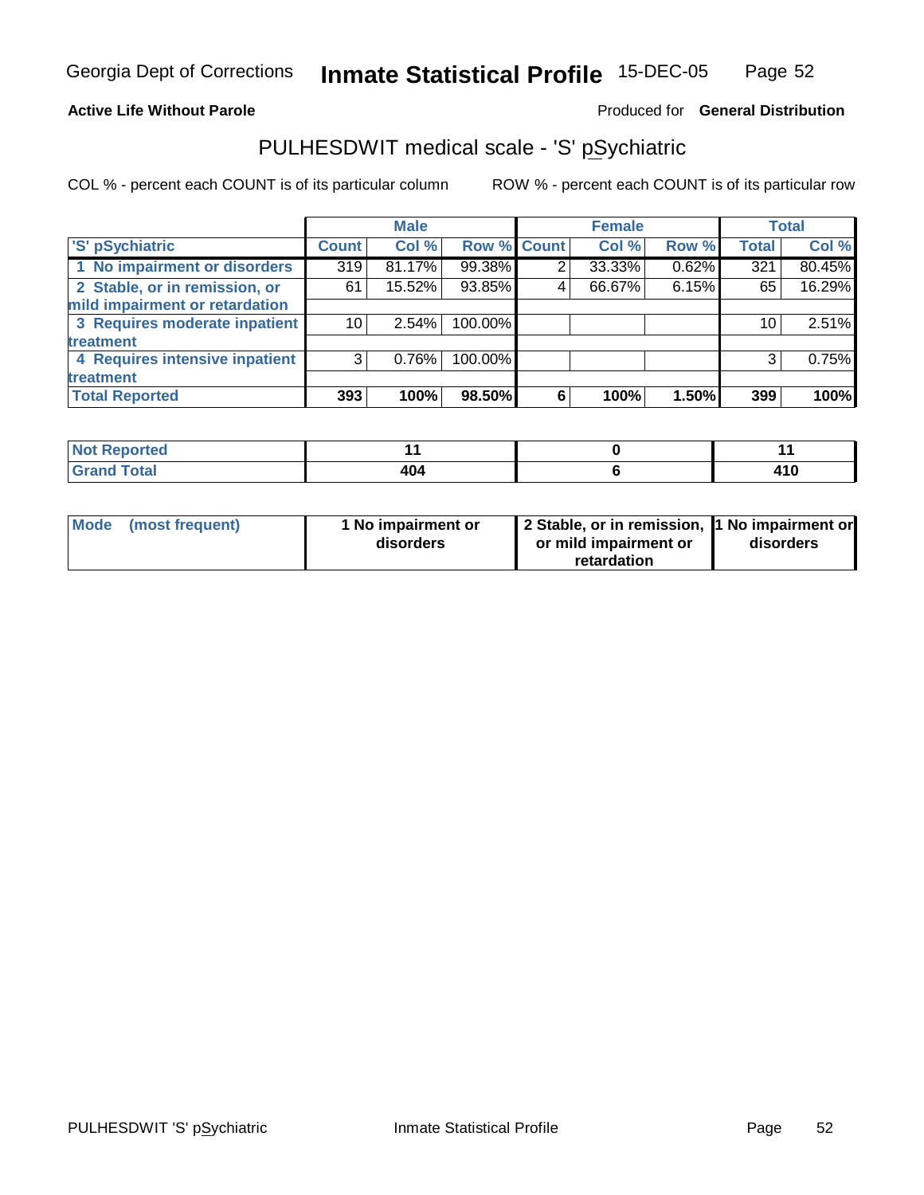**Active Life Without Parole**

Produced for **General Distribution**

## PULHESDWIT medical scale - 'S' pSychiatric

COL % - percent each COUNT is of its particular column

ROW % - percent each COUNT is of its particular row

| | Male | | | Female | | | Total | |
|---|---|---|---|---|---|---|---|---|
| 'S' pSychiatric | Count | Col % | Row % | Count | Col % | Row % | Total | Col % |
| 1 No impairment or disorders | 319 | 81.17% | 99.38% | 2 | 33.33% | 0.62% | 321 | 80.45% |
| 2 Stable, or in remission, or mild impairment or retardation | 61 | 15.52% | 93.85% | 4 | 66.67% | 6.15% | 65 | 16.29% |
| 3 Requires moderate inpatient treatment | 10 | 2.54% | 100.00% | | | | 10 | 2.51% |
| 4 Requires intensive inpatient treatment | 3 | 0.76% | 100.00% | | | | 3 | 0.75% |
| **Total Reported** | **393** | **100%** | **98.50%** | **6** | **100%** | **1.50%** | **399** | **100%** |

| | Male | Female | Total |
|---|---|---|---|
| Not Reported | 11 | 0 | 11 |
| Grand Total | 404 | 6 | 410 |

| | Male | Female | Total |
|---|---|---|---|
| Mode (most frequent) | 1 No impairment or disorders | 2 Stable, or in remission, or mild impairment or retardation | 1 No impairment or disorders |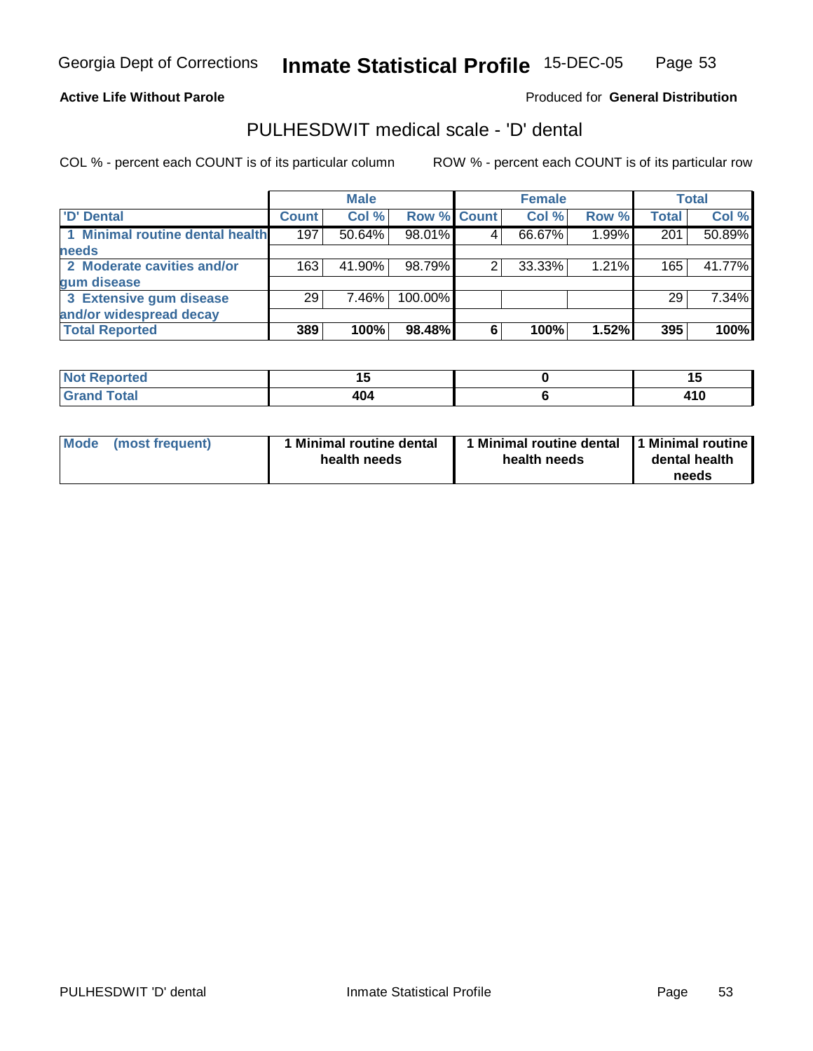Georgia Dept of Corrections **Inmate Statistical Profile** 15-DEC-05

**Active Life Without Parole**

Produced for **General Distribution**

## PULHESDWIT medical scale - 'D' dental

COL % - percent each COUNT is of its particular column

ROW % - percent each COUNT is of its particular row

| | Male | | | Female | | | Total | |
|---|---|---|---|---|---|---|---|---|
| 'D' Dental | Count | Col % | Row % | Count | Col % | Row % | Total | Col % |
| 1 Minimal routine dental health needs | 197 | 50.64% | 98.01% | 4 | 66.67% | 1.99% | 201 | 50.89% |
| 2 Moderate cavities and/or gum disease | 163 | 41.90% | 98.79% | 2 | 33.33% | 1.21% | 165 | 41.77% |
| 3 Extensive gum disease and/or widespread decay | 29 | 7.46% | 100.00% | | | | 29 | 7.34% |
| **Total Reported** | **389** | **100%** | **98.48%** | **6** | **100%** | **1.52%** | **395** | **100%** |

| | Male | Female | Total |
|---|---|---|---|
| Not Reported | 15 | 0 | 15 |
| Grand Total | 404 | 6 | 410 |

| | Male | Female | Total |
|---|---|---|---|
| Mode (most frequent) | 1 Minimal routine dental health needs | 1 Minimal routine dental health needs | 1 Minimal routine dental health needs |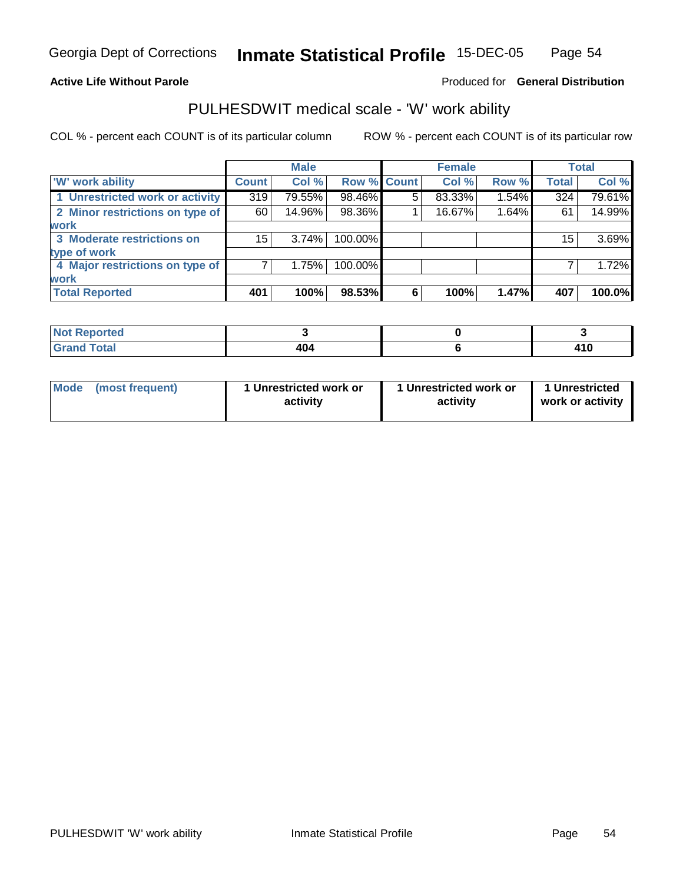Georgia Dept of Corrections **Inmate Statistical Profile** 15-DEC-05

**Active Life Without Parole**

Produced for **General Distribution**

## PULHESDWIT medical scale - 'W' work ability

COL % - percent each COUNT is of its particular column

ROW % - percent each COUNT is of its particular row

| | Male | | | Female | | | Total | |
|---|---|---|---|---|---|---|---|---|
| 'W' work ability | Count | Col % | Row % | Count | Col % | Row % | Total | Col % |
| 1 Unrestricted work or activity | 319 | 79.55% | 98.46% | 5 | 83.33% | 1.54% | 324 | 79.61% |
| 2 Minor restrictions on type of work | 60 | 14.96% | 98.36% | 1 | 16.67% | 1.64% | 61 | 14.99% |
| 3 Moderate restrictions on type of work | 15 | 3.74% | 100.00% | | | | 15 | 3.69% |
| 4 Major restrictions on type of work | 7 | 1.75% | 100.00% | | | | 7 | 1.72% |
| **Total Reported** | **401** | **100%** | **98.53%** | **6** | **100%** | **1.47%** | **407** | **100.0%** |

| | Male | Female | Total |
|---|---|---|---|
| Not Reported | 3 | 0 | 3 |
| Grand Total | 404 | 6 | 410 |

| | Male | Female | Total |
|---|---|---|---|
| Mode (most frequent) | 1 Unrestricted work or activity | 1 Unrestricted work or activity | 1 Unrestricted work or activity |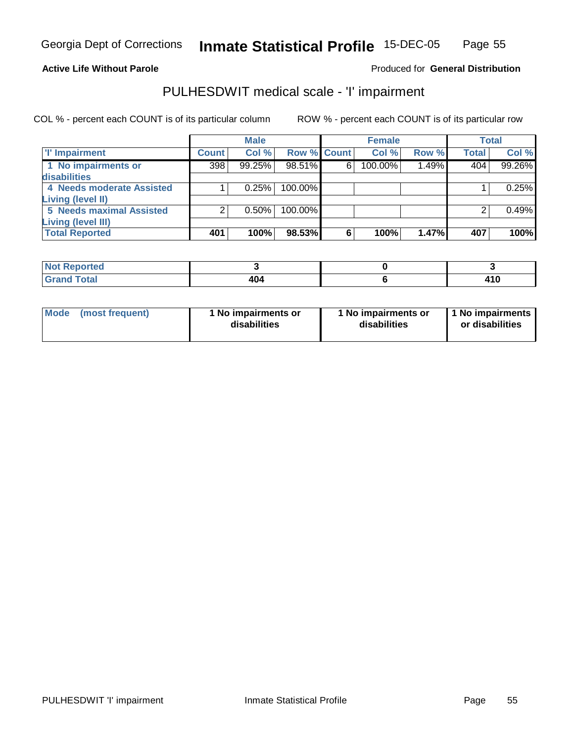Georgia Dept of Corrections **Inmate Statistical Profile** 15-DEC-05

**Active Life Without Parole**

Produced for **General Distribution**

## PULHESDWIT medical scale - 'I' impairment

COL % - percent each COUNT is of its particular column ROW % - percent each COUNT is of its particular row

| | Male | | | Female | | | Total | |
|---|---|---|---|---|---|---|---|---|
| 'I' Impairment | Count | Col % | Row % | Count | Col % | Row % | Total | Col % |
| 1 No impairments or disabilities | 398 | 99.25% | 98.51% | 6 | 100.00% | 1.49% | 404 | 99.26% |
| 4 Needs moderate Assisted Living (level II) | 1 | 0.25% | 100.00% | | | | 1 | 0.25% |
| 5 Needs maximal Assisted Living (level III) | 2 | 0.50% | 100.00% | | | | 2 | 0.49% |
| **Total Reported** | **401** | **100%** | **98.53%** | **6** | **100%** | **1.47%** | **407** | **100%** |

| | Male | Female | Total |
|---|---|---|---|
| Not Reported | 3 | 0 | 3 |
| Grand Total | 404 | 6 | 410 |

| | Male | Female | Total |
|---|---|---|---|
| Mode (most frequent) | 1 No impairments or disabilities | 1 No impairments or disabilities | 1 No impairments or disabilities |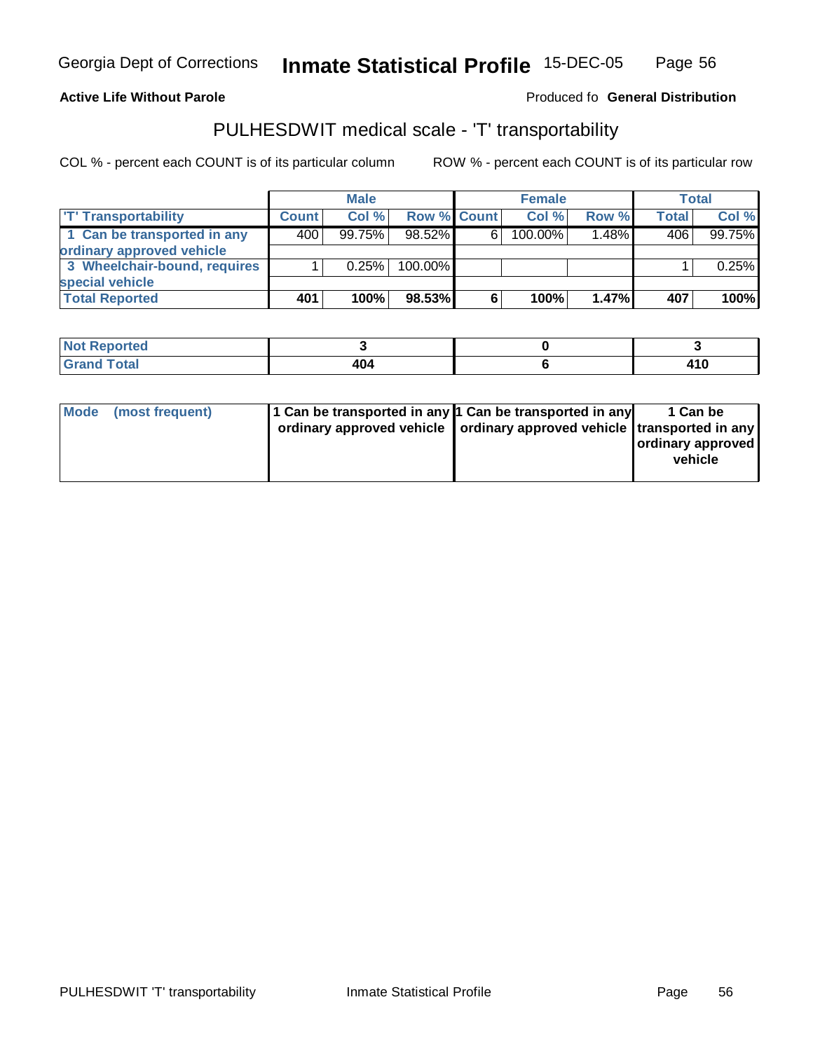Georgia Dept of Corrections **Inmate Statistical Profile** 15-DEC-05

**Active Life Without Parole**

Produced fo **General Distribution**

## PULHESDWIT medical scale - 'T' transportability

COL % - percent each COUNT is of its particular column

ROW % - percent each COUNT is of its particular row

| | Male | | | Female | | | Total | |
|---|---|---|---|---|---|---|---|---|
| 'T' Transportability | Count | Col % | Row % | Count | Col % | Row % | Total | Col % |
| 1 Can be transported in any ordinary approved vehicle | 400 | 99.75% | 98.52% | 6 | 100.00% | 1.48% | 406 | 99.75% |
| 3 Wheelchair-bound, requires special vehicle | 1 | 0.25% | 100.00% | | | | 1 | 0.25% |
| **Total Reported** | **401** | **100%** | **98.53%** | **6** | **100%** | **1.47%** | **407** | **100%** |

| | Male | Female | Total |
|---|---|---|---|
| Not Reported | 3 | 0 | 3 |
| Grand Total | 404 | 6 | 410 |

| | Male | Female | Total |
|---|---|---|---|
| Mode (most frequent) | 1 Can be transported in any ordinary approved vehicle | 1 Can be transported in any ordinary approved vehicle | 1 Can be transported in any ordinary approved vehicle |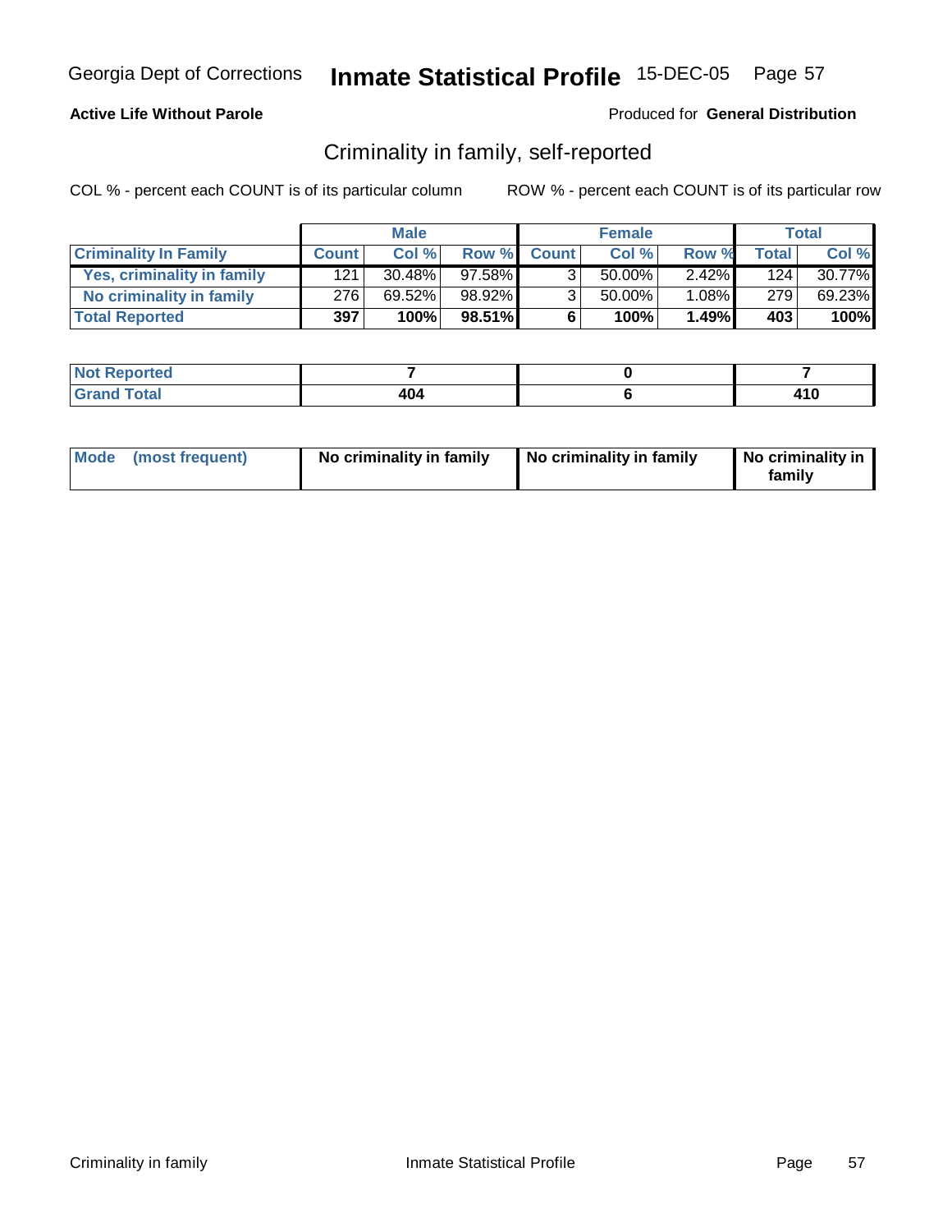**Active Life Without Parole**

Produced for **General Distribution**

## Criminality in family, self-reported

COL % - percent each COUNT is of its particular column

ROW % - percent each COUNT is of its particular row

| | Male | | | Female | | | Total | |
|---|---|---|---|---|---|---|---|---|
| **Criminality In Family** | **Count** | **Col %** | **Row %** | **Count** | **Col %** | **Row %** | **Total** | **Col %** |
| **Yes, criminality in family** | 121 | 30.48% | 97.58% | 3 | 50.00% | 2.42% | 124 | 30.77% |
| **No criminality in family** | 276 | 69.52% | 98.92% | 3 | 50.00% | 1.08% | 279 | 69.23% |
| **Total Reported** | **397** | **100%** | **98.51%** | **6** | **100%** | **1.49%** | **403** | **100%** |

| | Male | Female | Total |
|---|---|---|---|
| **Not Reported** | **7** | **0** | **7** |
| **Grand Total** | **404** | **6** | **410** |

| | Male | Female | Total |
|---|---|---|---|
| **Mode (most frequent)** | **No criminality in family** | **No criminality in family** | **No criminality in family** |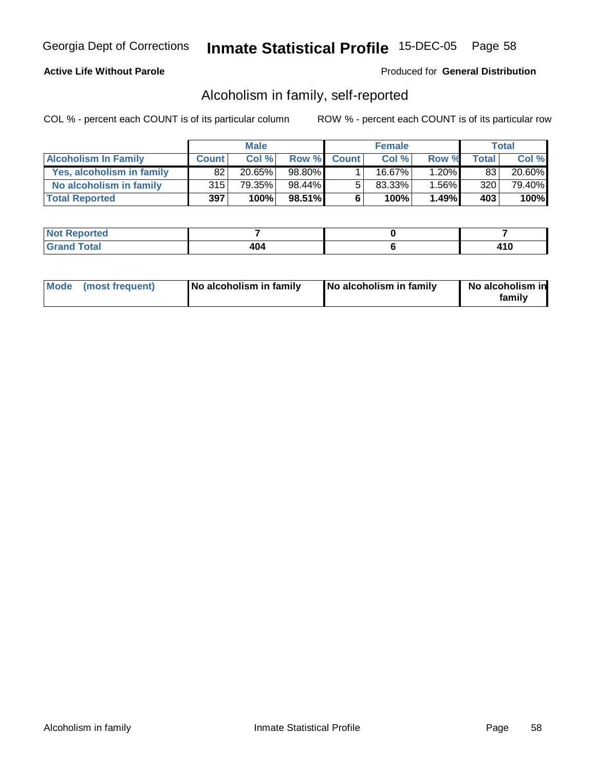**Active Life Without Parole**

Produced for **General Distribution**

## Alcoholism in family, self-reported

COL % - percent each COUNT is of its particular column

ROW % - percent each COUNT is of its particular row

| | Male | | | Female | | | Total | |
|---|---|---|---|---|---|---|---|---|
| **Alcoholism In Family** | **Count** | **Col %** | **Row %** | **Count** | **Col %** | **Row %** | **Total** | **Col %** |
| Yes, alcoholism in family | 82 | 20.65% | 98.80% | 1 | 16.67% | 1.20% | 83 | 20.60% |
| No alcoholism in family | 315 | 79.35% | 98.44% | 5 | 83.33% | 1.56% | 320 | 79.40% |
| **Total Reported** | **397** | **100%** | **98.51%** | **6** | **100%** | **1.49%** | **403** | **100%** |

| | Male | Female | Total |
|---|---|---|---|
| Not Reported | 7 | 0 | 7 |
| Grand Total | 404 | 6 | 410 |

| | Male | Female | Total |
|---|---|---|---|
| Mode (most frequent) | No alcoholism in family | No alcoholism in family | No alcoholism in family |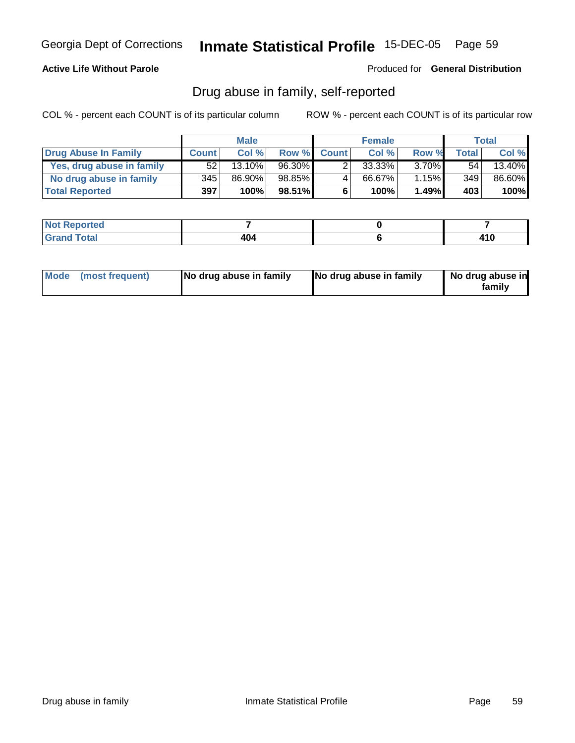Georgia Dept of Corrections **Inmate Statistical Profile** 15-DEC-05

**Active Life Without Parole**

Produced for **General Distribution**

## Drug abuse in family, self-reported

COL % - percent each COUNT is of its particular column ROW % - percent each COUNT is of its particular row

| | Male | | | Female | | | Total | |
|---|---|---|---|---|---|---|---|---|
| **Drug Abuse In Family** | **Count** | **Col %** | **Row %** | **Count** | **Col %** | **Row %** | **Total** | **Col %** |
| **Yes, drug abuse in family** | 52 | 13.10% | 96.30% | 2 | 33.33% | 3.70% | 54 | 13.40% |
| **No drug abuse in family** | 345 | 86.90% | 98.85% | 4 | 66.67% | 1.15% | 349 | 86.60% |
| **Total Reported** | **397** | **100%** | **98.51%** | **6** | **100%** | **1.49%** | **403** | **100%** |

| | Male | Female | Total |
|---|---|---|---|
| **Not Reported** | **7** | **0** | **7** |
| **Grand Total** | **404** | **6** | **410** |

| | Male | Female | Total |
|---|---|---|---|
| **Mode (most frequent)** | **No drug abuse in family** | **No drug abuse in family** | **No drug abuse in family** |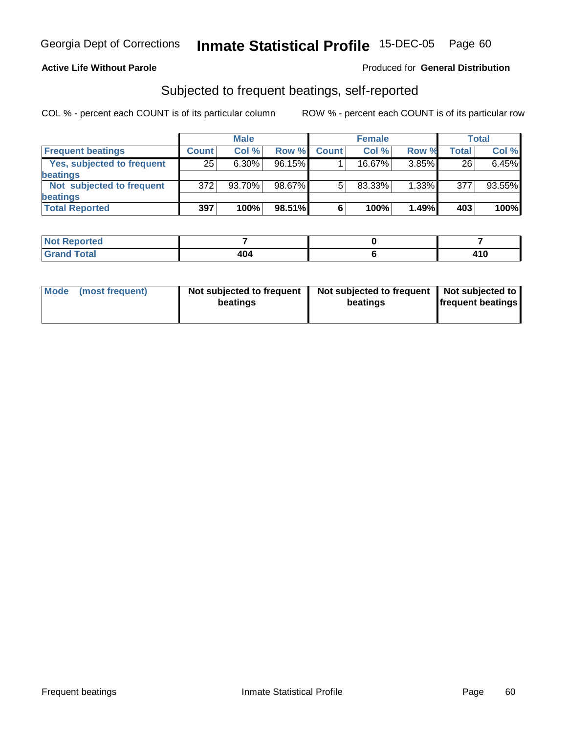Georgia Dept of Corrections **Inmate Statistical Profile** 15-DEC-05

**Active Life Without Parole**

Produced for **General Distribution**

## Subjected to frequent beatings, self-reported

COL % - percent each COUNT is of its particular column    ROW % - percent each COUNT is of its particular row

| | Male | | | Female | | | Total | |
|---|---|---|---|---|---|---|---|---|
| **Frequent beatings** | **Count** | **Col %** | **Row %** | **Count** | **Col %** | **Row %** | **Total** | **Col %** |
| **Yes, subjected to frequent beatings** | 25 | 6.30% | 96.15% | 1 | 16.67% | 3.85% | 26 | 6.45% |
| **Not subjected to frequent beatings** | 372 | 93.70% | 98.67% | 5 | 83.33% | 1.33% | 377 | 93.55% |
| **Total Reported** | **397** | **100%** | **98.51%** | **6** | **100%** | **1.49%** | **403** | **100%** |

| | Male | Female | Total |
|---|---|---|---|
| **Not Reported** | **7** | **0** | **7** |
| **Grand Total** | **404** | **6** | **410** |

| | Male | Female | Total |
|---|---|---|---|
| **Mode (most frequent)** | **Not subjected to frequent beatings** | **Not subjected to frequent beatings** | **Not subjected to frequent beatings** |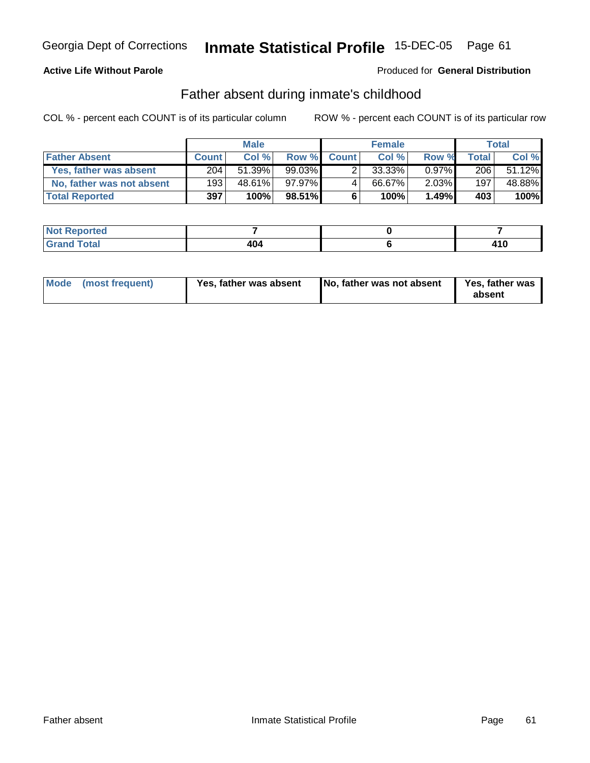Georgia Dept of Corrections **Inmate Statistical Profile** 15-DEC-05

**Active Life Without Parole**

Produced for **General Distribution**

## Father absent during inmate's childhood

COL % - percent each COUNT is of its particular column

ROW % - percent each COUNT is of its particular row

| | Male | | | Female | | | Total | |
|---|---|---|---|---|---|---|---|---|
| **Father Absent** | **Count** | **Col %** | **Row %** | **Count** | **Col %** | **Row %** | **Total** | **Col %** |
| Yes, father was absent | 204 | 51.39% | 99.03% | 2 | 33.33% | 0.97% | 206 | 51.12% |
| No, father was not absent | 193 | 48.61% | 97.97% | 4 | 66.67% | 2.03% | 197 | 48.88% |
| **Total Reported** | **397** | **100%** | **98.51%** | **6** | **100%** | **1.49%** | **403** | **100%** |

| | Male | Female | Total |
|---|---|---|---|
| Not Reported | 7 | 0 | 7 |
| Grand Total | 404 | 6 | 410 |

| | Male | Female | Total |
|---|---|---|---|
| Mode (most frequent) | Yes, father was absent | No, father was not absent | Yes, father was absent |

Father absent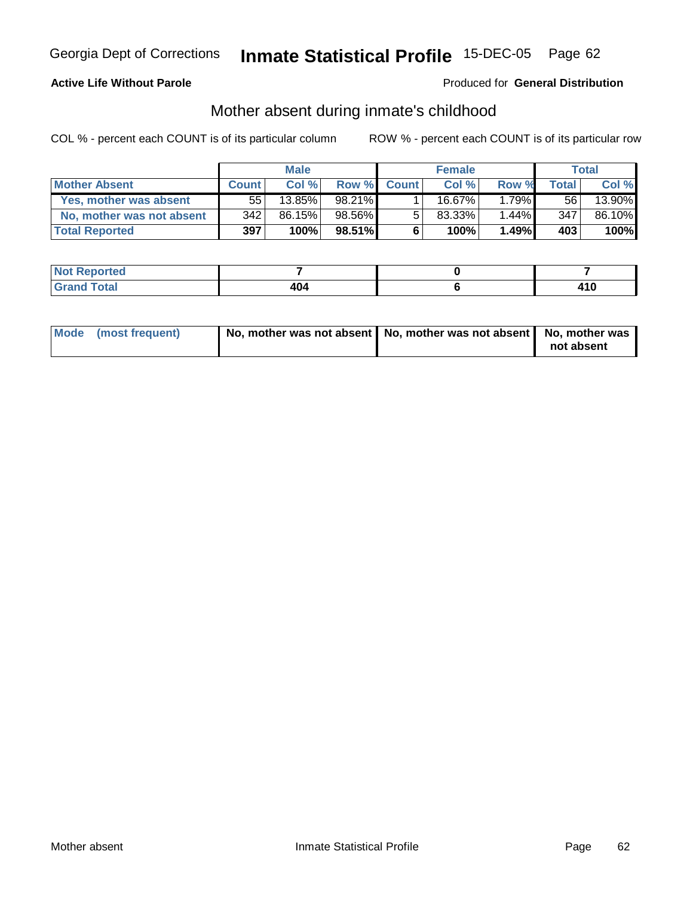Georgia Dept of Corrections **Inmate Statistical Profile** 15-DEC-05 Page 62

**Active Life Without Parole**

Produced for **General Distribution**

## Mother absent during inmate's childhood

COL % - percent each COUNT is of its particular column

ROW % - percent each COUNT is of its particular row

| | Male | | | Female | | | Total | |
|---|---|---|---|---|---|---|---|---|
| **Mother Absent** | **Count** | **Col %** | **Row %** | **Count** | **Col %** | **Row %** | **Total** | **Col %** |
| **Yes, mother was absent** | 55 | 13.85% | 98.21% | 1 | 16.67% | 1.79% | 56 | 13.90% |
| **No, mother was not absent** | 342 | 86.15% | 98.56% | 5 | 83.33% | 1.44% | 347 | 86.10% |
| **Total Reported** | **397** | **100%** | **98.51%** | **6** | **100%** | **1.49%** | **403** | **100%** |

| | Male | Female | Total |
|---|---|---|---|
| **Not Reported** | **7** | **0** | **7** |
| **Grand Total** | **404** | **6** | **410** |

| | Male | Female | Total |
|---|---|---|---|
| **Mode (most frequent)** | **No, mother was not absent** | **No, mother was not absent** | **No, mother was not absent** |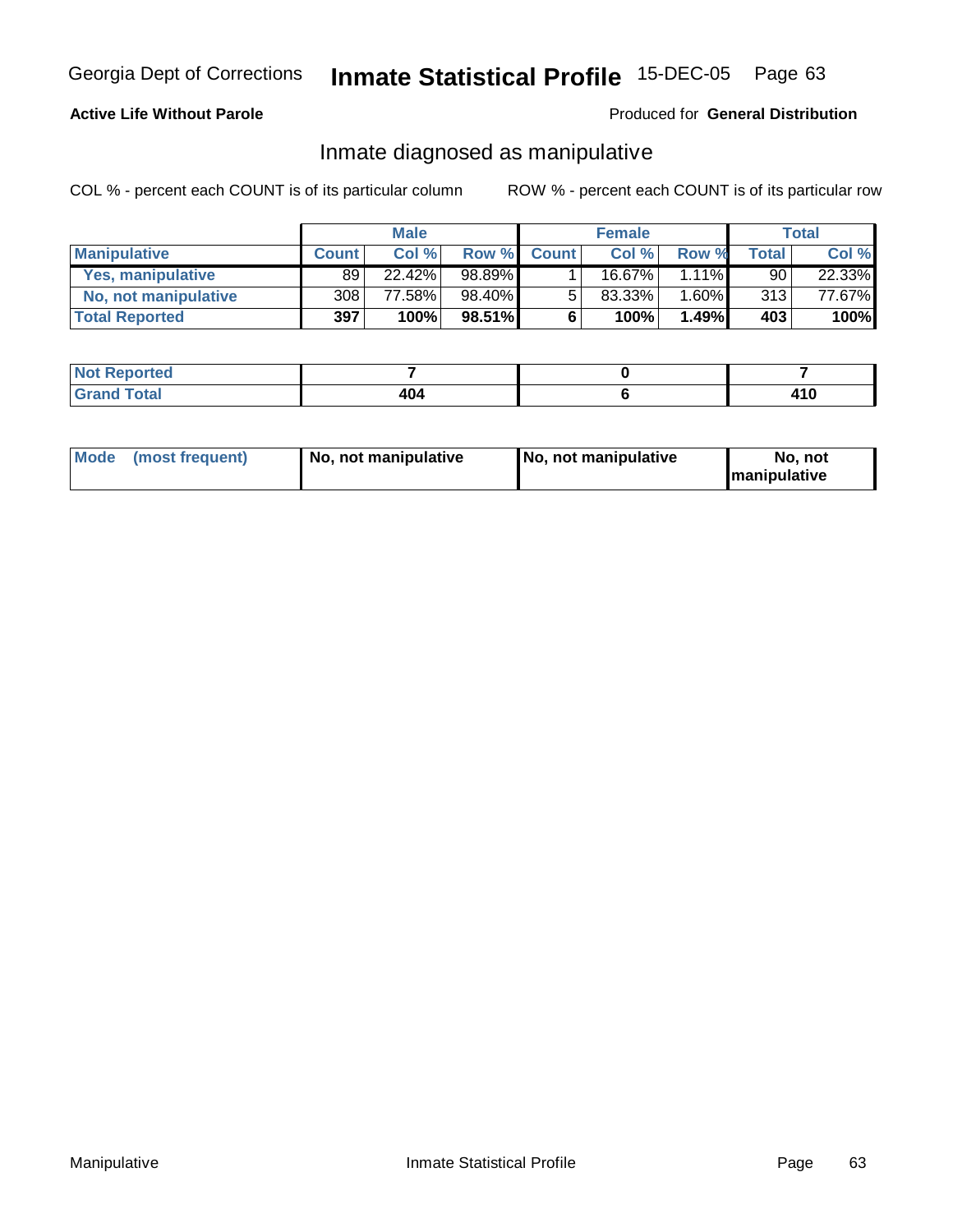**Active Life Without Parole** Produced for **General Distribution**

## Inmate diagnosed as manipulative

COL % - percent each COUNT is of its particular column ROW % - percent each COUNT is of its particular row

| | Male | | | Female | | | Total | |
|---|---|---|---|---|---|---|---|---|
| **Manipulative** | **Count** | **Col %** | **Row %** | **Count** | **Col %** | **Row %** | **Total** | **Col %** |
| **Yes, manipulative** | 89 | 22.42% | 98.89% | 1 | 16.67% | 1.11% | 90 | 22.33% |
| **No, not manipulative** | 308 | 77.58% | 98.40% | 5 | 83.33% | 1.60% | 313 | 77.67% |
| **Total Reported** | **397** | **100%** | **98.51%** | **6** | **100%** | **1.49%** | **403** | **100%** |

| | Male | Female | Total |
|---|---|---|---|
| **Not Reported** | **7** | **0** | **7** |
| **Grand Total** | **404** | **6** | **410** |

| | Male | Female | Total |
|---|---|---|---|
| **Mode (most frequent)** | **No, not manipulative** | **No, not manipulative** | **No, not manipulative** |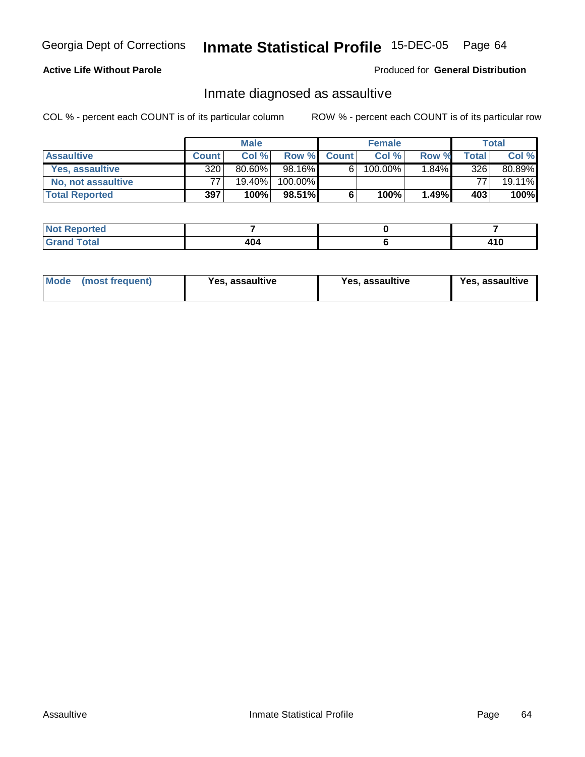Georgia Dept of Corrections **Inmate Statistical Profile** 15-DEC-05

**Active Life Without Parole**

Produced for **General Distribution**

## Inmate diagnosed as assaultive

COL % - percent each COUNT is of its particular column    ROW % - percent each COUNT is of its particular row

| | Male | | | Female | | | Total | |
|---|---|---|---|---|---|---|---|---|
| **Assaultive** | **Count** | **Col %** | **Row %** | **Count** | **Col %** | **Row %** | **Total** | **Col %** |
| **Yes, assaultive** | 320 | 80.60% | 98.16% | 6 | 100.00% | 1.84% | 326 | 80.89% |
| **No, not assaultive** | 77 | 19.40% | 100.00% | | | | 77 | 19.11% |
| **Total Reported** | **397** | **100%** | **98.51%** | **6** | **100%** | **1.49%** | **403** | **100%** |

| | Male | Female | Total |
|---|---|---|---|
| **Not Reported** | **7** | **0** | **7** |
| **Grand Total** | **404** | **6** | **410** |

| | Male | Female | Total |
|---|---|---|---|
| **Mode (most frequent)** | **Yes, assaultive** | **Yes, assaultive** | **Yes, assaultive** |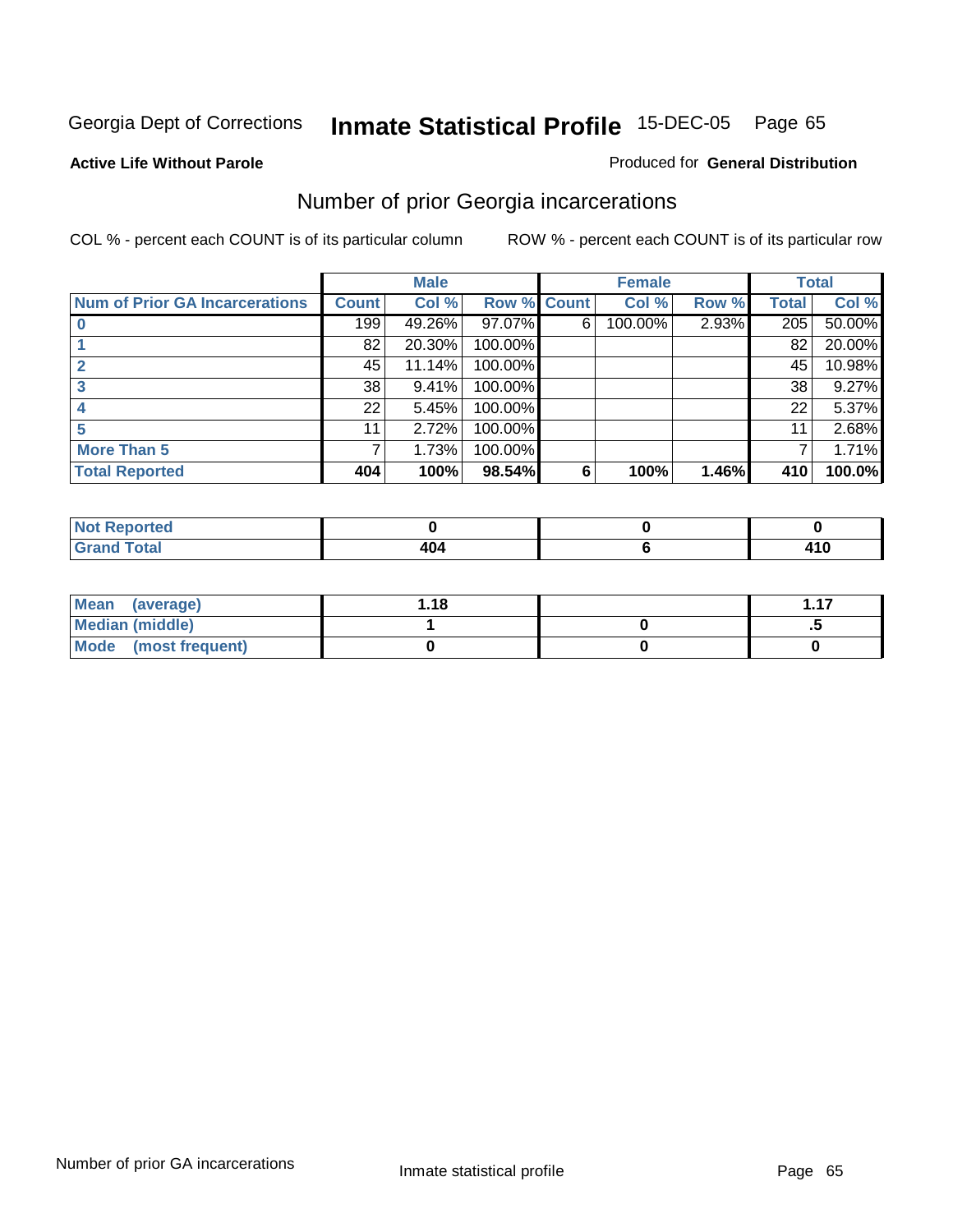Georgia Dept of Corrections **Inmate Statistical Profile** 15-DEC-05

**Active Life Without Parole**

Produced for **General Distribution**

## Number of prior Georgia incarcerations

COL % - percent each COUNT is of its particular column

ROW % - percent each COUNT is of its particular row

| | Male | | | Female | | | Total | |
|---|---|---|---|---|---|---|---|---|
| **Num of Prior GA Incarcerations** | **Count** | **Col %** | **Row %** | **Count** | **Col %** | **Row %** | **Total** | **Col %** |
| **0** | 199 | 49.26% | 97.07% | 6 | 100.00% | 2.93% | 205 | 50.00% |
| **1** | 82 | 20.30% | 100.00% | | | | 82 | 20.00% |
| **2** | 45 | 11.14% | 100.00% | | | | 45 | 10.98% |
| **3** | 38 | 9.41% | 100.00% | | | | 38 | 9.27% |
| **4** | 22 | 5.45% | 100.00% | | | | 22 | 5.37% |
| **5** | 11 | 2.72% | 100.00% | | | | 11 | 2.68% |
| **More Than 5** | 7 | 1.73% | 100.00% | | | | 7 | 1.71% |
| **Total Reported** | **404** | **100%** | **98.54%** | **6** | **100%** | **1.46%** | **410** | **100.0%** |

| | Male | Female | Total |
|---|---|---|---|
| **Not Reported** | **0** | **0** | **0** |
| **Grand Total** | **404** | **6** | **410** |

| | Male | Female | Total |
|---|---|---|---|
| **Mean (average)** | **1.18** | | **1.17** |
| **Median (middle)** | **1** | **0** | **.5** |
| **Mode (most frequent)** | **0** | **0** | **0** |

Number of prior GA incarcerations

Inmate statistical profile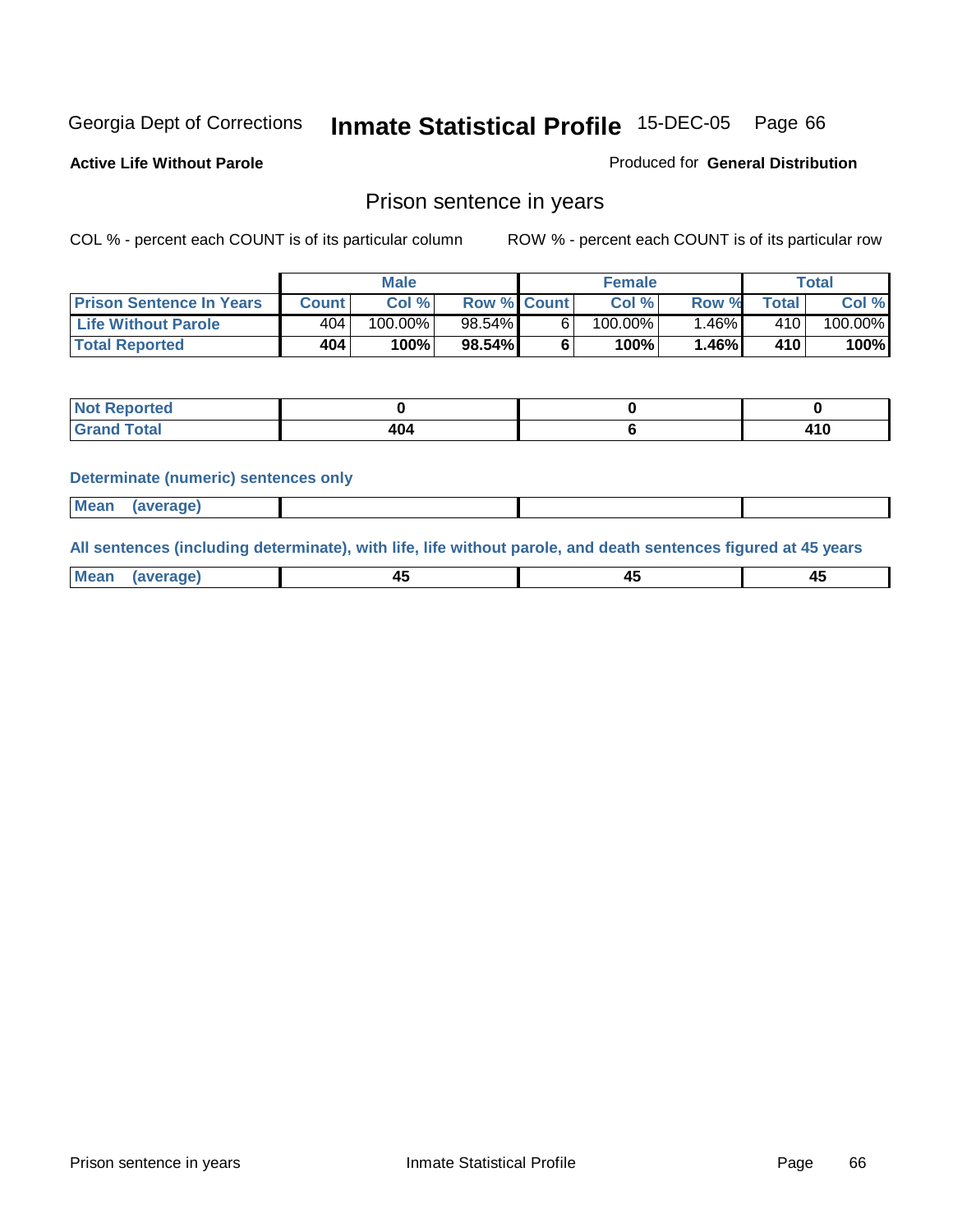Georgia Dept of Corrections **Inmate Statistical Profile** 15-DEC-05

**Active Life Without Parole**

Produced for **General Distribution**

## Prison sentence in years

COL % - percent each COUNT is of its particular column

ROW % - percent each COUNT is of its particular row

| | Male | | | Female | | | Total | |
|---|---|---|---|---|---|---|---|---|
| Prison Sentence In Years | Count | Col % | Row % | Count | Col % | Row % | Total | Col % |
| Life Without Parole | 404 | 100.00% | 98.54% | 6 | 100.00% | 1.46% | 410 | 100.00% |
| **Total Reported** | **404** | **100%** | **98.54%** | **6** | **100%** | **1.46%** | **410** | **100%** |

| | Male | Female | Total |
|---|---|---|---|
| Not Reported | 0 | 0 | 0 |
| Grand Total | 404 | 6 | 410 |

**Determinate (numeric) sentences only**

| | Male | Female | Total |
|---|---|---|---|
| Mean (average) | | | |

**All sentences (including determinate), with life, life without parole, and death sentences figured at 45 years**

| | Male | Female | Total |
|---|---|---|---|
| Mean (average) | 45 | 45 | 45 |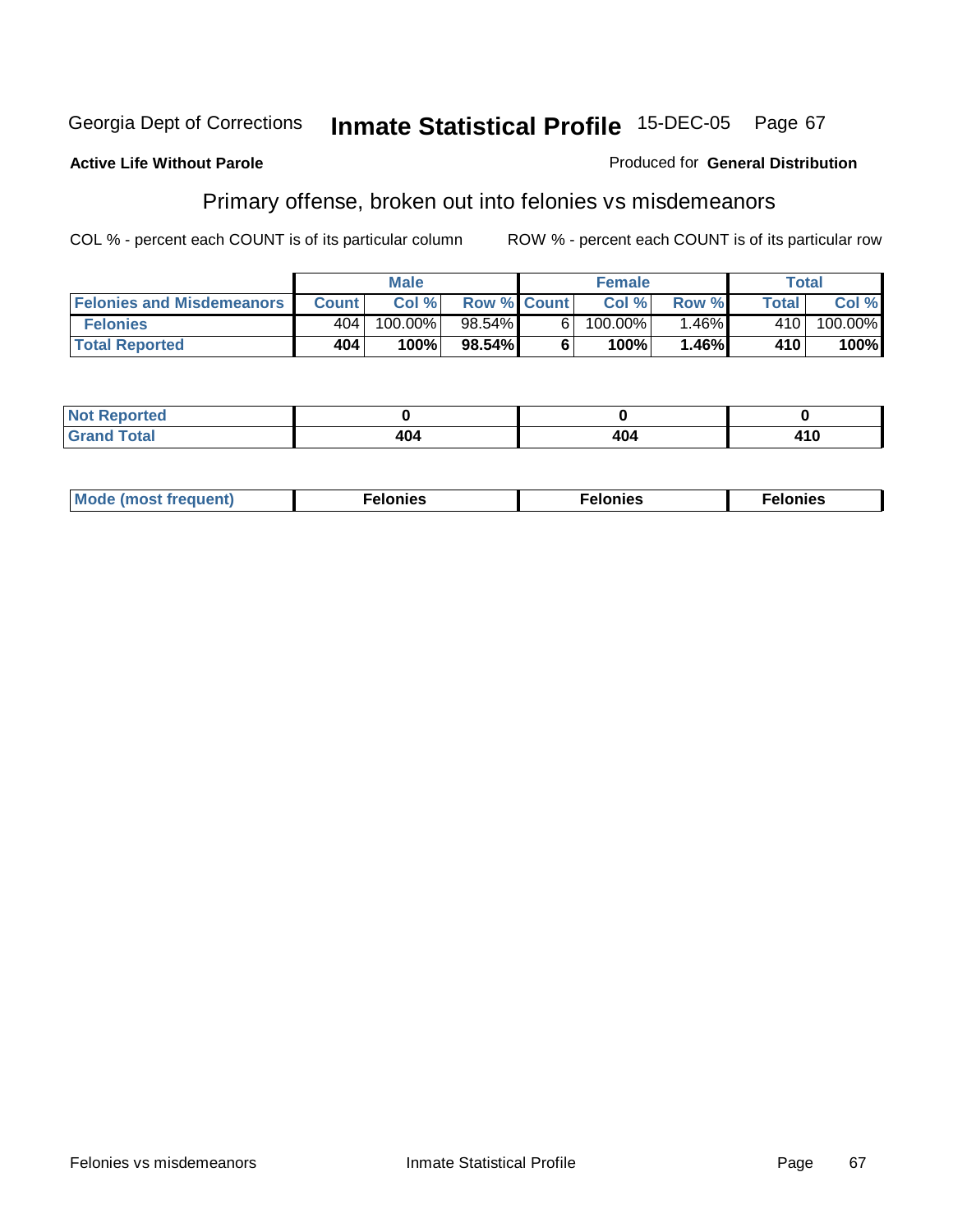Georgia Dept of Corrections **Inmate Statistical Profile** 15-DEC-05

**Active Life Without Parole**

Produced for **General Distribution**

## Primary offense, broken out into felonies vs misdemeanors

COL % - percent each COUNT is of its particular column ROW % - percent each COUNT is of its particular row

| | Male | | | Female | | | Total | |
|---|---|---|---|---|---|---|---|---|
| Felonies and Misdemeanors | Count | Col % | Row % | Count | Col % | Row % | Total | Col % |
| Felonies | 404 | 100.00% | 98.54% | 6 | 100.00% | 1.46% | 410 | 100.00% |
| **Total Reported** | **404** | **100%** | **98.54%** | **6** | **100%** | **1.46%** | **410** | **100%** |

| | Male | Female | Total |
|---|---|---|---|
| Not Reported | **0** | **0** | **0** |
| Grand Total | **404** | **404** | **410** |

| | Male | Female | Total |
|---|---|---|---|
| Mode (most frequent) | **Felonies** | **Felonies** | **Felonies** |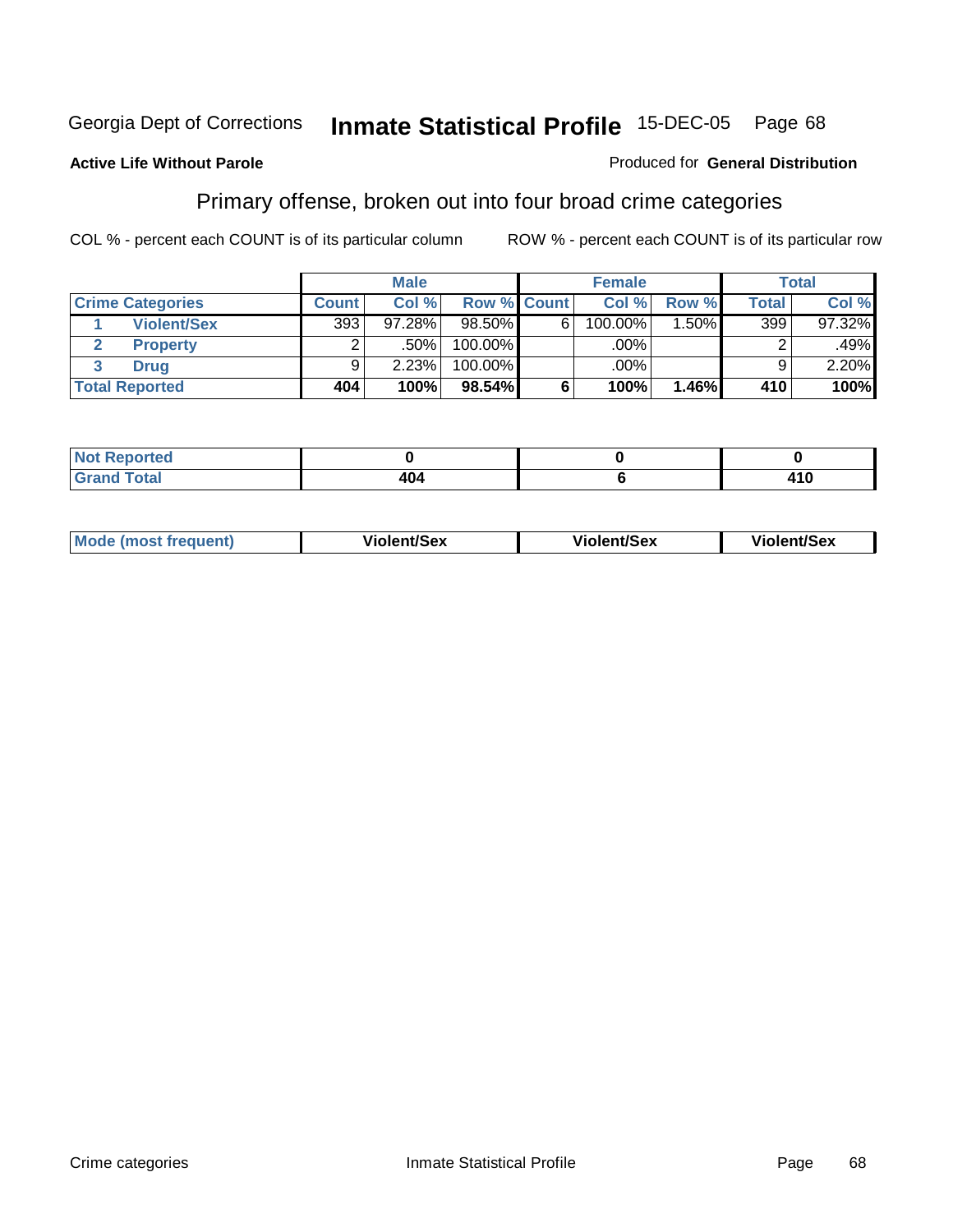Georgia Dept of Corrections **Inmate Statistical Profile** 15-DEC-05

**Active Life Without Parole**

Produced for **General Distribution**

## Primary offense, broken out into four broad crime categories

COL % - percent each COUNT is of its particular column    ROW % - percent each COUNT is of its particular row

| | Male | | | Female | | | Total | |
|---|---|---|---|---|---|---|---|---|
| **Crime Categories** | **Count** | **Col %** | **Row %** | **Count** | **Col %** | **Row %** | **Total** | **Col %** |
| 1 **Violent/Sex** | 393 | 97.28% | 98.50% | 6 | 100.00% | 1.50% | 399 | 97.32% |
| 2 **Property** | 2 | .50% | 100.00% | | .00% | | 2 | .49% |
| 3 **Drug** | 9 | 2.23% | 100.00% | | .00% | | 9 | 2.20% |
| **Total Reported** | **404** | **100%** | **98.54%** | **6** | **100%** | **1.46%** | **410** | **100%** |

| | Male | Female | Total |
|---|---|---|---|
| **Not Reported** | **0** | **0** | **0** |
| **Grand Total** | **404** | **6** | **410** |

| | Male | Female | Total |
|---|---|---|---|
| **Mode (most frequent)** | **Violent/Sex** | **Violent/Sex** | **Violent/Sex** |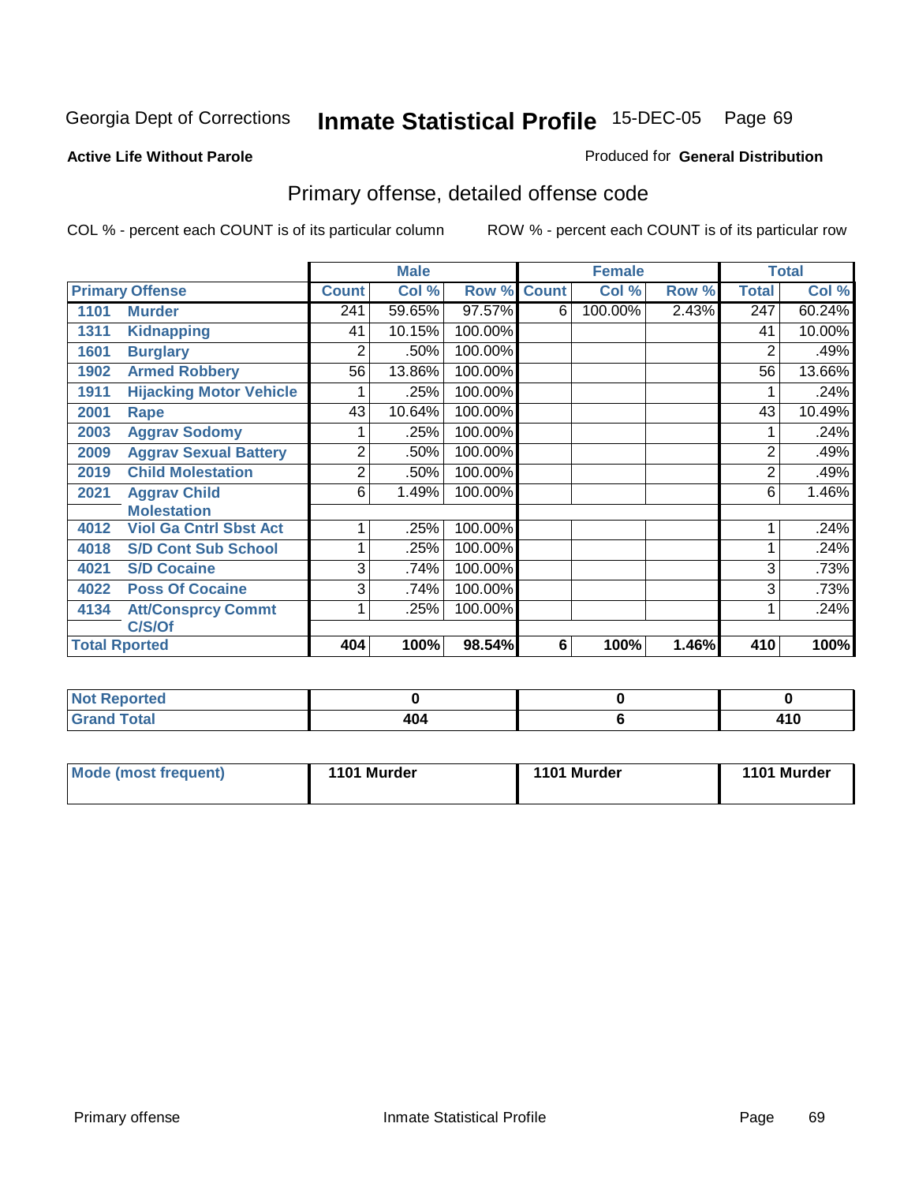Georgia Dept of Corrections **Inmate Statistical Profile** 15-DEC-05 Page 69

**Active Life Without Parole**

Produced for **General Distribution**

## Primary offense, detailed offense code

COL % - percent each COUNT is of its particular column ROW % - percent each COUNT is of its particular row

| Primary Offense | | Male | | | Female | | | Total | |
|---|---|---|---|---|---|---|---|---|---|
| | | Count | Col % | Row % | Count | Col % | Row % | Total | Col % |
| 1101 | Murder | 241 | 59.65% | 97.57% | 6 | 100.00% | 2.43% | 247 | 60.24% |
| 1311 | Kidnapping | 41 | 10.15% | 100.00% | | | | 41 | 10.00% |
| 1601 | Burglary | 2 | .50% | 100.00% | | | | 2 | .49% |
| 1902 | Armed Robbery | 56 | 13.86% | 100.00% | | | | 56 | 13.66% |
| 1911 | Hijacking Motor Vehicle | 1 | .25% | 100.00% | | | | 1 | .24% |
| 2001 | Rape | 43 | 10.64% | 100.00% | | | | 43 | 10.49% |
| 2003 | Aggrav Sodomy | 1 | .25% | 100.00% | | | | 1 | .24% |
| 2009 | Aggrav Sexual Battery | 2 | .50% | 100.00% | | | | 2 | .49% |
| 2019 | Child Molestation | 2 | .50% | 100.00% | | | | 2 | .49% |
| 2021 | Aggrav Child Molestation | 6 | 1.49% | 100.00% | | | | 6 | 1.46% |
| 4012 | Viol Ga Cntrl Sbst Act | 1 | .25% | 100.00% | | | | 1 | .24% |
| 4018 | S/D Cont Sub School | 1 | .25% | 100.00% | | | | 1 | .24% |
| 4021 | S/D Cocaine | 3 | .74% | 100.00% | | | | 3 | .73% |
| 4022 | Poss Of Cocaine | 3 | .74% | 100.00% | | | | 3 | .73% |
| 4134 | Att/Consprcy Commt C/S/Of | 1 | .25% | 100.00% | | | | 1 | .24% |
| **Total Rported** | | **404** | **100%** | **98.54%** | **6** | **100%** | **1.46%** | **410** | **100%** |

| | Male | Female | Total |
|---|---|---|---|
| Not Reported | 0 | 0 | 0 |
| Grand Total | 404 | 6 | 410 |

| | Male | Female | Total |
|---|---|---|---|
| Mode (most frequent) | 1101 Murder | 1101 Murder | 1101 Murder |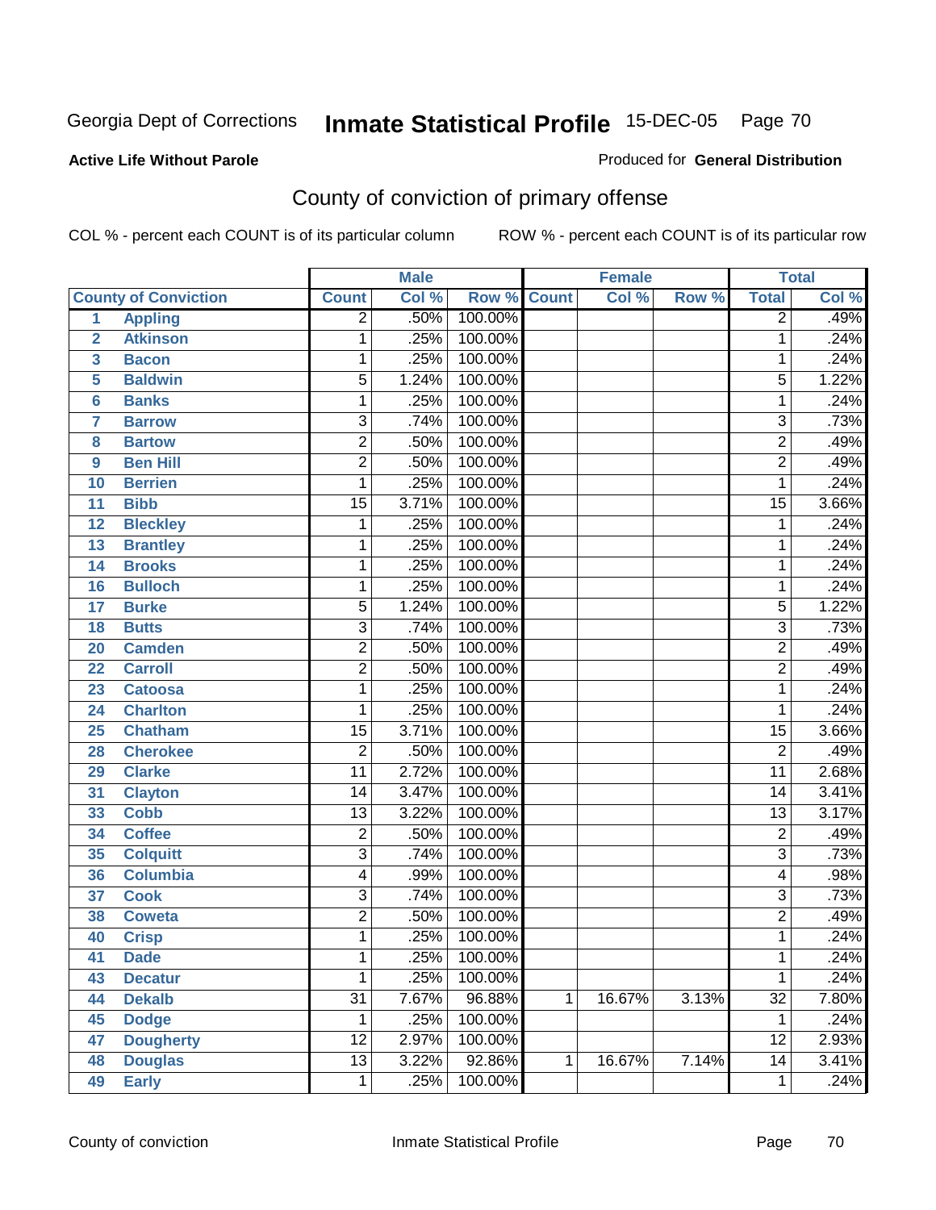Georgia Dept of Corrections **Inmate Statistical Profile** 15-DEC-05

**Active Life Without Parole**

Produced for **General Distribution**

## County of conviction of primary offense

COL % - percent each COUNT is of its particular column ROW % - percent each COUNT is of its particular row

| County of Conviction | | Male | | | Female | | | Total | |
|---|---|---|---|---|---|---|---|---|---|
| | | Count | Col % | Row % | Count | Col % | Row % | Total | Col % |
| 1 | Appling | 2 | .50% | 100.00% | | | | 2 | .49% |
| 2 | Atkinson | 1 | .25% | 100.00% | | | | 1 | .24% |
| 3 | Bacon | 1 | .25% | 100.00% | | | | 1 | .24% |
| 5 | Baldwin | 5 | 1.24% | 100.00% | | | | 5 | 1.22% |
| 6 | Banks | 1 | .25% | 100.00% | | | | 1 | .24% |
| 7 | Barrow | 3 | .74% | 100.00% | | | | 3 | .73% |
| 8 | Bartow | 2 | .50% | 100.00% | | | | 2 | .49% |
| 9 | Ben Hill | 2 | .50% | 100.00% | | | | 2 | .49% |
| 10 | Berrien | 1 | .25% | 100.00% | | | | 1 | .24% |
| 11 | Bibb | 15 | 3.71% | 100.00% | | | | 15 | 3.66% |
| 12 | Bleckley | 1 | .25% | 100.00% | | | | 1 | .24% |
| 13 | Brantley | 1 | .25% | 100.00% | | | | 1 | .24% |
| 14 | Brooks | 1 | .25% | 100.00% | | | | 1 | .24% |
| 16 | Bulloch | 1 | .25% | 100.00% | | | | 1 | .24% |
| 17 | Burke | 5 | 1.24% | 100.00% | | | | 5 | 1.22% |
| 18 | Butts | 3 | .74% | 100.00% | | | | 3 | .73% |
| 20 | Camden | 2 | .50% | 100.00% | | | | 2 | .49% |
| 22 | Carroll | 2 | .50% | 100.00% | | | | 2 | .49% |
| 23 | Catoosa | 1 | .25% | 100.00% | | | | 1 | .24% |
| 24 | Charlton | 1 | .25% | 100.00% | | | | 1 | .24% |
| 25 | Chatham | 15 | 3.71% | 100.00% | | | | 15 | 3.66% |
| 28 | Cherokee | 2 | .50% | 100.00% | | | | 2 | .49% |
| 29 | Clarke | 11 | 2.72% | 100.00% | | | | 11 | 2.68% |
| 31 | Clayton | 14 | 3.47% | 100.00% | | | | 14 | 3.41% |
| 33 | Cobb | 13 | 3.22% | 100.00% | | | | 13 | 3.17% |
| 34 | Coffee | 2 | .50% | 100.00% | | | | 2 | .49% |
| 35 | Colquitt | 3 | .74% | 100.00% | | | | 3 | .73% |
| 36 | Columbia | 4 | .99% | 100.00% | | | | 4 | .98% |
| 37 | Cook | 3 | .74% | 100.00% | | | | 3 | .73% |
| 38 | Coweta | 2 | .50% | 100.00% | | | | 2 | .49% |
| 40 | Crisp | 1 | .25% | 100.00% | | | | 1 | .24% |
| 41 | Dade | 1 | .25% | 100.00% | | | | 1 | .24% |
| 43 | Decatur | 1 | .25% | 100.00% | | | | 1 | .24% |
| 44 | Dekalb | 31 | 7.67% | 96.88% | 1 | 16.67% | 3.13% | 32 | 7.80% |
| 45 | Dodge | 1 | .25% | 100.00% | | | | 1 | .24% |
| 47 | Dougherty | 12 | 2.97% | 100.00% | | | | 12 | 2.93% |
| 48 | Douglas | 13 | 3.22% | 92.86% | 1 | 16.67% | 7.14% | 14 | 3.41% |
| 49 | Early | 1 | .25% | 100.00% | | | | 1 | .24% |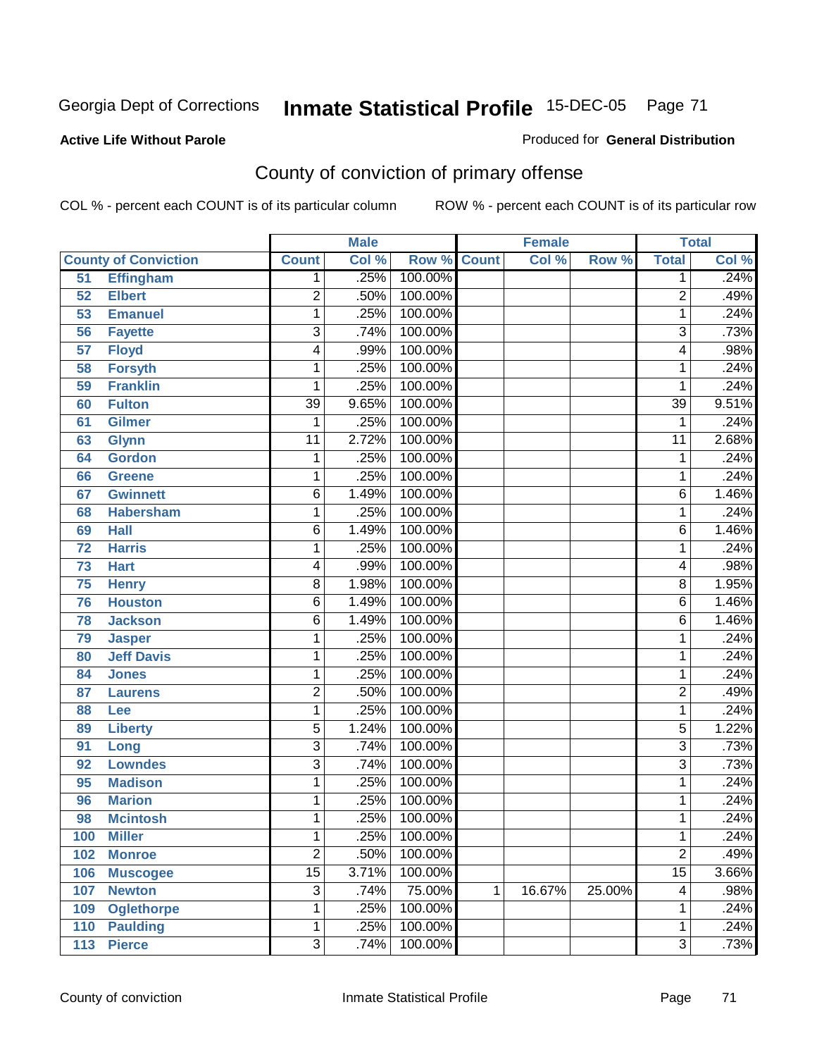Georgia Dept of Corrections **Inmate Statistical Profile** 15-DEC-05

**Active Life Without Parole**

Produced for **General Distribution**

## County of conviction of primary offense

COL % - percent each COUNT is of its particular column ROW % - percent each COUNT is of its particular row

| County of Conviction | | Male | | | Female | | | Total | |
|---|---|---|---|---|---|---|---|---|---|
| | | Count | Col % | Row % | Count | Col % | Row % | Total | Col % |
| 51 | Effingham | 1 | .25% | 100.00% | | | | 1 | .24% |
| 52 | Elbert | 2 | .50% | 100.00% | | | | 2 | .49% |
| 53 | Emanuel | 1 | .25% | 100.00% | | | | 1 | .24% |
| 56 | Fayette | 3 | .74% | 100.00% | | | | 3 | .73% |
| 57 | Floyd | 4 | .99% | 100.00% | | | | 4 | .98% |
| 58 | Forsyth | 1 | .25% | 100.00% | | | | 1 | .24% |
| 59 | Franklin | 1 | .25% | 100.00% | | | | 1 | .24% |
| 60 | Fulton | 39 | 9.65% | 100.00% | | | | 39 | 9.51% |
| 61 | Gilmer | 1 | .25% | 100.00% | | | | 1 | .24% |
| 63 | Glynn | 11 | 2.72% | 100.00% | | | | 11 | 2.68% |
| 64 | Gordon | 1 | .25% | 100.00% | | | | 1 | .24% |
| 66 | Greene | 1 | .25% | 100.00% | | | | 1 | .24% |
| 67 | Gwinnett | 6 | 1.49% | 100.00% | | | | 6 | 1.46% |
| 68 | Habersham | 1 | .25% | 100.00% | | | | 1 | .24% |
| 69 | Hall | 6 | 1.49% | 100.00% | | | | 6 | 1.46% |
| 72 | Harris | 1 | .25% | 100.00% | | | | 1 | .24% |
| 73 | Hart | 4 | .99% | 100.00% | | | | 4 | .98% |
| 75 | Henry | 8 | 1.98% | 100.00% | | | | 8 | 1.95% |
| 76 | Houston | 6 | 1.49% | 100.00% | | | | 6 | 1.46% |
| 78 | Jackson | 6 | 1.49% | 100.00% | | | | 6 | 1.46% |
| 79 | Jasper | 1 | .25% | 100.00% | | | | 1 | .24% |
| 80 | Jeff Davis | 1 | .25% | 100.00% | | | | 1 | .24% |
| 84 | Jones | 1 | .25% | 100.00% | | | | 1 | .24% |
| 87 | Laurens | 2 | .50% | 100.00% | | | | 2 | .49% |
| 88 | Lee | 1 | .25% | 100.00% | | | | 1 | .24% |
| 89 | Liberty | 5 | 1.24% | 100.00% | | | | 5 | 1.22% |
| 91 | Long | 3 | .74% | 100.00% | | | | 3 | .73% |
| 92 | Lowndes | 3 | .74% | 100.00% | | | | 3 | .73% |
| 95 | Madison | 1 | .25% | 100.00% | | | | 1 | .24% |
| 96 | Marion | 1 | .25% | 100.00% | | | | 1 | .24% |
| 98 | Mcintosh | 1 | .25% | 100.00% | | | | 1 | .24% |
| 100 | Miller | 1 | .25% | 100.00% | | | | 1 | .24% |
| 102 | Monroe | 2 | .50% | 100.00% | | | | 2 | .49% |
| 106 | Muscogee | 15 | 3.71% | 100.00% | | | | 15 | 3.66% |
| 107 | Newton | 3 | .74% | 75.00% | 1 | 16.67% | 25.00% | 4 | .98% |
| 109 | Oglethorpe | 1 | .25% | 100.00% | | | | 1 | .24% |
| 110 | Paulding | 1 | .25% | 100.00% | | | | 1 | .24% |
| 113 | Pierce | 3 | .74% | 100.00% | | | | 3 | .73% |

County of conviction Inmate Statistical Profile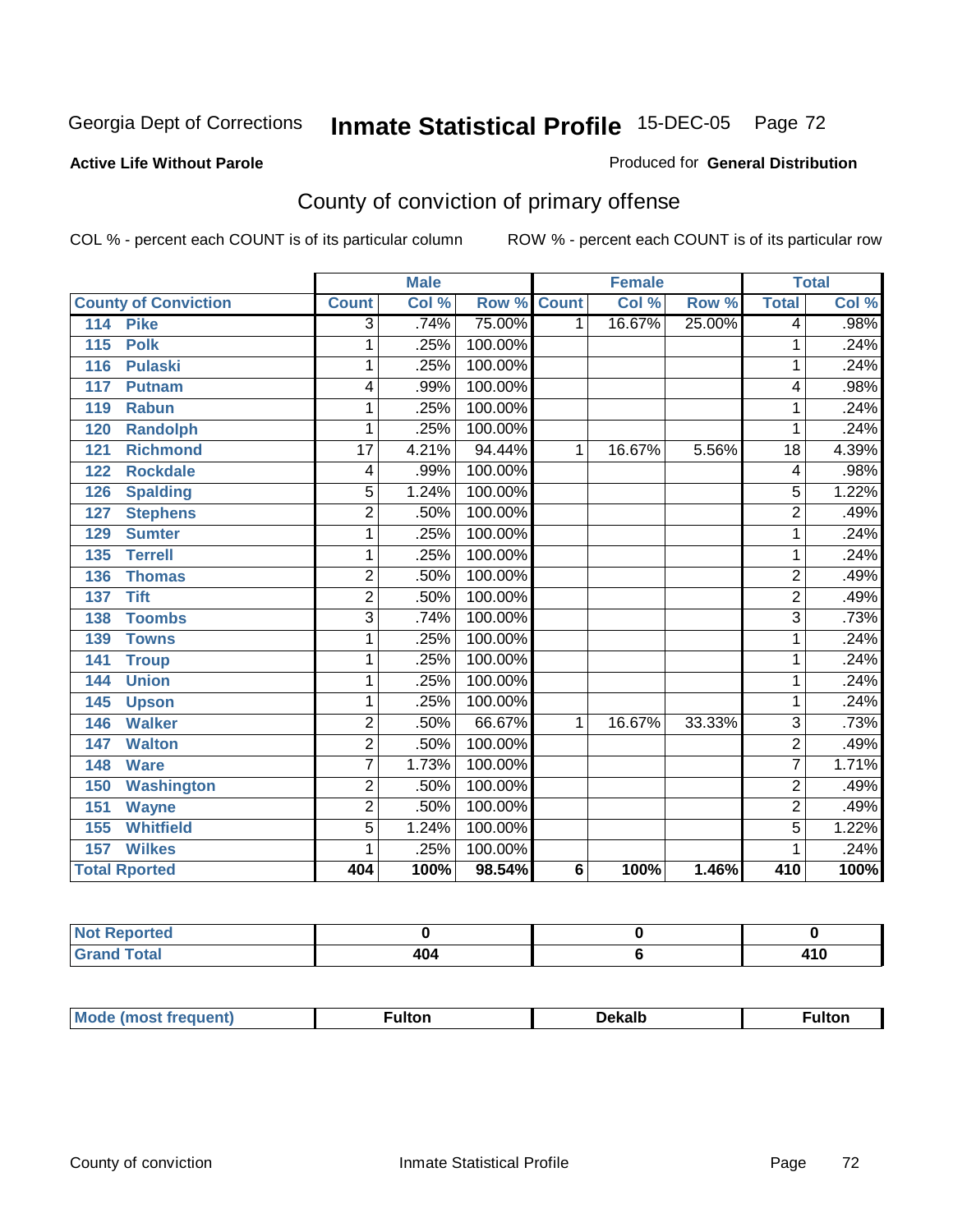Georgia Dept of Corrections **Inmate Statistical Profile** 15-DEC-05

**Active Life Without Parole**

Produced for **General Distribution**

## County of conviction of primary offense

COL % - percent each COUNT is of its particular column ROW % - percent each COUNT is of its particular row

| County of Conviction | Male | | | Female | | | Total | |
|---|---|---|---|---|---|---|---|---|
| | Count | Col % | Row % | Count | Col % | Row % | Total | Col % |
| 114 Pike | 3 | .74% | 75.00% | 1 | 16.67% | 25.00% | 4 | .98% |
| 115 Polk | 1 | .25% | 100.00% | | | | 1 | .24% |
| 116 Pulaski | 1 | .25% | 100.00% | | | | 1 | .24% |
| 117 Putnam | 4 | .99% | 100.00% | | | | 4 | .98% |
| 119 Rabun | 1 | .25% | 100.00% | | | | 1 | .24% |
| 120 Randolph | 1 | .25% | 100.00% | | | | 1 | .24% |
| 121 Richmond | 17 | 4.21% | 94.44% | 1 | 16.67% | 5.56% | 18 | 4.39% |
| 122 Rockdale | 4 | .99% | 100.00% | | | | 4 | .98% |
| 126 Spalding | 5 | 1.24% | 100.00% | | | | 5 | 1.22% |
| 127 Stephens | 2 | .50% | 100.00% | | | | 2 | .49% |
| 129 Sumter | 1 | .25% | 100.00% | | | | 1 | .24% |
| 135 Terrell | 1 | .25% | 100.00% | | | | 1 | .24% |
| 136 Thomas | 2 | .50% | 100.00% | | | | 2 | .49% |
| 137 Tift | 2 | .50% | 100.00% | | | | 2 | .49% |
| 138 Toombs | 3 | .74% | 100.00% | | | | 3 | .73% |
| 139 Towns | 1 | .25% | 100.00% | | | | 1 | .24% |
| 141 Troup | 1 | .25% | 100.00% | | | | 1 | .24% |
| 144 Union | 1 | .25% | 100.00% | | | | 1 | .24% |
| 145 Upson | 1 | .25% | 100.00% | | | | 1 | .24% |
| 146 Walker | 2 | .50% | 66.67% | 1 | 16.67% | 33.33% | 3 | .73% |
| 147 Walton | 2 | .50% | 100.00% | | | | 2 | .49% |
| 148 Ware | 7 | 1.73% | 100.00% | | | | 7 | 1.71% |
| 150 Washington | 2 | .50% | 100.00% | | | | 2 | .49% |
| 151 Wayne | 2 | .50% | 100.00% | | | | 2 | .49% |
| 155 Whitfield | 5 | 1.24% | 100.00% | | | | 5 | 1.22% |
| 157 Wilkes | 1 | .25% | 100.00% | | | | 1 | .24% |
| **Total Rported** | **404** | **100%** | **98.54%** | **6** | **100%** | **1.46%** | **410** | **100%** |

| | Male | Female | Total |
|---|---|---|---|
| Not Reported | 0 | 0 | 0 |
| Grand Total | 404 | 6 | 410 |

| | Male | Female | Total |
|---|---|---|---|
| Mode (most frequent) | Fulton | Dekalb | Fulton |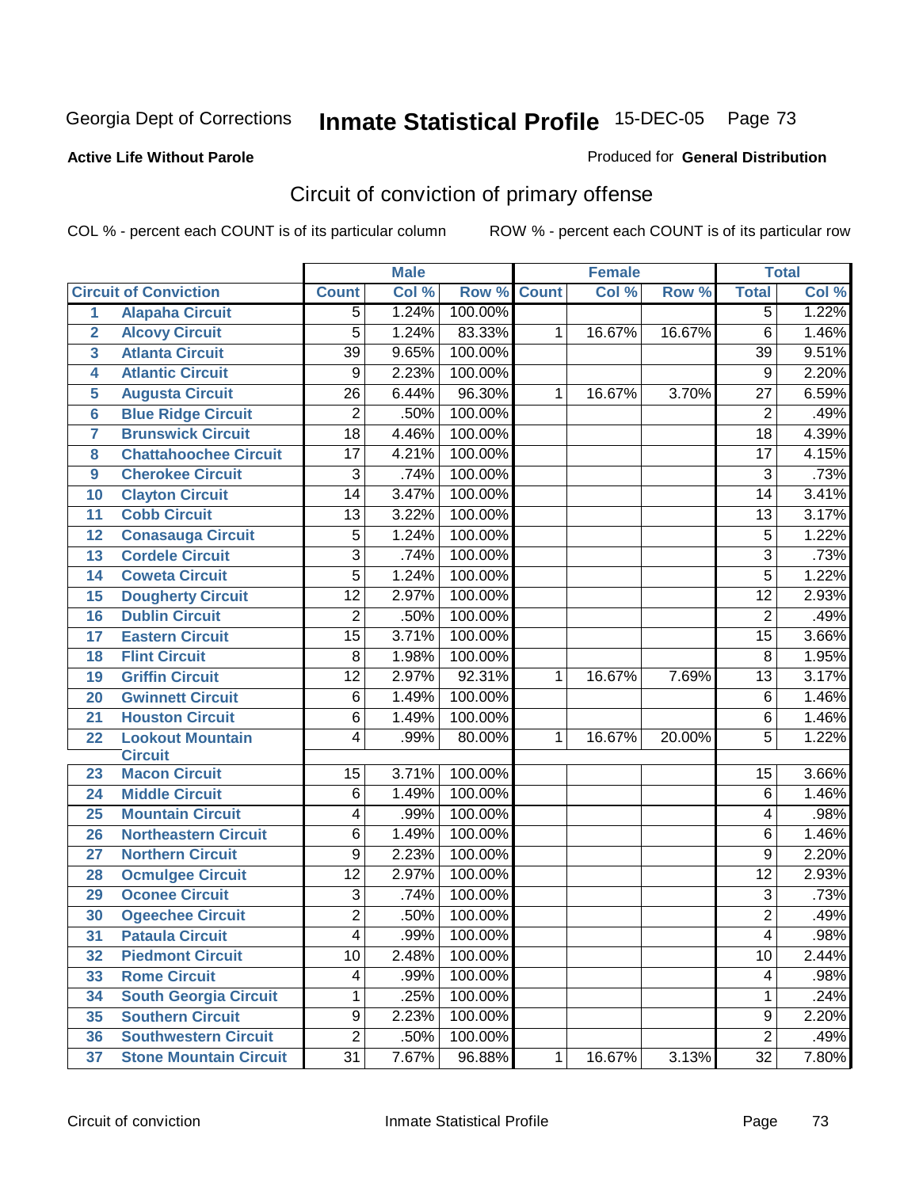Georgia Dept of Corrections **Inmate Statistical Profile** 15-DEC-05

**Active Life Without Parole**

Produced for **General Distribution**

## Circuit of conviction of primary offense

COL % - percent each COUNT is of its particular column ROW % - percent each COUNT is of its particular row

| | | Male | | | Female | | | Total | |
|---|---|---|---|---|---|---|---|---|---|
| | **Circuit of Conviction** | **Count** | **Col %** | **Row %** | **Count** | **Col %** | **Row %** | **Total** | **Col %** |
| 1 | Alapaha Circuit | 5 | 1.24% | 100.00% | | | | 5 | 1.22% |
| 2 | Alcovy Circuit | 5 | 1.24% | 83.33% | 1 | 16.67% | 16.67% | 6 | 1.46% |
| 3 | Atlanta Circuit | 39 | 9.65% | 100.00% | | | | 39 | 9.51% |
| 4 | Atlantic Circuit | 9 | 2.23% | 100.00% | | | | 9 | 2.20% |
| 5 | Augusta Circuit | 26 | 6.44% | 96.30% | 1 | 16.67% | 3.70% | 27 | 6.59% |
| 6 | Blue Ridge Circuit | 2 | .50% | 100.00% | | | | 2 | .49% |
| 7 | Brunswick Circuit | 18 | 4.46% | 100.00% | | | | 18 | 4.39% |
| 8 | Chattahoochee Circuit | 17 | 4.21% | 100.00% | | | | 17 | 4.15% |
| 9 | Cherokee Circuit | 3 | .74% | 100.00% | | | | 3 | .73% |
| 10 | Clayton Circuit | 14 | 3.47% | 100.00% | | | | 14 | 3.41% |
| 11 | Cobb Circuit | 13 | 3.22% | 100.00% | | | | 13 | 3.17% |
| 12 | Conasauga Circuit | 5 | 1.24% | 100.00% | | | | 5 | 1.22% |
| 13 | Cordele Circuit | 3 | .74% | 100.00% | | | | 3 | .73% |
| 14 | Coweta Circuit | 5 | 1.24% | 100.00% | | | | 5 | 1.22% |
| 15 | Dougherty Circuit | 12 | 2.97% | 100.00% | | | | 12 | 2.93% |
| 16 | Dublin Circuit | 2 | .50% | 100.00% | | | | 2 | .49% |
| 17 | Eastern Circuit | 15 | 3.71% | 100.00% | | | | 15 | 3.66% |
| 18 | Flint Circuit | 8 | 1.98% | 100.00% | | | | 8 | 1.95% |
| 19 | Griffin Circuit | 12 | 2.97% | 92.31% | 1 | 16.67% | 7.69% | 13 | 3.17% |
| 20 | Gwinnett Circuit | 6 | 1.49% | 100.00% | | | | 6 | 1.46% |
| 21 | Houston Circuit | 6 | 1.49% | 100.00% | | | | 6 | 1.46% |
| 22 | Lookout Mountain Circuit | 4 | .99% | 80.00% | 1 | 16.67% | 20.00% | 5 | 1.22% |
| 23 | Macon Circuit | 15 | 3.71% | 100.00% | | | | 15 | 3.66% |
| 24 | Middle Circuit | 6 | 1.49% | 100.00% | | | | 6 | 1.46% |
| 25 | Mountain Circuit | 4 | .99% | 100.00% | | | | 4 | .98% |
| 26 | Northeastern Circuit | 6 | 1.49% | 100.00% | | | | 6 | 1.46% |
| 27 | Northern Circuit | 9 | 2.23% | 100.00% | | | | 9 | 2.20% |
| 28 | Ocmulgee Circuit | 12 | 2.97% | 100.00% | | | | 12 | 2.93% |
| 29 | Oconee Circuit | 3 | .74% | 100.00% | | | | 3 | .73% |
| 30 | Ogeechee Circuit | 2 | .50% | 100.00% | | | | 2 | .49% |
| 31 | Pataula Circuit | 4 | .99% | 100.00% | | | | 4 | .98% |
| 32 | Piedmont Circuit | 10 | 2.48% | 100.00% | | | | 10 | 2.44% |
| 33 | Rome Circuit | 4 | .99% | 100.00% | | | | 4 | .98% |
| 34 | South Georgia Circuit | 1 | .25% | 100.00% | | | | 1 | .24% |
| 35 | Southern Circuit | 9 | 2.23% | 100.00% | | | | 9 | 2.20% |
| 36 | Southwestern Circuit | 2 | .50% | 100.00% | | | | 2 | .49% |
| 37 | Stone Mountain Circuit | 31 | 7.67% | 96.88% | 1 | 16.67% | 3.13% | 32 | 7.80% |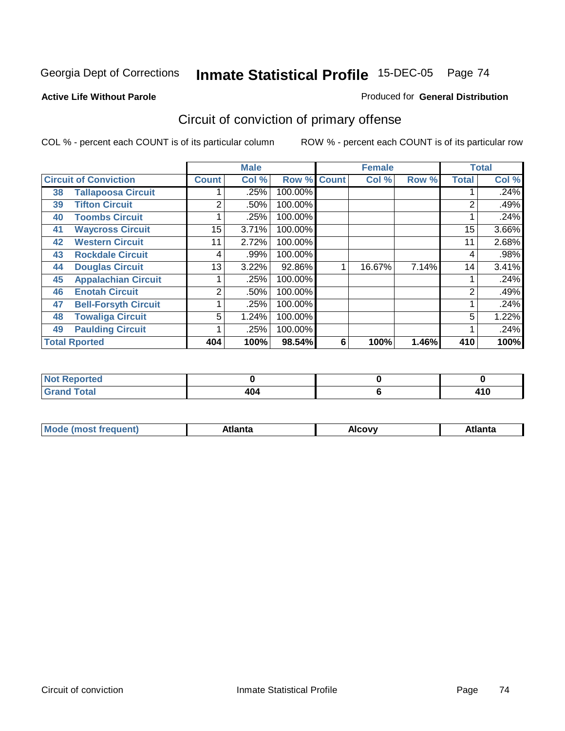Georgia Dept of Corrections **Inmate Statistical Profile** 15-DEC-05

**Active Life Without Parole**

Produced for **General Distribution**

## Circuit of conviction of primary offense

COL % - percent each COUNT is of its particular column

ROW % - percent each COUNT is of its particular row

| Circuit of Conviction | | Male | | | Female | | | Total | |
|---|---|---|---|---|---|---|---|---|---|
| | | Count | Col % | Row % | Count | Col % | Row % | Total | Col % |
| 38 | Tallapoosa Circuit | 1 | .25% | 100.00% | | | | 1 | .24% |
| 39 | Tifton Circuit | 2 | .50% | 100.00% | | | | 2 | .49% |
| 40 | Toombs Circuit | 1 | .25% | 100.00% | | | | 1 | .24% |
| 41 | Waycross Circuit | 15 | 3.71% | 100.00% | | | | 15 | 3.66% |
| 42 | Western Circuit | 11 | 2.72% | 100.00% | | | | 11 | 2.68% |
| 43 | Rockdale Circuit | 4 | .99% | 100.00% | | | | 4 | .98% |
| 44 | Douglas Circuit | 13 | 3.22% | 92.86% | 1 | 16.67% | 7.14% | 14 | 3.41% |
| 45 | Appalachian Circuit | 1 | .25% | 100.00% | | | | 1 | .24% |
| 46 | Enotah Circuit | 2 | .50% | 100.00% | | | | 2 | .49% |
| 47 | Bell-Forsyth Circuit | 1 | .25% | 100.00% | | | | 1 | .24% |
| 48 | Towaliga Circuit | 5 | 1.24% | 100.00% | | | | 5 | 1.22% |
| 49 | Paulding Circuit | 1 | .25% | 100.00% | | | | 1 | .24% |
| **Total Rported** | | **404** | **100%** | **98.54%** | **6** | **100%** | **1.46%** | **410** | **100%** |

| | Male | Female | Total |
|---|---|---|---|
| Not Reported | 0 | 0 | 0 |
| Grand Total | 404 | 6 | 410 |

| | Male | Female | Total |
|---|---|---|---|
| Mode (most frequent) | Atlanta | Alcovy | Atlanta |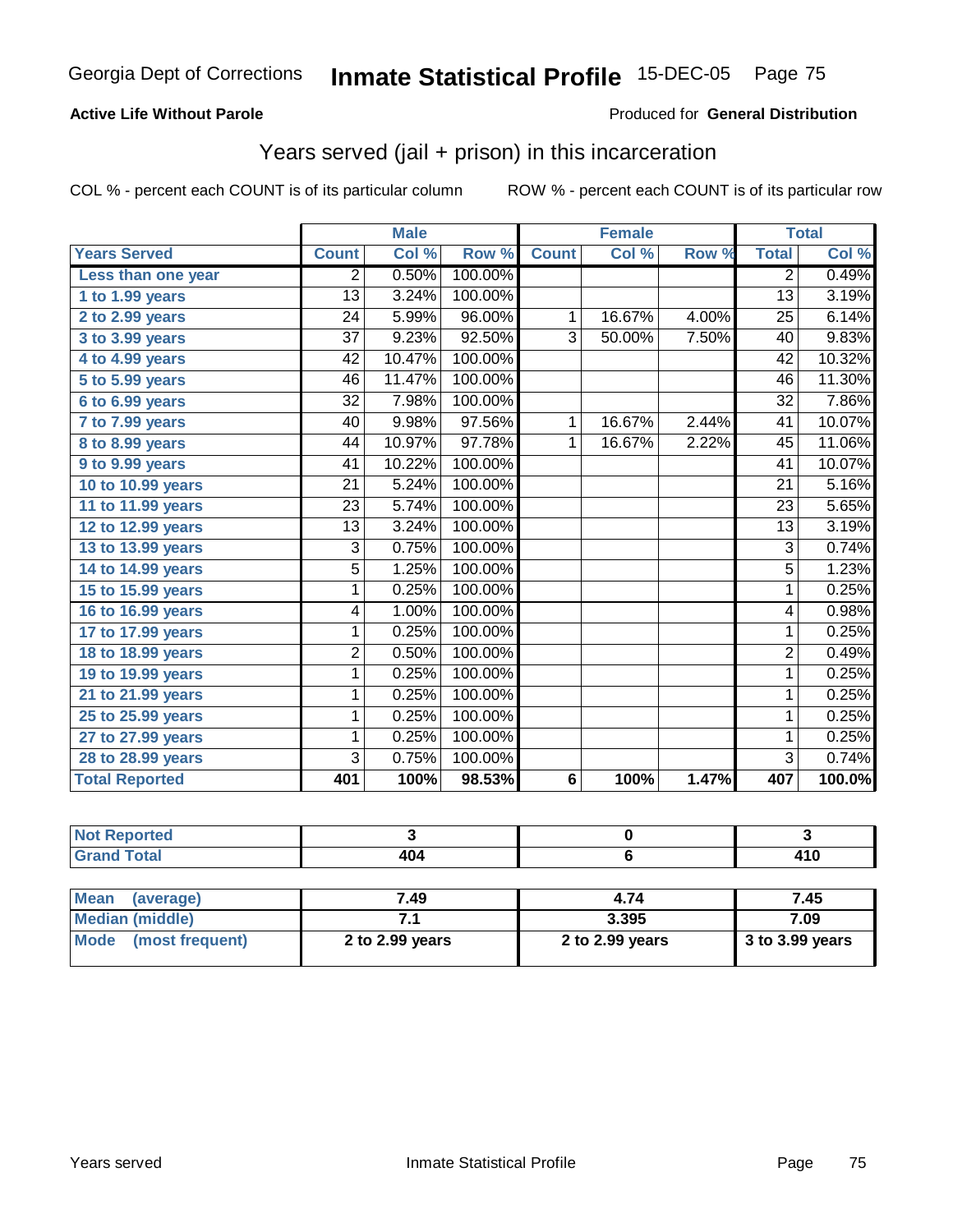Georgia Dept of Corrections **Inmate Statistical Profile** 15-DEC-05

**Active Life Without Parole**

Produced for **General Distribution**

## Years served (jail + prison) in this incarceration

COL % - percent each COUNT is of its particular column    ROW % - percent each COUNT is of its particular row

| | Male | | | Female | | | Total | |
|---|---|---|---|---|---|---|---|---|
| **Years Served** | **Count** | **Col %** | **Row %** | **Count** | **Col %** | **Row %** | **Total** | **Col %** |
| Less than one year | 2 | 0.50% | 100.00% | | | | 2 | 0.49% |
| 1 to 1.99 years | 13 | 3.24% | 100.00% | | | | 13 | 3.19% |
| 2 to 2.99 years | 24 | 5.99% | 96.00% | 1 | 16.67% | 4.00% | 25 | 6.14% |
| 3 to 3.99 years | 37 | 9.23% | 92.50% | 3 | 50.00% | 7.50% | 40 | 9.83% |
| 4 to 4.99 years | 42 | 10.47% | 100.00% | | | | 42 | 10.32% |
| 5 to 5.99 years | 46 | 11.47% | 100.00% | | | | 46 | 11.30% |
| 6 to 6.99 years | 32 | 7.98% | 100.00% | | | | 32 | 7.86% |
| 7 to 7.99 years | 40 | 9.98% | 97.56% | 1 | 16.67% | 2.44% | 41 | 10.07% |
| 8 to 8.99 years | 44 | 10.97% | 97.78% | 1 | 16.67% | 2.22% | 45 | 11.06% |
| 9 to 9.99 years | 41 | 10.22% | 100.00% | | | | 41 | 10.07% |
| 10 to 10.99 years | 21 | 5.24% | 100.00% | | | | 21 | 5.16% |
| 11 to 11.99 years | 23 | 5.74% | 100.00% | | | | 23 | 5.65% |
| 12 to 12.99 years | 13 | 3.24% | 100.00% | | | | 13 | 3.19% |
| 13 to 13.99 years | 3 | 0.75% | 100.00% | | | | 3 | 0.74% |
| 14 to 14.99 years | 5 | 1.25% | 100.00% | | | | 5 | 1.23% |
| 15 to 15.99 years | 1 | 0.25% | 100.00% | | | | 1 | 0.25% |
| 16 to 16.99 years | 4 | 1.00% | 100.00% | | | | 4 | 0.98% |
| 17 to 17.99 years | 1 | 0.25% | 100.00% | | | | 1 | 0.25% |
| 18 to 18.99 years | 2 | 0.50% | 100.00% | | | | 2 | 0.49% |
| 19 to 19.99 years | 1 | 0.25% | 100.00% | | | | 1 | 0.25% |
| 21 to 21.99 years | 1 | 0.25% | 100.00% | | | | 1 | 0.25% |
| 25 to 25.99 years | 1 | 0.25% | 100.00% | | | | 1 | 0.25% |
| 27 to 27.99 years | 1 | 0.25% | 100.00% | | | | 1 | 0.25% |
| 28 to 28.99 years | 3 | 0.75% | 100.00% | | | | 3 | 0.74% |
| **Total Reported** | **401** | **100%** | **98.53%** | **6** | **100%** | **1.47%** | **407** | **100.0%** |

| | Male | Female | Total |
|---|---|---|---|
| Not Reported | 3 | 0 | 3 |
| Grand Total | 404 | 6 | 410 |

| | Male | Female | Total |
|---|---|---|---|
| Mean (average) | 7.49 | 4.74 | 7.45 |
| Median (middle) | 7.1 | 3.395 | 7.09 |
| Mode (most frequent) | 2 to 2.99 years | 2 to 2.99 years | 3 to 3.99 years |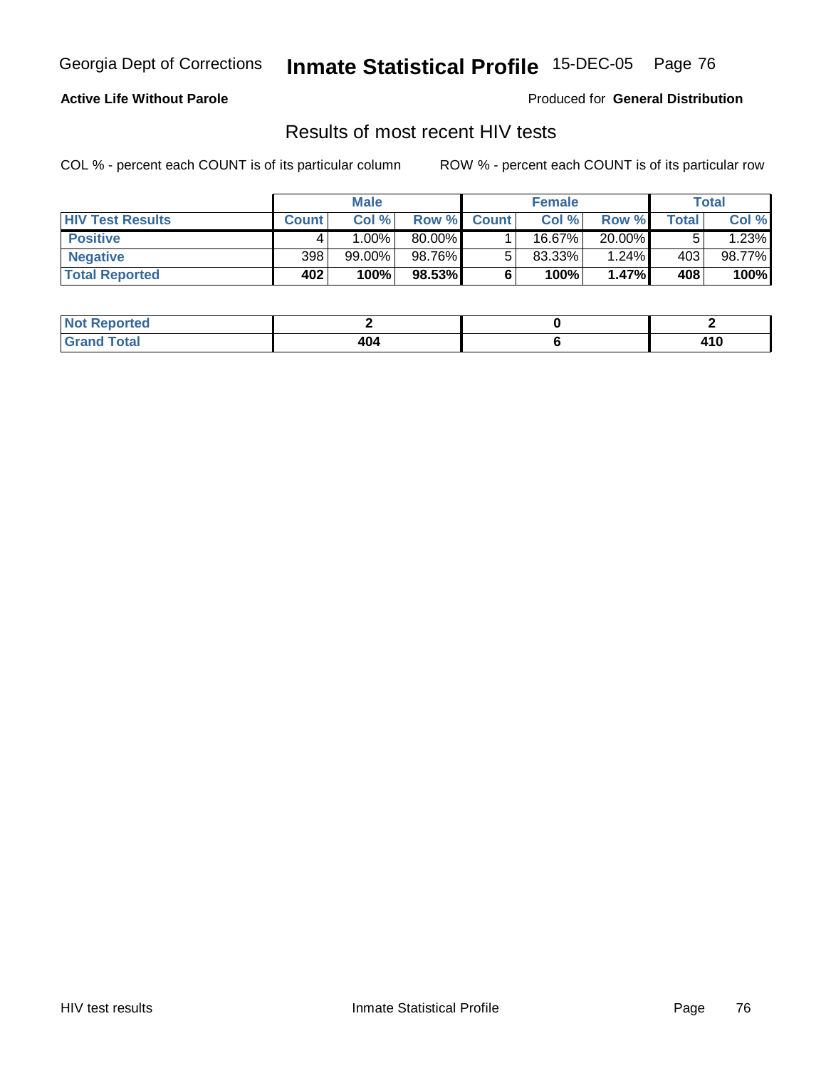Georgia Dept of Corrections **Inmate Statistical Profile** 15-DEC-05

**Active Life Without Parole**

Produced for **General Distribution**

## Results of most recent HIV tests

COL % - percent each COUNT is of its particular column

ROW % - percent each COUNT is of its particular row

| | Male | | | Female | | | Total | |
|---|---|---|---|---|---|---|---|---|
| **HIV Test Results** | **Count** | **Col %** | **Row %** | **Count** | **Col %** | **Row %** | **Total** | **Col %** |
| **Positive** | 4 | 1.00% | 80.00% | 1 | 16.67% | 20.00% | 5 | 1.23% |
| **Negative** | 398 | 99.00% | 98.76% | 5 | 83.33% | 1.24% | 403 | 98.77% |
| **Total Reported** | **402** | **100%** | **98.53%** | **6** | **100%** | **1.47%** | **408** | **100%** |

| | Male | Female | Total |
|---|---|---|---|
| **Not Reported** | **2** | **0** | **2** |
| **Grand Total** | **404** | **6** | **410** |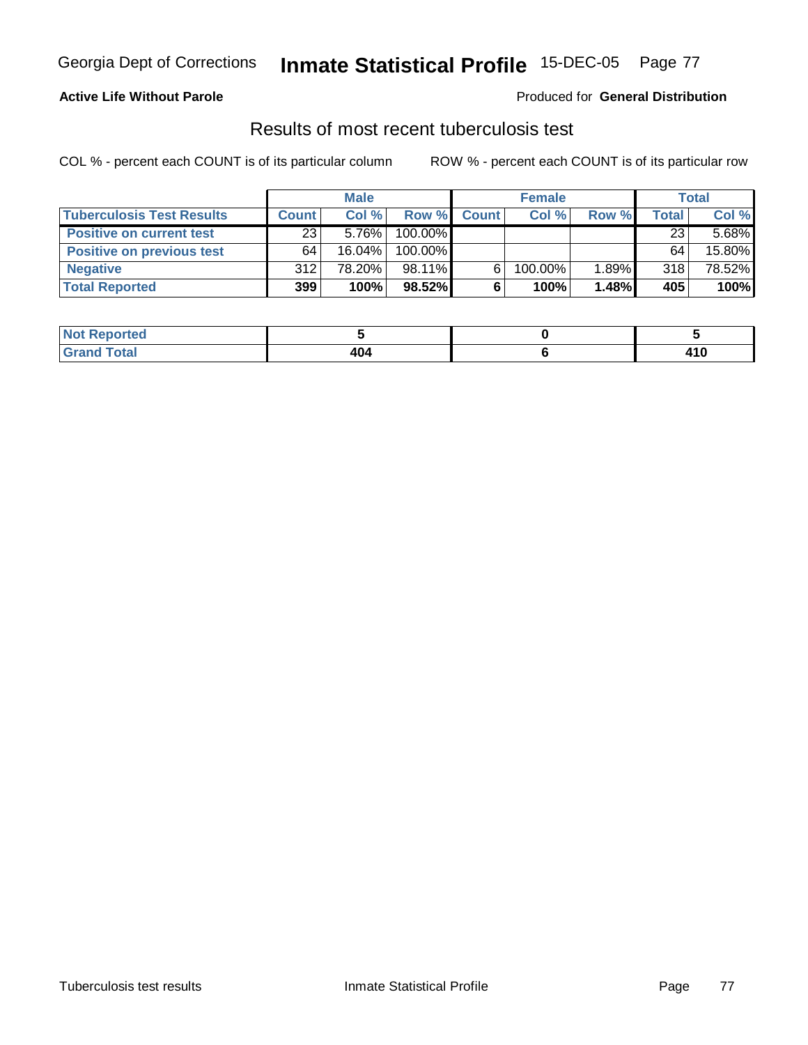**Active Life Without Parole**

Produced for **General Distribution**

## Results of most recent tuberculosis test

COL % - percent each COUNT is of its particular column

ROW % - percent each COUNT is of its particular row

| | Male | | | Female | | | Total | |
|---|---|---|---|---|---|---|---|---|
| **Tuberculosis Test Results** | **Count** | **Col %** | **Row %** | **Count** | **Col %** | **Row %** | **Total** | **Col %** |
| **Positive on current test** | 23 | 5.76% | 100.00% | | | | 23 | 5.68% |
| **Positive on previous test** | 64 | 16.04% | 100.00% | | | | 64 | 15.80% |
| **Negative** | 312 | 78.20% | 98.11% | 6 | 100.00% | 1.89% | 318 | 78.52% |
| **Total Reported** | **399** | **100%** | **98.52%** | **6** | **100%** | **1.48%** | **405** | **100%** |

| | Male | Female | Total |
|---|---|---|---|
| **Not Reported** | **5** | **0** | **5** |
| **Grand Total** | **404** | **6** | **410** |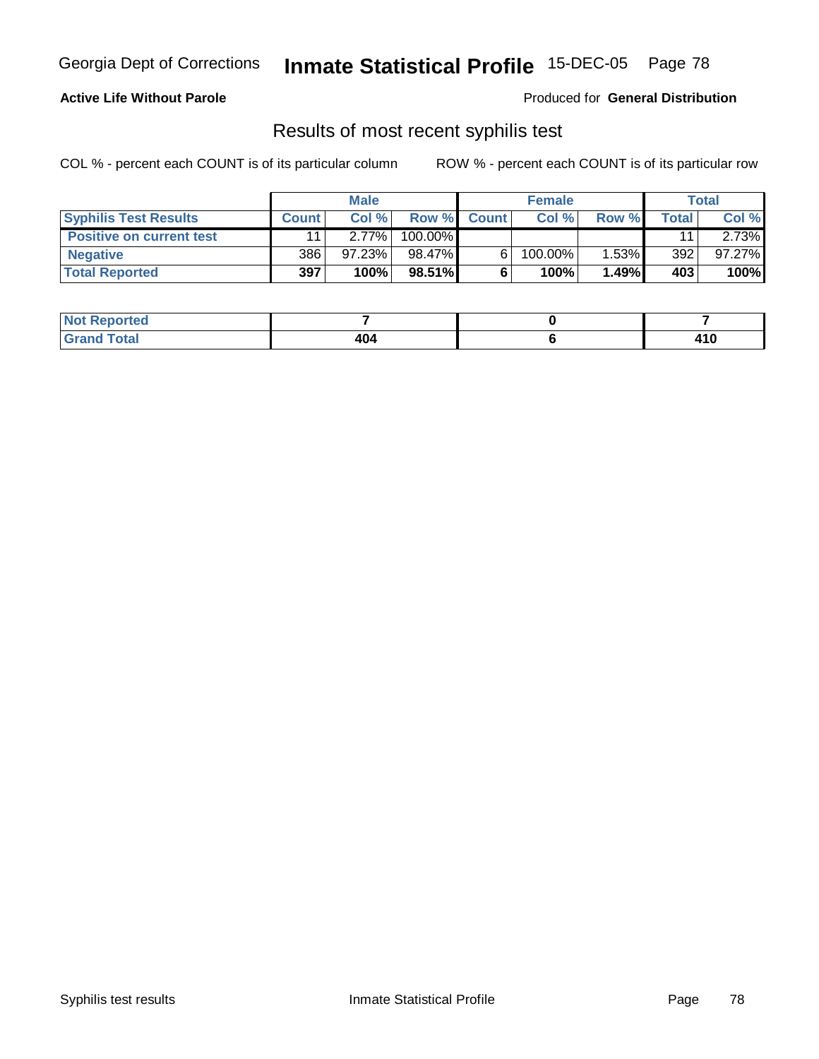Georgia Dept of Corrections **Inmate Statistical Profile** 15-DEC-05

**Active Life Without Parole**

Produced for **General Distribution**

## Results of most recent syphilis test

COL % - percent each COUNT is of its particular column        ROW % - percent each COUNT is of its particular row

| | Male | | | Female | | | Total | |
|---|---|---|---|---|---|---|---|---|
| **Syphilis Test Results** | **Count** | **Col %** | **Row %** | **Count** | **Col %** | **Row %** | **Total** | **Col %** |
| **Positive on current test** | 11 | 2.77% | 100.00% | | | | 11 | 2.73% |
| **Negative** | 386 | 97.23% | 98.47% | 6 | 100.00% | 1.53% | 392 | 97.27% |
| **Total Reported** | **397** | **100%** | **98.51%** | **6** | **100%** | **1.49%** | **403** | **100%** |

| | Male | Female | Total |
|---|---|---|---|
| **Not Reported** | **7** | **0** | **7** |
| **Grand Total** | **404** | **6** | **410** |

Syphilis test results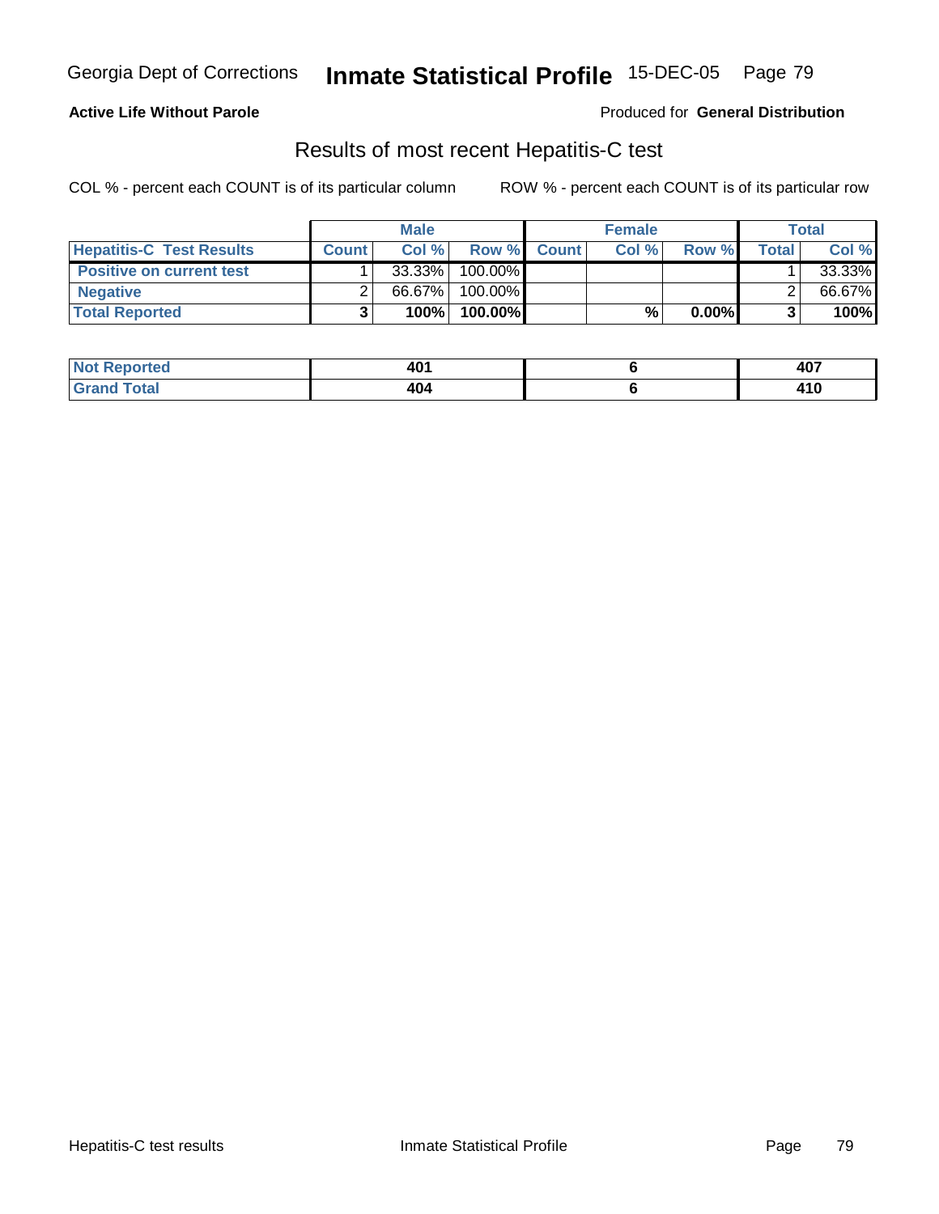Georgia Dept of Corrections **Inmate Statistical Profile** 15-DEC-05

**Active Life Without Parole**

Produced for **General Distribution**

## Results of most recent Hepatitis-C test

COL % - percent each COUNT is of its particular column

ROW % - percent each COUNT is of its particular row

| | Male | | | Female | | | Total | |
|---|---|---|---|---|---|---|---|---|
| **Hepatitis-C Test Results** | **Count** | **Col %** | **Row %** | **Count** | **Col %** | **Row %** | **Total** | **Col %** |
| **Positive on current test** | 1 | 33.33% | 100.00% | | | | 1 | 33.33% |
| **Negative** | 2 | 66.67% | 100.00% | | | | 2 | 66.67% |
| **Total Reported** | **3** | **100%** | **100.00%** | | **%** | **0.00%** | **3** | **100%** |

| | Male | Female | Total |
|---|---|---|---|
| **Not Reported** | **401** | **6** | **407** |
| **Grand Total** | **404** | **6** | **410** |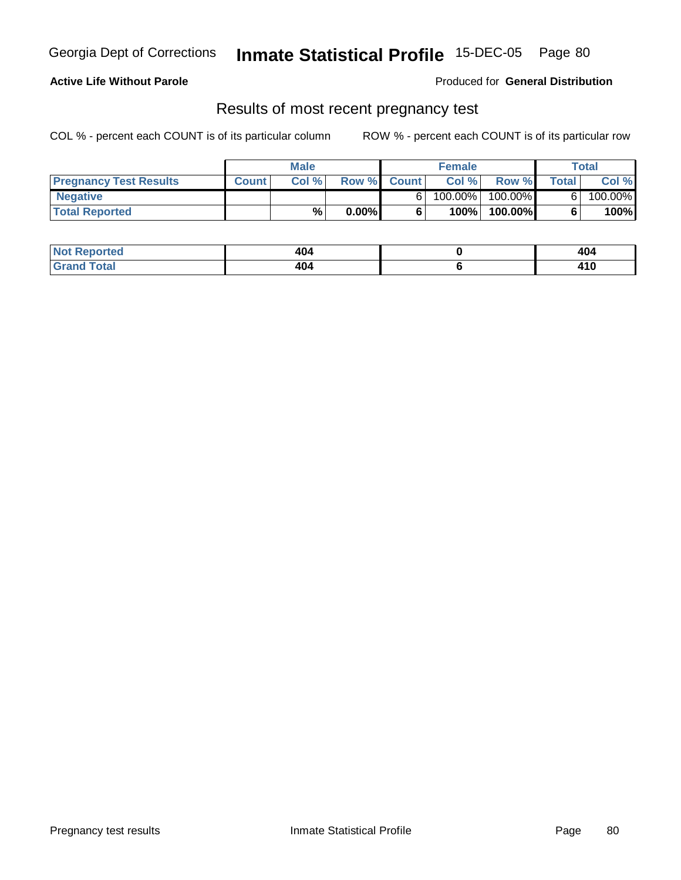**Active Life Without Parole**

Produced for **General Distribution**

## Results of most recent pregnancy test

COL % - percent each COUNT is of its particular column

ROW % - percent each COUNT is of its particular row

| | Male | | | Female | | | Total | |
|---|---|---|---|---|---|---|---|---|
| **Pregnancy Test Results** | **Count** | **Col %** | **Row %** | **Count** | **Col %** | **Row %** | **Total** | **Col %** |
| **Negative** | | | | 6 | 100.00% | 100.00% | 6 | 100.00% |
| **Total Reported** | | **%** | **0.00%** | **6** | **100%** | **100.00%** | **6** | **100%** |

| | Male | Female | Total |
|---|---|---|---|
| **Not Reported** | **404** | **0** | **404** |
| **Grand Total** | **404** | **6** | **410** |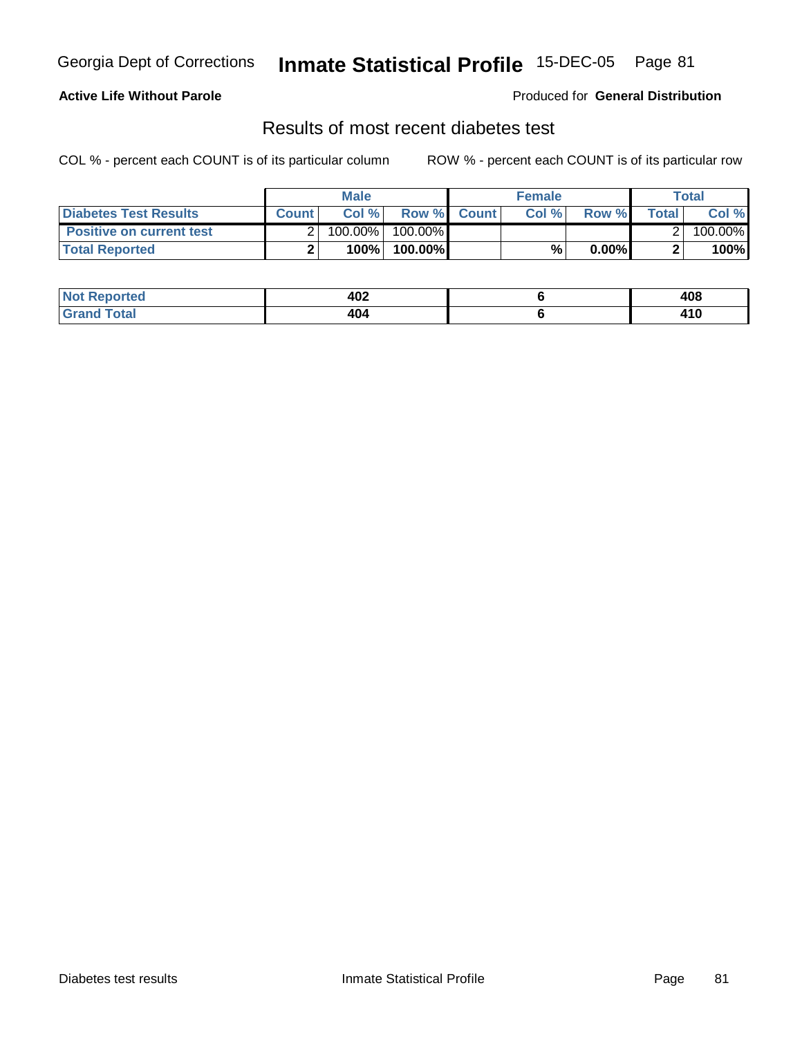Georgia Dept of Corrections **Inmate Statistical Profile** 15-DEC-05

**Active Life Without Parole**

Produced for **General Distribution**

## Results of most recent diabetes test

COL % - percent each COUNT is of its particular column

ROW % - percent each COUNT is of its particular row

| | Male | | | Female | | | Total | |
|---|---|---|---|---|---|---|---|---|
| **Diabetes Test Results** | **Count** | **Col %** | **Row %** | **Count** | **Col %** | **Row %** | **Total** | **Col %** |
| **Positive on current test** | 2 | 100.00% | 100.00% | | | | 2 | 100.00% |
| **Total Reported** | **2** | **100%** | **100.00%** | | **%** | **0.00%** | **2** | **100%** |

| | Male | Female | Total |
|---|---|---|---|
| **Not Reported** | **402** | **6** | **408** |
| **Grand Total** | **404** | **6** | **410** |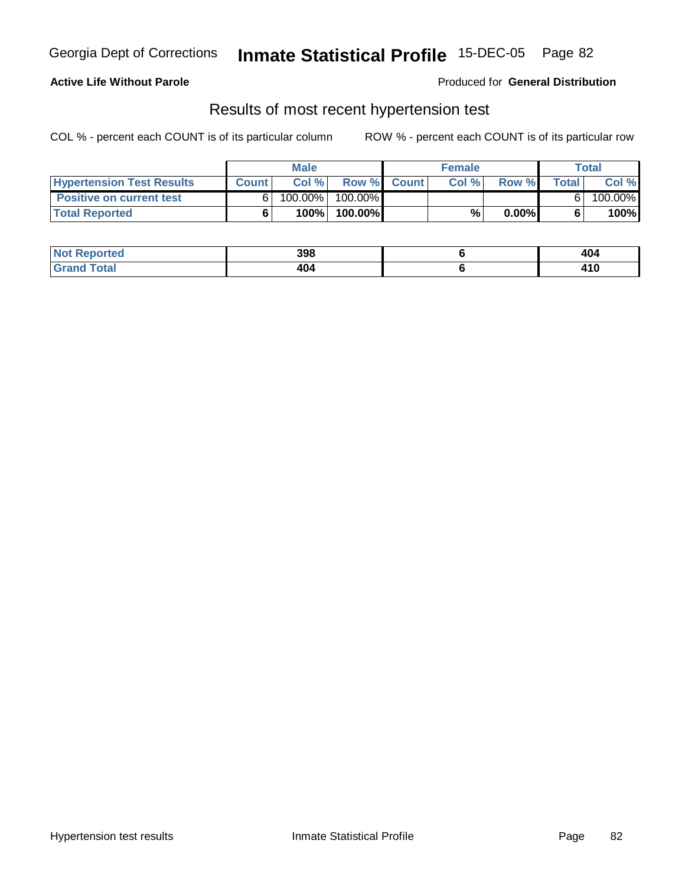Georgia Dept of Corrections **Inmate Statistical Profile** 15-DEC-05

**Active Life Without Parole**

Produced for **General Distribution**

## Results of most recent hypertension test

COL % - percent each COUNT is of its particular column

ROW % - percent each COUNT is of its particular row

| | Male | | | Female | | | Total | |
|---|---|---|---|---|---|---|---|---|
| **Hypertension Test Results** | **Count** | **Col %** | **Row %** | **Count** | **Col %** | **Row %** | **Total** | **Col %** |
| **Positive on current test** | 6 | 100.00% | 100.00% | | | | 6 | 100.00% |
| **Total Reported** | **6** | **100%** | **100.00%** | | **%** | **0.00%** | **6** | **100%** |

| | Male | Female | Total |
|---|---|---|---|
| **Not Reported** | **398** | **6** | **404** |
| **Grand Total** | **404** | **6** | **410** |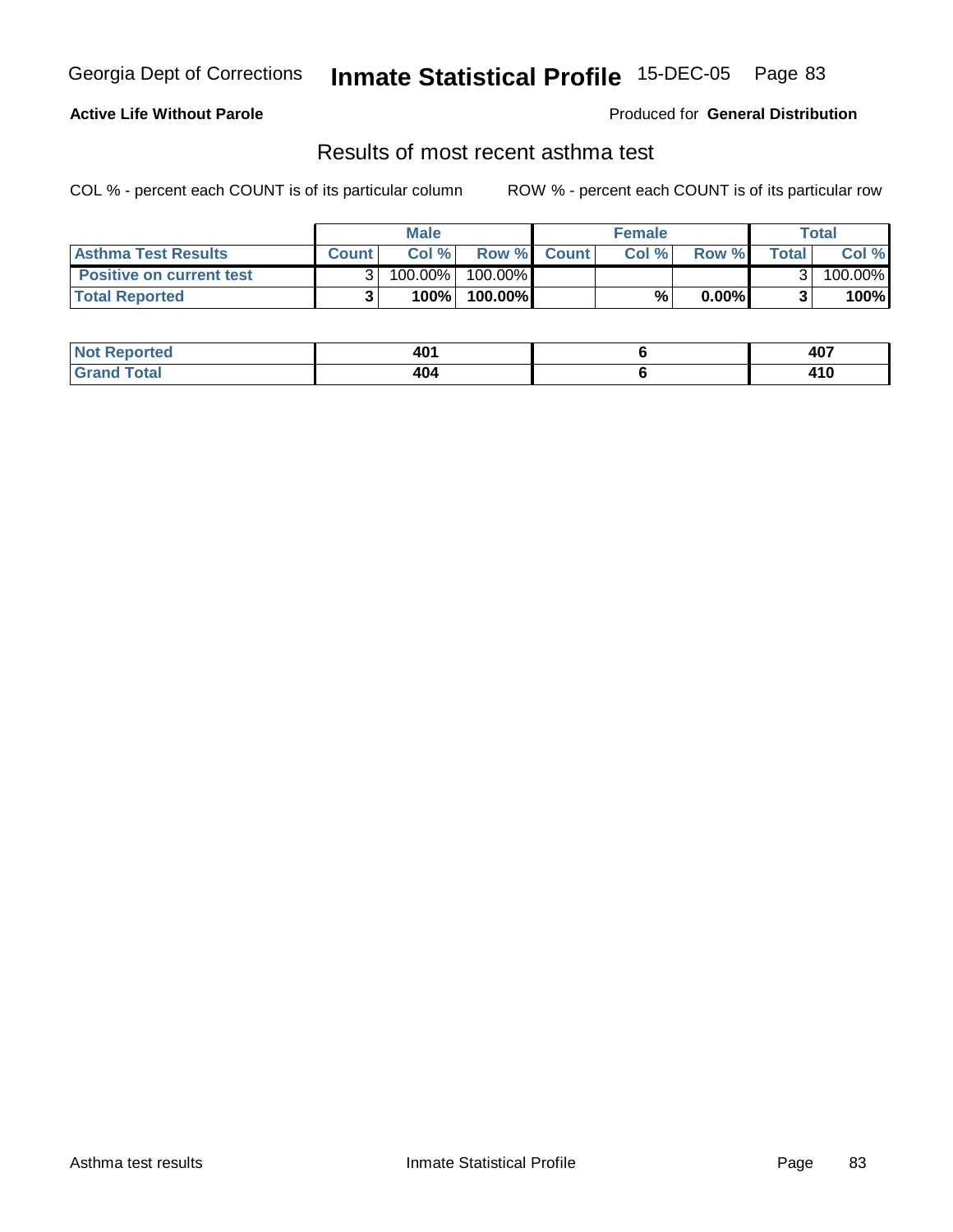Georgia Dept of Corrections **Inmate Statistical Profile** 15-DEC-05

**Active Life Without Parole**

Produced for **General Distribution**

## Results of most recent asthma test

COL % - percent each COUNT is of its particular column

ROW % - percent each COUNT is of its particular row

| | Male | | | Female | | | Total | |
|---|---|---|---|---|---|---|---|---|
| **Asthma Test Results** | **Count** | **Col %** | **Row %** | **Count** | **Col %** | **Row %** | **Total** | **Col %** |
| **Positive on current test** | 3 | 100.00% | 100.00% | | | | 3 | 100.00% |
| **Total Reported** | **3** | **100%** | **100.00%** | | **%** | **0.00%** | **3** | **100%** |

| | Male | Female | Total |
|---|---|---|---|
| **Not Reported** | **401** | **6** | **407** |
| **Grand Total** | **404** | **6** | **410** |

Asthma test results